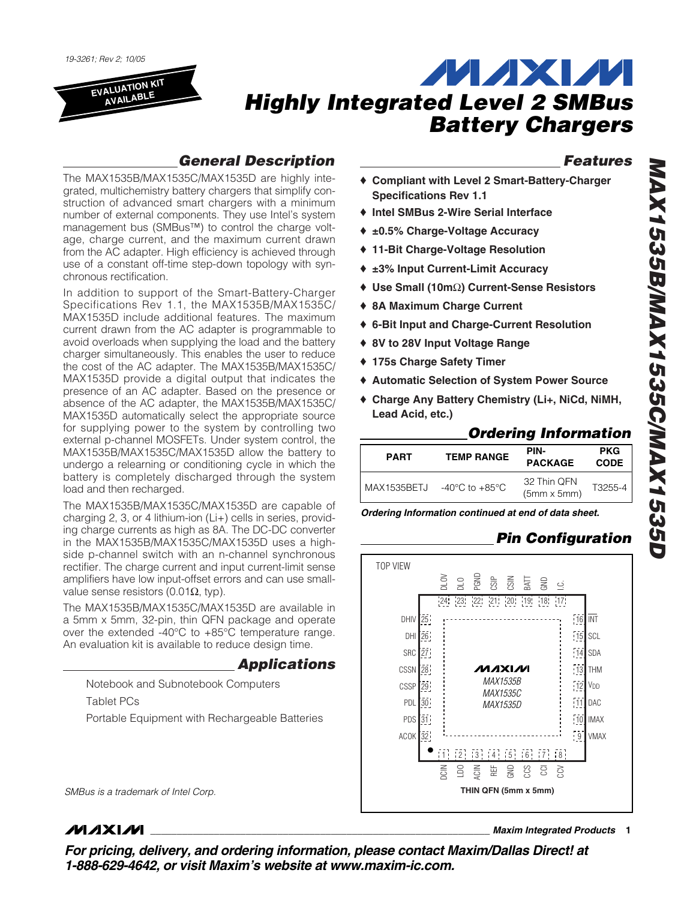19-3261; Rev 2; 10/05

EVALUATION KIT AVAILABLE

MAXIM

# Highly Integrated Level 2 SMBus Battery Chargers

## MAX1535B/MAX1535C/MAX1535D

## General Description

The MAX1535B/MAX1535C/MAX1535D are highly integrated, multichemistry battery chargers that simplify construction of advanced smart chargers with a minimum number of external components. They use Intel's system management bus (SMBus™) to control the charge voltage, charge current, and the maximum current drawn from the AC adapter. High efficiency is achieved through use of a constant off-time step-down topology with synchronous rectification.

In addition to support of the Smart-Battery-Charger Specifications Rev 1.1, the MAX1535B/MAX1535C/MAX1535D include additional features. The maximum current drawn from the AC adapter is programmable to avoid overloads when supplying the load and the battery charger simultaneously. This enables the user to reduce the cost of the AC adapter. The MAX1535B/MAX1535C/MAX1535D provide a digital output that indicates the presence of an AC adapter. Based on the presence or absence of the AC adapter, the MAX1535B/MAX1535C/MAX1535D automatically select the appropriate source for supplying power to the system by controlling two external p-channel MOSFETs. Under system control, the MAX1535B/MAX1535C/MAX1535D allow the battery to undergo a relearning or conditioning cycle in which the battery is completely discharged through the system load and then recharged.

The MAX1535B/MAX1535C/MAX1535D are capable of charging 2, 3, or 4 lithium-ion (Li+) cells in series, providing charge currents as high as 8A. The DC-DC converter in the MAX1535B/MAX1535C/MAX1535D uses a high-side p-channel switch with an n-channel synchronous rectifier. The charge current and input current-limit sense amplifiers have low input-offset errors and can use small-value sense resistors (0.01Ω, typ).

The MAX1535B/MAX1535C/MAX1535D are available in a 5mm x 5mm, 32-pin, thin QFN package and operate over the extended -40°C to +85°C temperature range. An evaluation kit is available to reduce design time.

## Applications

Notebook and Subnotebook Computers

Tablet PCs

Portable Equipment with Rechargeable Batteries

SMBus is a trademark of Intel Corp.

## Features

- ♦ Compliant with Level 2 Smart-Battery-Charger Specifications Rev 1.1
- ♦ Intel SMBus 2-Wire Serial Interface
- ♦ ±0.5% Charge-Voltage Accuracy
- ♦ 11-Bit Charge-Voltage Resolution
- ♦ ±3% Input Current-Limit Accuracy
- ♦ Use Small (10mΩ) Current-Sense Resistors
- ♦ 8A Maximum Charge Current
- ♦ 6-Bit Input and Charge-Current Resolution
- ♦ 8V to 28V Input Voltage Range
- ♦ 175s Charge Safety Timer
- ♦ Automatic Selection of System Power Source
- ♦ Charge Any Battery Chemistry (Li+, NiCd, NiMH, Lead Acid, etc.)

## Ordering Information

| PART | TEMP RANGE | PIN-PACKAGE | PKG CODE |
|---|---|---|---|
| MAX1535BETJ | -40°C to +85°C | 32 Thin QFN (5mm x 5mm) | T3255-4 |

*Ordering Information continued at end of data sheet.*

## Pin Configuration

TOP VIEW

MAX1535B / MAX1535C / MAX1535D

| Pin | Name | Pin | Name |
|---|---|---|---|
| 1 | DCIN | 17 | I.C. |
| 2 | LDO | 18 | GND |
| 3 | ACIN | 19 | BATT |
| 4 | REF | 20 | CSIN |
| 5 | GND | 21 | CSIP |
| 6 | CCS | 22 | PGND |
| 7 | CCI | 23 | DLO |
| 8 | CCV | 24 | DLOV |
| 9 | VMAX | 25 | DHIV |
| 10 | IMAX | 26 | DHI |
| 11 | DAC | 27 | SRC |
| 12 | $V_{DD}$ | 28 | CSSN |
| 13 | THM | 29 | CSSP |
| 14 | SDA | 30 | PDL |
| 15 | SCL | 31 | PDS |
| 16 | $\overline{INT}$ | 32 | ACOK |

THIN QFN (5mm x 5mm)

**For pricing, delivery, and ordering information, please contact Maxim/Dallas Direct! at 1-888-629-4642, or visit Maxim's website at www.maxim-ic.com.**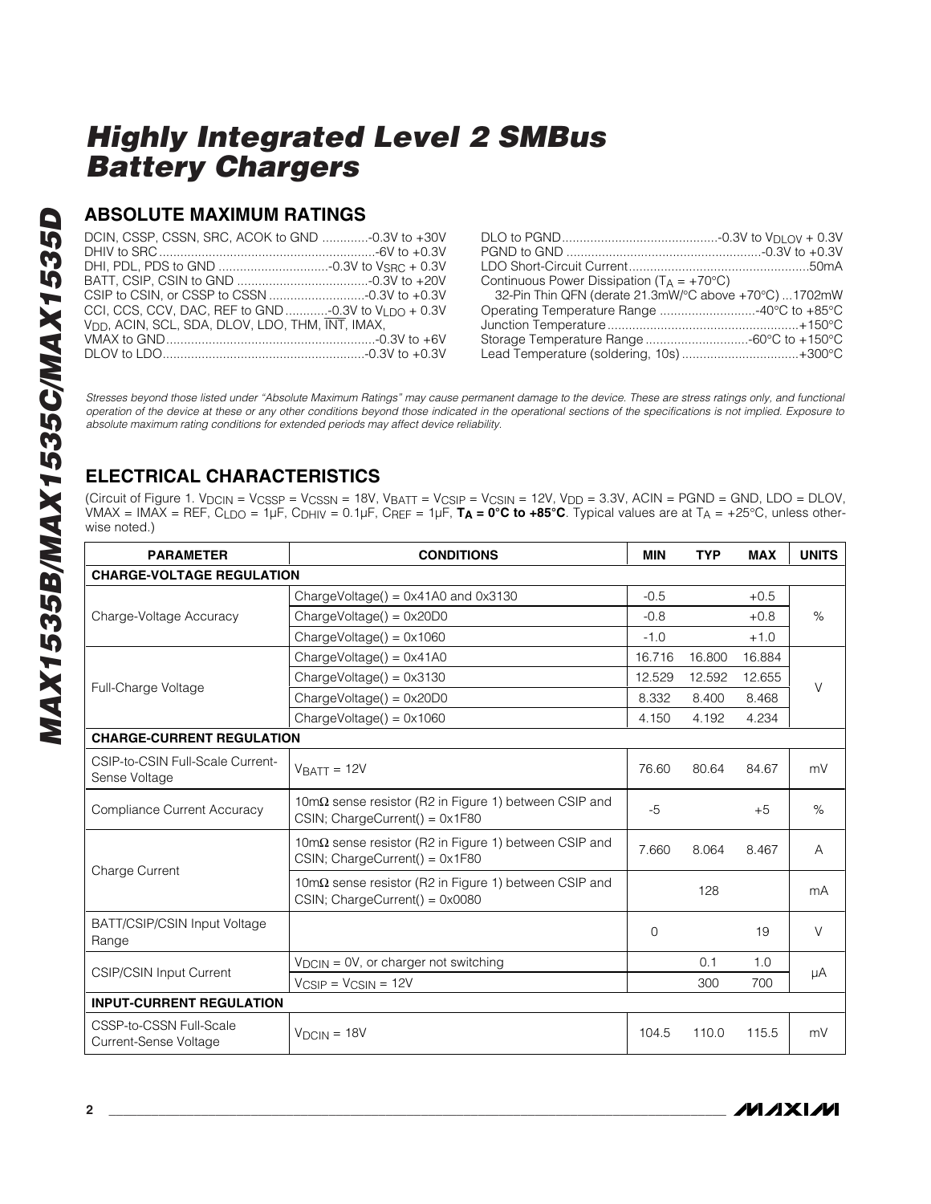## ABSOLUTE MAXIMUM RATINGS

DCIN, CSSP, CSSN, SRC, ACOK to GND ............-0.3V to +30V
DHIV to SRC ............................................................-6V to +0.3V
DHI, PDL, PDS to GND ..............................-0.3V to $V_{SRC}$ + 0.3V
BATT, CSIP, CSIN to GND ....................................-0.3V to +20V
CSIP to CSIN, or CSSP to CSSN ...........................-0.3V to +0.3V
CCI, CCS, CCV, DAC, REF to GND ...........-0.3V to $V_{LDO}$ + 0.3V
$V_{DD}$, ACIN, SCL, SDA, DLOV, LDO, THM, $\overline{INT}$, IMAX,
VMAX to GND..........................................................-0.3V to +6V
DLOV to LDO.........................................................-0.3V to +0.3V

DLO to PGND...........................................-0.3V to $V_{DLOV}$ + 0.3V
PGND to GND .......................................................-0.3V to +0.3V
LDO Short-Circuit Current...................................................50mA
Continuous Power Dissipation ($T_A$ = +70°C)
32-Pin Thin QFN (derate 21.3mW/°C above +70°C) ...1702mW
Operating Temperature Range ...........................-40°C to +85°C
Junction Temperature .....................................................+150°C
Storage Temperature Range .............................-60°C to +150°C
Lead Temperature (soldering, 10s) .................................+300°C

*Stresses beyond those listed under "Absolute Maximum Ratings" may cause permanent damage to the device. These are stress ratings only, and functional operation of the device at these or any other conditions beyond those indicated in the operational sections of the specifications is not implied. Exposure to absolute maximum rating conditions for extended periods may affect device reliability.*

## ELECTRICAL CHARACTERISTICS

(Circuit of Figure 1. $V_{DCIN}$ = $V_{CSSP}$ = $V_{CSSN}$ = 18V, $V_{BATT}$ = $V_{CSIP}$ = $V_{CSIN}$ = 12V, $V_{DD}$ = 3.3V, ACIN = PGND = GND, LDO = DLOV, VMAX = IMAX = REF, $C_{LDO}$ = 1µF, $C_{DHIV}$ = 0.1µF, $C_{REF}$ = 1µF, **$T_A$ = 0°C to +85°C**. Typical values are at $T_A$ = +25°C, unless otherwise noted.)

| PARAMETER | CONDITIONS | MIN | TYP | MAX | UNITS |
|---|---|---|---|---|---|
| **CHARGE-VOLTAGE REGULATION** | | | | | |
| Charge-Voltage Accuracy | ChargeVoltage() = 0x41A0 and 0x3130 | -0.5 | | +0.5 | % |
| | ChargeVoltage() = 0x20D0 | -0.8 | | +0.8 | |
| | ChargeVoltage() = 0x1060 | -1.0 | | +1.0 | |
| Full-Charge Voltage | ChargeVoltage() = 0x41A0 | 16.716 | 16.800 | 16.884 | V |
| | ChargeVoltage() = 0x3130 | 12.529 | 12.592 | 12.655 | |
| | ChargeVoltage() = 0x20D0 | 8.332 | 8.400 | 8.468 | |
| | ChargeVoltage() = 0x1060 | 4.150 | 4.192 | 4.234 | |
| **CHARGE-CURRENT REGULATION** | | | | | |
| CSIP-to-CSIN Full-Scale Current-Sense Voltage | $V_{BATT}$ = 12V | 76.60 | 80.64 | 84.67 | mV |
| Compliance Current Accuracy | 10mΩ sense resistor (R2 in Figure 1) between CSIP and CSIN; ChargeCurrent() = 0x1F80 | -5 | | +5 | % |
| Charge Current | 10mΩ sense resistor (R2 in Figure 1) between CSIP and CSIN; ChargeCurrent() = 0x1F80 | 7.660 | 8.064 | 8.467 | A |
| | 10mΩ sense resistor (R2 in Figure 1) between CSIP and CSIN; ChargeCurrent() = 0x0080 | | 128 | | mA |
| BATT/CSIP/CSIN Input Voltage Range | | 0 | | 19 | V |
| CSIP/CSIN Input Current | $V_{DCIN}$ = 0V, or charger not switching | | 0.1 | 1.0 | µA |
| | $V_{CSIP}$ = $V_{CSIN}$ = 12V | | 300 | 700 | |
| **INPUT-CURRENT REGULATION** | | | | | |
| CSSP-to-CSSN Full-Scale Current-Sense Voltage | $V_{DCIN}$ = 18V | 104.5 | 110.0 | 115.5 | mV |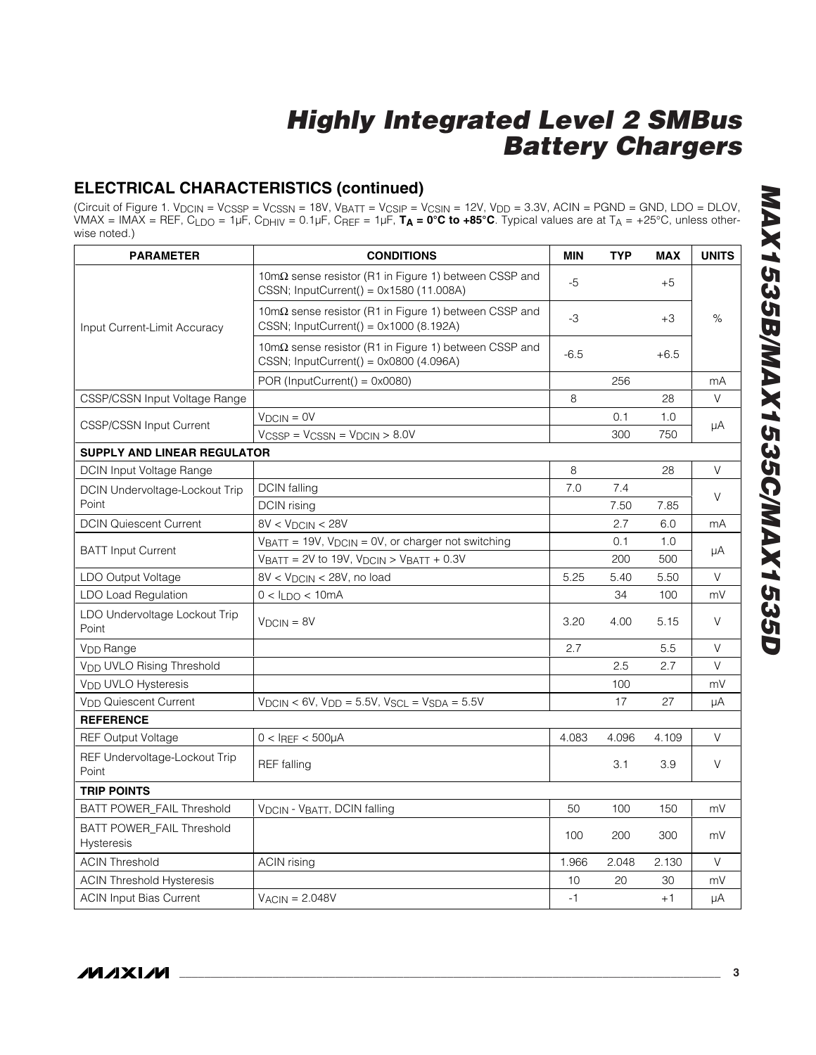## ELECTRICAL CHARACTERISTICS (continued)

(Circuit of Figure 1. $V_{DCIN} = V_{CSSP} = V_{CSSN} = 18V$, $V_{BATT} = V_{CSIP} = V_{CSIN} = 12V$, $V_{DD} = 3.3V$, ACIN = PGND = GND, LDO = DLOV, VMAX = IMAX = REF, $C_{LDO} = 1\mu F$, $C_{DHIV} = 0.1\mu F$, $C_{REF} = 1\mu F$, **$T_A$ = 0°C to +85°C**. Typical values are at $T_A$ = +25°C, unless otherwise noted.)

| PARAMETER | CONDITIONS | MIN | TYP | MAX | UNITS |
|---|---|---|---|---|---|
| Input Current-Limit Accuracy | 10mΩ sense resistor (R1 in Figure 1) between CSSP and CSSN; InputCurrent() = 0x1580 (11.008A) | -5 | | +5 | % |
| | 10mΩ sense resistor (R1 in Figure 1) between CSSP and CSSN; InputCurrent() = 0x1000 (8.192A) | -3 | | +3 | |
| | 10mΩ sense resistor (R1 in Figure 1) between CSSP and CSSN; InputCurrent() = 0x0800 (4.096A) | -6.5 | | +6.5 | |
| | POR (InputCurrent() = 0x0080) | | 256 | | mA |
| CSSP/CSSN Input Voltage Range | | 8 | | 28 | V |
| CSSP/CSSN Input Current | $V_{DCIN}$ = 0V | | 0.1 | 1.0 | µA |
| | $V_{CSSP} = V_{CSSN} = V_{DCIN}$ > 8.0V | | 300 | 750 | |
| **SUPPLY AND LINEAR REGULATOR** | | | | | |
| DCIN Input Voltage Range | | 8 | | 28 | V |
| DCIN Undervoltage-Lockout Trip Point | DCIN falling | 7.0 | 7.4 | | V |
| | DCIN rising | | 7.50 | 7.85 | |
| DCIN Quiescent Current | 8V < $V_{DCIN}$ < 28V | | 2.7 | 6.0 | mA |
| BATT Input Current | $V_{BATT}$ = 19V, $V_{DCIN}$ = 0V, or charger not switching | | 0.1 | 1.0 | µA |
| | $V_{BATT}$ = 2V to 19V, $V_{DCIN}$ > $V_{BATT}$ + 0.3V | | 200 | 500 | |
| LDO Output Voltage | 8V < $V_{DCIN}$ < 28V, no load | 5.25 | 5.40 | 5.50 | V |
| LDO Load Regulation | 0 < $I_{LDO}$ < 10mA | | 34 | 100 | mV |
| LDO Undervoltage Lockout Trip Point | $V_{DCIN}$ = 8V | 3.20 | 4.00 | 5.15 | V |
| $V_{DD}$ Range | | 2.7 | | 5.5 | V |
| $V_{DD}$ UVLO Rising Threshold | | | 2.5 | 2.7 | V |
| $V_{DD}$ UVLO Hysteresis | | | 100 | | mV |
| $V_{DD}$ Quiescent Current | $V_{DCIN}$ < 6V, $V_{DD}$ = 5.5V, $V_{SCL} = V_{SDA}$ = 5.5V | | 17 | 27 | µA |
| **REFERENCE** | | | | | |
| REF Output Voltage | 0 < $I_{REF}$ < 500µA | 4.083 | 4.096 | 4.109 | V |
| REF Undervoltage-Lockout Trip Point | REF falling | | 3.1 | 3.9 | V |
| **TRIP POINTS** | | | | | |
| BATT POWER_FAIL Threshold | $V_{DCIN}$ - $V_{BATT}$, DCIN falling | 50 | 100 | 150 | mV |
| BATT POWER_FAIL Threshold Hysteresis | | 100 | 200 | 300 | mV |
| ACIN Threshold | ACIN rising | 1.966 | 2.048 | 2.130 | V |
| ACIN Threshold Hysteresis | | 10 | 20 | 30 | mV |
| ACIN Input Bias Current | $V_{ACIN}$ = 2.048V | -1 | | +1 | µA |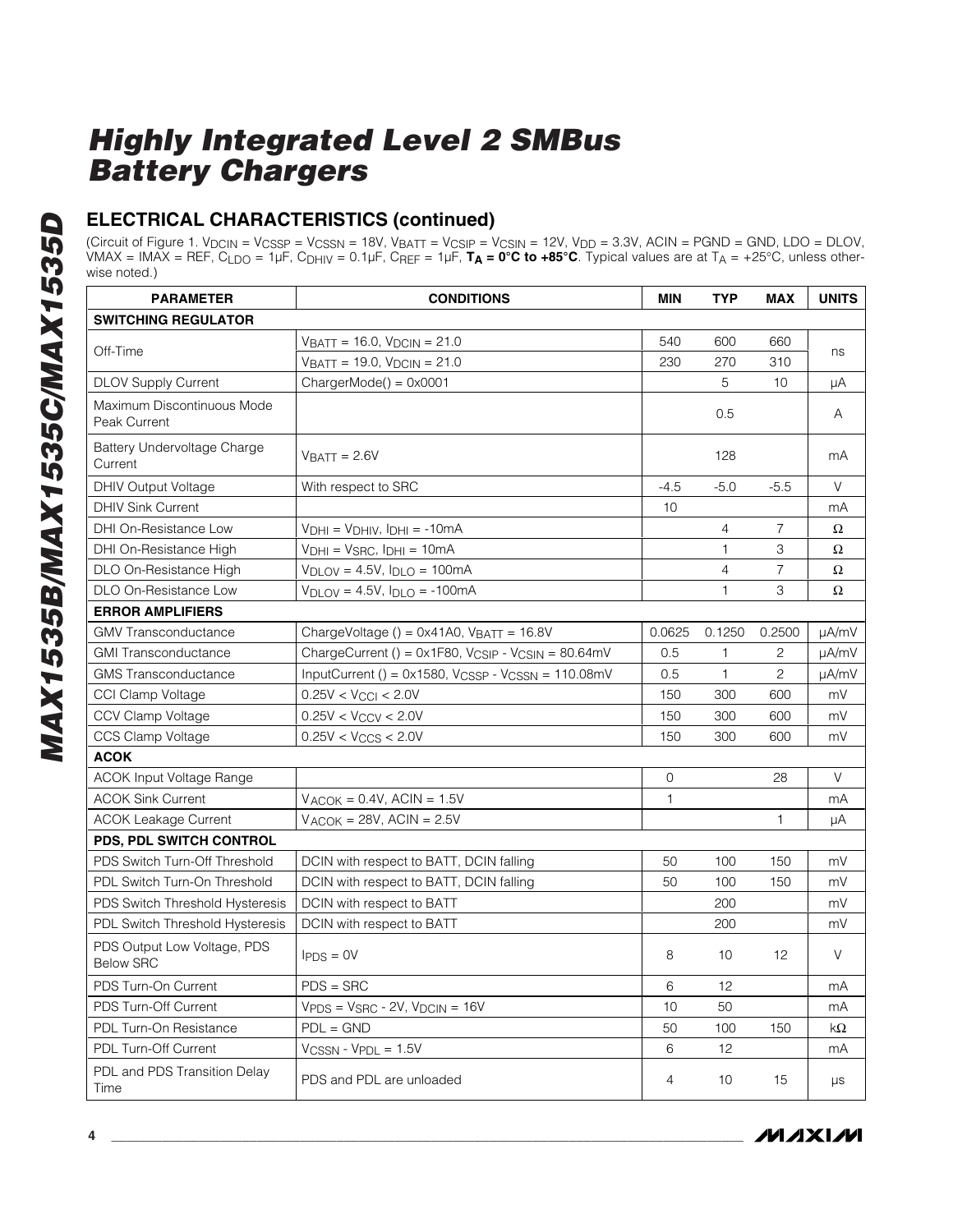## ELECTRICAL CHARACTERISTICS (continued)

(Circuit of Figure 1. $V_{DCIN}$ = $V_{CSSP}$ = $V_{CSSN}$ = 18V, $V_{BATT}$ = $V_{CSIP}$ = $V_{CSIN}$ = 12V, $V_{DD}$ = 3.3V, ACIN = PGND = GND, LDO = DLOV, VMAX = IMAX = REF, $C_{LDO}$ = 1µF, $C_{DHIV}$ = 0.1µF, $C_{REF}$ = 1µF, **$T_A$ = 0°C to +85°C**. Typical values are at $T_A$ = +25°C, unless otherwise noted.)

| PARAMETER | CONDITIONS | MIN | TYP | MAX | UNITS |
|---|---|---|---|---|---|
| **SWITCHING REGULATOR** | | | | | |
| Off-Time | $V_{BATT}$ = 16.0, $V_{DCIN}$ = 21.0 | 540 | 600 | 660 | ns |
| | $V_{BATT}$ = 19.0, $V_{DCIN}$ = 21.0 | 230 | 270 | 310 | |
| DLOV Supply Current | ChargerMode() = 0x0001 | | 5 | 10 | µA |
| Maximum Discontinuous Mode Peak Current | | | 0.5 | | A |
| Battery Undervoltage Charge Current | $V_{BATT}$ = 2.6V | | 128 | | mA |
| DHIV Output Voltage | With respect to SRC | -4.5 | -5.0 | -5.5 | V |
| DHIV Sink Current | | 10 | | | mA |
| DHI On-Resistance Low | $V_{DHI}$ = $V_{DHIV}$, $I_{DHI}$ = -10mA | | 4 | 7 | Ω |
| DHI On-Resistance High | $V_{DHI}$ = $V_{SRC}$, $I_{DHI}$ = 10mA | | 1 | 3 | Ω |
| DLO On-Resistance High | $V_{DLOV}$ = 4.5V, $I_{DLO}$ = 100mA | | 4 | 7 | Ω |
| DLO On-Resistance Low | $V_{DLOV}$ = 4.5V, $I_{DLO}$ = -100mA | | 1 | 3 | Ω |
| **ERROR AMPLIFIERS** | | | | | |
| GMV Transconductance | ChargeVoltage () = 0x41A0, $V_{BATT}$ = 16.8V | 0.0625 | 0.1250 | 0.2500 | µA/mV |
| GMI Transconductance | ChargeCurrent () = 0x1F80, $V_{CSIP}$ - $V_{CSIN}$ = 80.64mV | 0.5 | 1 | 2 | µA/mV |
| GMS Transconductance | InputCurrent () = 0x1580, $V_{CSSP}$ - $V_{CSSN}$ = 110.08mV | 0.5 | 1 | 2 | µA/mV |
| CCI Clamp Voltage | 0.25V < $V_{CCI}$ < 2.0V | 150 | 300 | 600 | mV |
| CCV Clamp Voltage | 0.25V < $V_{CCV}$ < 2.0V | 150 | 300 | 600 | mV |
| CCS Clamp Voltage | 0.25V < $V_{CCS}$ < 2.0V | 150 | 300 | 600 | mV |
| **ACOK** | | | | | |
| ACOK Input Voltage Range | | 0 | | 28 | V |
| ACOK Sink Current | $V_{ACOK}$ = 0.4V, ACIN = 1.5V | 1 | | | mA |
| ACOK Leakage Current | $V_{ACOK}$ = 28V, ACIN = 2.5V | | | 1 | µA |
| **PDS, PDL SWITCH CONTROL** | | | | | |
| PDS Switch Turn-Off Threshold | DCIN with respect to BATT, DCIN falling | 50 | 100 | 150 | mV |
| PDL Switch Turn-On Threshold | DCIN with respect to BATT, DCIN falling | 50 | 100 | 150 | mV |
| PDS Switch Threshold Hysteresis | DCIN with respect to BATT | | 200 | | mV |
| PDL Switch Threshold Hysteresis | DCIN with respect to BATT | | 200 | | mV |
| PDS Output Low Voltage, PDS Below SRC | $I_{PDS}$ = 0V | 8 | 10 | 12 | V |
| PDS Turn-On Current | PDS = SRC | 6 | 12 | | mA |
| PDS Turn-Off Current | $V_{PDS}$ = $V_{SRC}$ - 2V, $V_{DCIN}$ = 16V | 10 | 50 | | mA |
| PDL Turn-On Resistance | PDL = GND | 50 | 100 | 150 | kΩ |
| PDL Turn-Off Current | $V_{CSSN}$ - $V_{PDL}$ = 1.5V | 6 | 12 | | mA |
| PDL and PDS Transition Delay Time | PDS and PDL are unloaded | 4 | 10 | 15 | µs |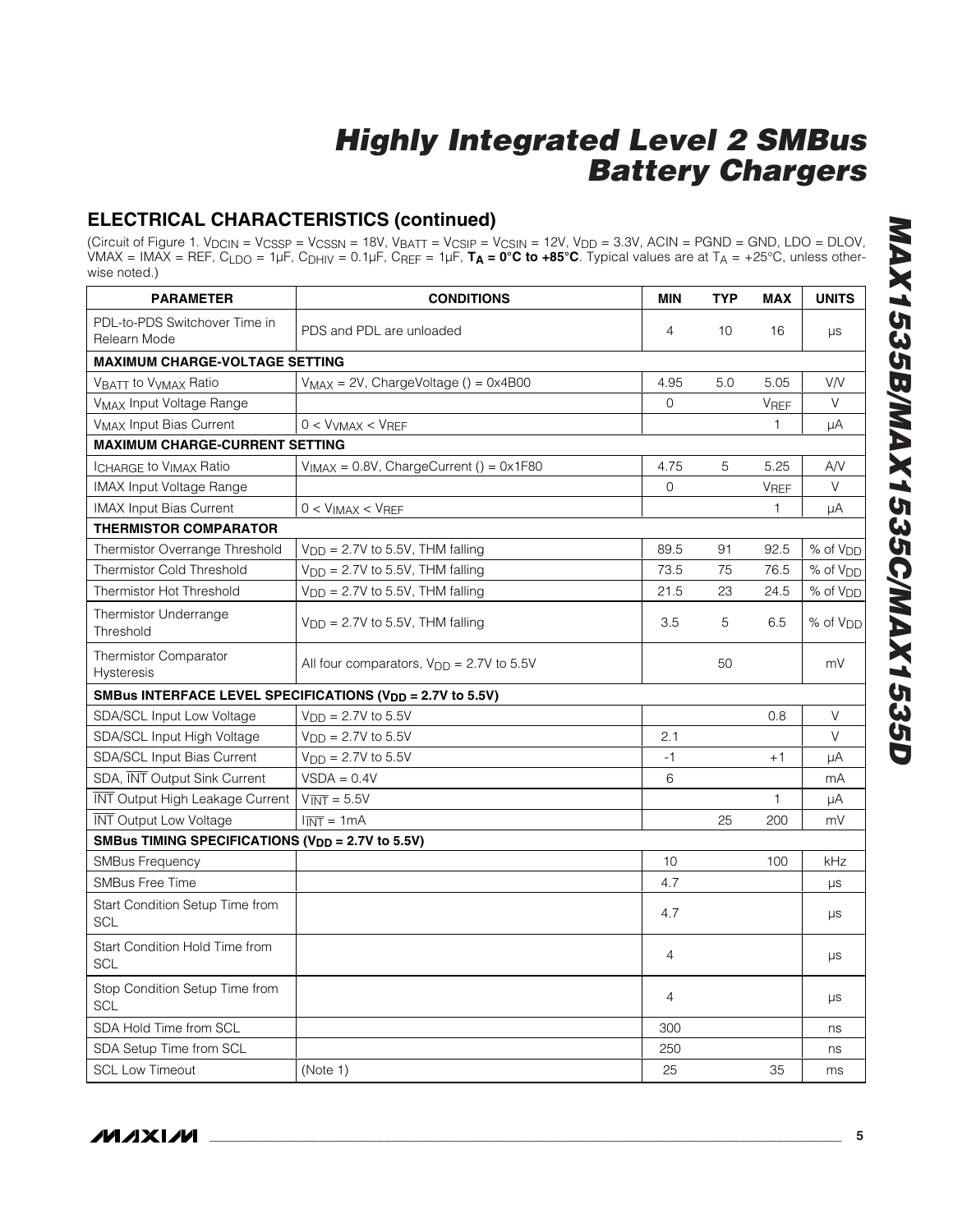# Highly Integrated Level 2 SMBus Battery Chargers

## ELECTRICAL CHARACTERISTICS (continued)

(Circuit of Figure 1. $V_{DCIN}$ = $V_{CSSP}$ = $V_{CSSN}$ = 18V, $V_{BATT}$ = $V_{CSIP}$ = $V_{CSIN}$ = 12V, $V_{DD}$ = 3.3V, ACIN = PGND = GND, LDO = DLOV, VMAX = IMAX = REF, $C_{LDO}$ = 1µF, $C_{DHIV}$ = 0.1µF, $C_{REF}$ = 1µF, **$T_A$ = 0°C to +85°C**. Typical values are at $T_A$ = +25°C, unless otherwise noted.)

| PARAMETER | CONDITIONS | MIN | TYP | MAX | UNITS |
|---|---|---|---|---|---|
| PDL-to-PDS Switchover Time in Relearn Mode | PDS and PDL are unloaded | 4 | 10 | 16 | µs |
| **MAXIMUM CHARGE-VOLTAGE SETTING** | | | | | |
| $V_{BATT}$ to $V_{VMAX}$ Ratio | $V_{MAX}$ = 2V, ChargeVoltage () = 0x4B00 | 4.95 | 5.0 | 5.05 | V/V |
| $V_{MAX}$ Input Voltage Range | | 0 | | $V_{REF}$ | V |
| $V_{MAX}$ Input Bias Current | 0 < $V_{VMAX}$ < $V_{REF}$ | | | 1 | µA |
| **MAXIMUM CHARGE-CURRENT SETTING** | | | | | |
| $I_{CHARGE}$ to $V_{IMAX}$ Ratio | $V_{IMAX}$ = 0.8V, ChargeCurrent () = 0x1F80 | 4.75 | 5 | 5.25 | A/V |
| IMAX Input Voltage Range | | 0 | | $V_{REF}$ | V |
| IMAX Input Bias Current | 0 < $V_{IMAX}$ < $V_{REF}$ | | | 1 | µA |
| **THERMISTOR COMPARATOR** | | | | | |
| Thermistor Overrange Threshold | $V_{DD}$ = 2.7V to 5.5V, THM falling | 89.5 | 91 | 92.5 | % of $V_{DD}$ |
| Thermistor Cold Threshold | $V_{DD}$ = 2.7V to 5.5V, THM falling | 73.5 | 75 | 76.5 | % of $V_{DD}$ |
| Thermistor Hot Threshold | $V_{DD}$ = 2.7V to 5.5V, THM falling | 21.5 | 23 | 24.5 | % of $V_{DD}$ |
| Thermistor Underrange Threshold | $V_{DD}$ = 2.7V to 5.5V, THM falling | 3.5 | 5 | 6.5 | % of $V_{DD}$ |
| Thermistor Comparator Hysteresis | All four comparators, $V_{DD}$ = 2.7V to 5.5V | | 50 | | mV |
| **SMBus INTERFACE LEVEL SPECIFICATIONS ($V_{DD}$ = 2.7V to 5.5V)** | | | | | |
| SDA/SCL Input Low Voltage | $V_{DD}$ = 2.7V to 5.5V | | | 0.8 | V |
| SDA/SCL Input High Voltage | $V_{DD}$ = 2.7V to 5.5V | 2.1 | | | V |
| SDA/SCL Input Bias Current | $V_{DD}$ = 2.7V to 5.5V | -1 | | +1 | µA |
| SDA, $\overline{INT}$ Output Sink Current | VSDA = 0.4V | 6 | | | mA |
| $\overline{INT}$ Output High Leakage Current | $V_{\overline{INT}}$ = 5.5V | | | 1 | µA |
| $\overline{INT}$ Output Low Voltage | $I_{\overline{INT}}$ = 1mA | | 25 | 200 | mV |
| **SMBus TIMING SPECIFICATIONS ($V_{DD}$ = 2.7V to 5.5V)** | | | | | |
| SMBus Frequency | | 10 | | 100 | kHz |
| SMBus Free Time | | 4.7 | | | µs |
| Start Condition Setup Time from SCL | | 4.7 | | | µs |
| Start Condition Hold Time from SCL | | 4 | | | µs |
| Stop Condition Setup Time from SCL | | 4 | | | µs |
| SDA Hold Time from SCL | | 300 | | | ns |
| SDA Setup Time from SCL | | 250 | | | ns |
| SCL Low Timeout | (Note 1) | 25 | | 35 | ms |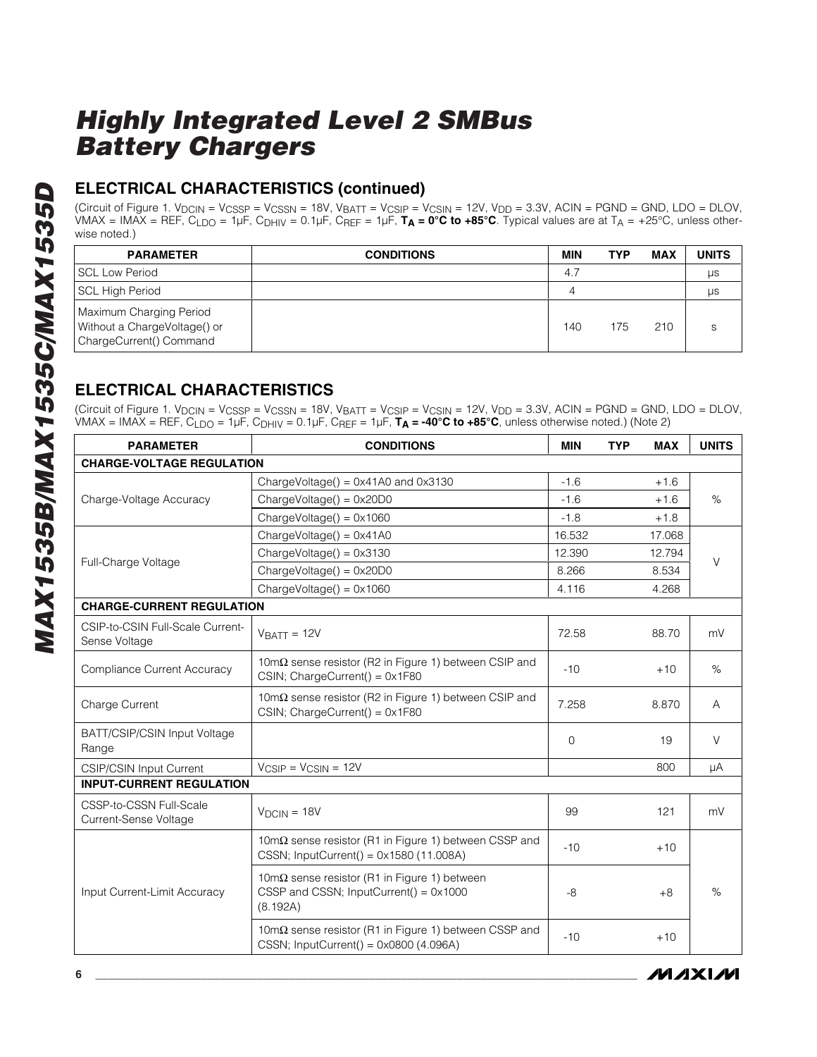# Highly Integrated Level 2 SMBus Battery Chargers

## ELECTRICAL CHARACTERISTICS (continued)

(Circuit of Figure 1. $V_{DCIN}$ = $V_{CSSP}$ = $V_{CSSN}$ = 18V, $V_{BATT}$ = $V_{CSIP}$ = $V_{CSIN}$ = 12V, $V_{DD}$ = 3.3V, ACIN = PGND = GND, LDO = DLOV, VMAX = IMAX = REF, $C_{LDO}$ = 1µF, $C_{DHIV}$ = 0.1µF, $C_{REF}$ = 1µF, **$T_A$ = 0°C to +85°C**. Typical values are at $T_A$ = +25°C, unless otherwise noted.)

| PARAMETER | CONDITIONS | MIN | TYP | MAX | UNITS |
|---|---|---|---|---|---|
| SCL Low Period | | 4.7 | | | µs |
| SCL High Period | | 4 | | | µs |
| Maximum Charging Period Without a ChargeVoltage() or ChargeCurrent() Command | | 140 | 175 | 210 | s |

## ELECTRICAL CHARACTERISTICS

(Circuit of Figure 1. $V_{DCIN}$ = $V_{CSSP}$ = $V_{CSSN}$ = 18V, $V_{BATT}$ = $V_{CSIP}$ = $V_{CSIN}$ = 12V, $V_{DD}$ = 3.3V, ACIN = PGND = GND, LDO = DLOV, VMAX = IMAX = REF, $C_{LDO}$ = 1µF, $C_{DHIV}$ = 0.1µF, $C_{REF}$ = 1µF, **$T_A$ = -40°C to +85°C**, unless otherwise noted.) (Note 2)

| PARAMETER | CONDITIONS | MIN | TYP | MAX | UNITS |
|---|---|---|---|---|---|
| **CHARGE-VOLTAGE REGULATION** | | | | | |
| Charge-Voltage Accuracy | ChargeVoltage() = 0x41A0 and 0x3130 | -1.6 | | +1.6 | % |
| | ChargeVoltage() = 0x20D0 | -1.6 | | +1.6 | |
| | ChargeVoltage() = 0x1060 | -1.8 | | +1.8 | |
| Full-Charge Voltage | ChargeVoltage() = 0x41A0 | 16.532 | | 17.068 | V |
| | ChargeVoltage() = 0x3130 | 12.390 | | 12.794 | |
| | ChargeVoltage() = 0x20D0 | 8.266 | | 8.534 | |
| | ChargeVoltage() = 0x1060 | 4.116 | | 4.268 | |
| **CHARGE-CURRENT REGULATION** | | | | | |
| CSIP-to-CSIN Full-Scale Current-Sense Voltage | $V_{BATT}$ = 12V | 72.58 | | 88.70 | mV |
| Compliance Current Accuracy | 10mΩ sense resistor (R2 in Figure 1) between CSIP and CSIN; ChargeCurrent() = 0x1F80 | -10 | | +10 | % |
| Charge Current | 10mΩ sense resistor (R2 in Figure 1) between CSIP and CSIN; ChargeCurrent() = 0x1F80 | 7.258 | | 8.870 | A |
| BATT/CSIP/CSIN Input Voltage Range | | 0 | | 19 | V |
| CSIP/CSIN Input Current | $V_{CSIP}$ = $V_{CSIN}$ = 12V | | | 800 | µA |
| **INPUT-CURRENT REGULATION** | | | | | |
| CSSP-to-CSSN Full-Scale Current-Sense Voltage | $V_{DCIN}$ = 18V | 99 | | 121 | mV |
| Input Current-Limit Accuracy | 10mΩ sense resistor (R1 in Figure 1) between CSSP and CSSN; InputCurrent() = 0x1580 (11.008A) | -10 | | +10 | % |
| | 10mΩ sense resistor (R1 in Figure 1) between CSSP and CSSN; InputCurrent() = 0x1000 (8.192A) | -8 | | +8 | |
| | 10mΩ sense resistor (R1 in Figure 1) between CSSP and CSSN; InputCurrent() = 0x0800 (4.096A) | -10 | | +10 | |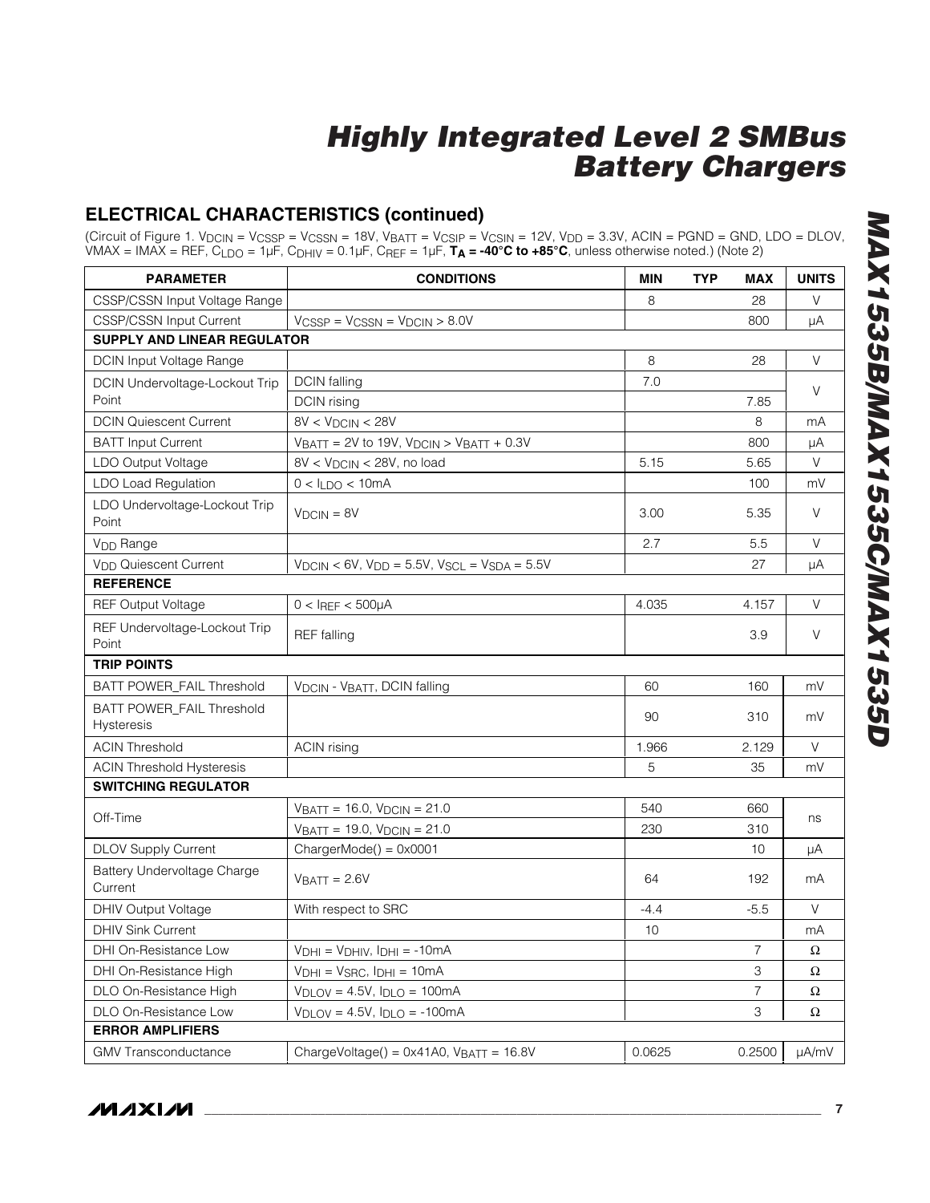## ELECTRICAL CHARACTERISTICS (continued)

(Circuit of Figure 1. $V_{DCIN}$ = $V_{CSSP}$ = $V_{CSSN}$ = 18V, $V_{BATT}$ = $V_{CSIP}$ = $V_{CSIN}$ = 12V, $V_{DD}$ = 3.3V, ACIN = PGND = GND, LDO = DLOV, VMAX = IMAX = REF, $C_{LDO}$ = 1µF, $C_{DHIV}$ = 0.1µF, $C_{REF}$ = 1µF, **$T_A$ = -40°C to +85°C**, unless otherwise noted.) (Note 2)

| PARAMETER | CONDITIONS | MIN | TYP | MAX | UNITS |
|---|---|---|---|---|---|
| CSSP/CSSN Input Voltage Range | | 8 | | 28 | V |
| CSSP/CSSN Input Current | $V_{CSSP}$ = $V_{CSSN}$ = $V_{DCIN}$ > 8.0V | | | 800 | µA |
| **SUPPLY AND LINEAR REGULATOR** | | | | | |
| DCIN Input Voltage Range | | 8 | | 28 | V |
| DCIN Undervoltage-Lockout Trip Point | DCIN falling | 7.0 | | | V |
| | DCIN rising | | | 7.85 | |
| DCIN Quiescent Current | 8V < $V_{DCIN}$ < 28V | | | 8 | mA |
| BATT Input Current | $V_{BATT}$ = 2V to 19V, $V_{DCIN}$ > $V_{BATT}$ + 0.3V | | | 800 | µA |
| LDO Output Voltage | 8V < $V_{DCIN}$ < 28V, no load | 5.15 | | 5.65 | V |
| LDO Load Regulation | 0 < $I_{LDO}$ < 10mA | | | 100 | mV |
| LDO Undervoltage-Lockout Trip Point | $V_{DCIN}$ = 8V | 3.00 | | 5.35 | V |
| $V_{DD}$ Range | | 2.7 | | 5.5 | V |
| $V_{DD}$ Quiescent Current | $V_{DCIN}$ < 6V, $V_{DD}$ = 5.5V, $V_{SCL}$ = $V_{SDA}$ = 5.5V | | | 27 | µA |
| **REFERENCE** | | | | | |
| REF Output Voltage | 0 < $I_{REF}$ < 500µA | 4.035 | | 4.157 | V |
| REF Undervoltage-Lockout Trip Point | REF falling | | | 3.9 | V |
| **TRIP POINTS** | | | | | |
| BATT POWER_FAIL Threshold | $V_{DCIN}$ - $V_{BATT}$, DCIN falling | 60 | | 160 | mV |
| BATT POWER_FAIL Threshold Hysteresis | | 90 | | 310 | mV |
| ACIN Threshold | ACIN rising | 1.966 | | 2.129 | V |
| ACIN Threshold Hysteresis | | 5 | | 35 | mV |
| **SWITCHING REGULATOR** | | | | | |
| Off-Time | $V_{BATT}$ = 16.0, $V_{DCIN}$ = 21.0 | 540 | | 660 | ns |
| | $V_{BATT}$ = 19.0, $V_{DCIN}$ = 21.0 | 230 | | 310 | |
| DLOV Supply Current | ChargerMode() = 0x0001 | | | 10 | µA |
| Battery Undervoltage Charge Current | $V_{BATT}$ = 2.6V | 64 | | 192 | mA |
| DHIV Output Voltage | With respect to SRC | -4.4 | | -5.5 | V |
| DHIV Sink Current | | 10 | | | mA |
| DHI On-Resistance Low | $V_{DHI}$ = $V_{DHIV}$, $I_{DHI}$ = -10mA | | | 7 | Ω |
| DHI On-Resistance High | $V_{DHI}$ = $V_{SRC}$, $I_{DHI}$ = 10mA | | | 3 | Ω |
| DLO On-Resistance High | $V_{DLOV}$ = 4.5V, $I_{DLO}$ = 100mA | | | 7 | Ω |
| DLO On-Resistance Low | $V_{DLOV}$ = 4.5V, $I_{DLO}$ = -100mA | | | 3 | Ω |
| **ERROR AMPLIFIERS** | | | | | |
| GMV Transconductance | ChargeVoltage() = 0x41A0, $V_{BATT}$ = 16.8V | 0.0625 | | 0.2500 | µA/mV |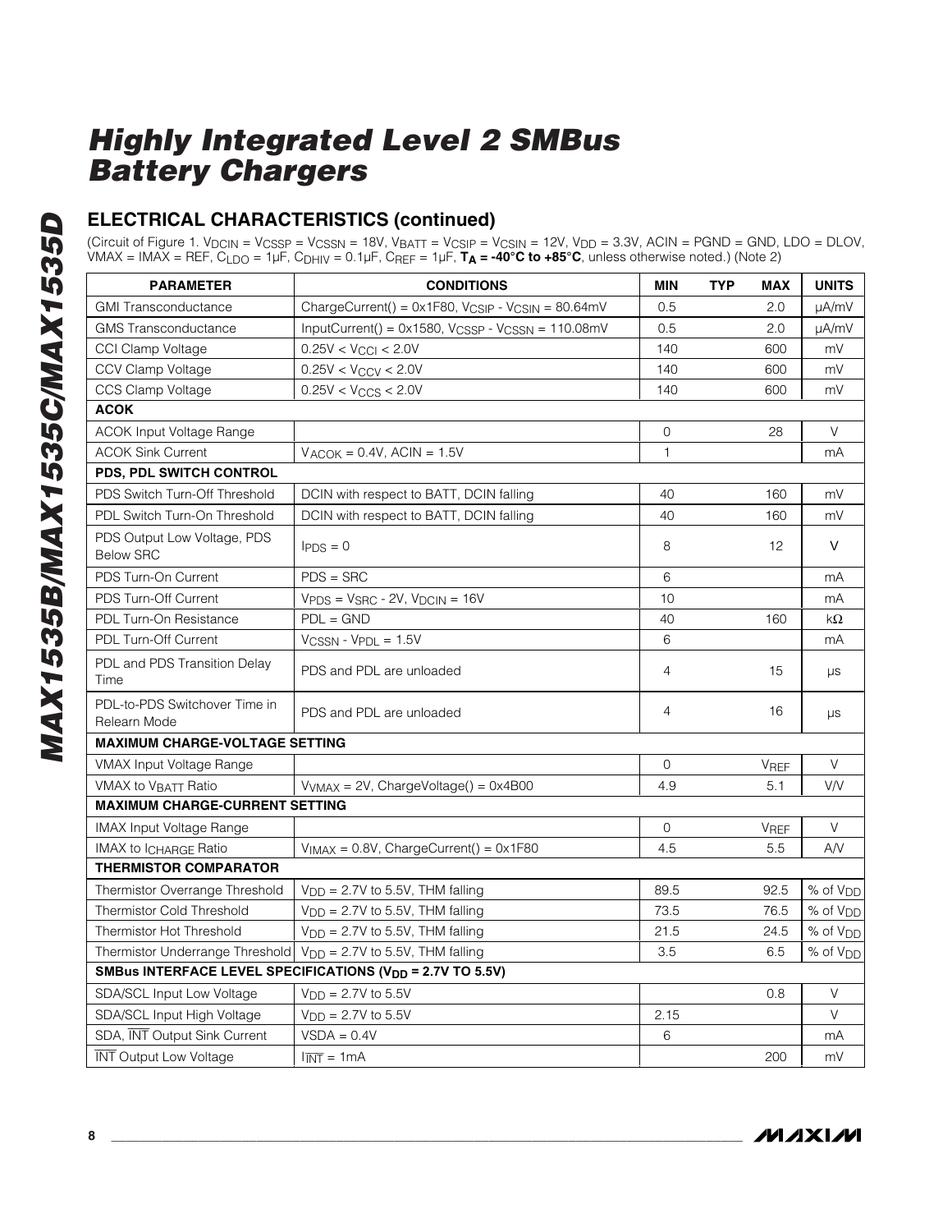## ELECTRICAL CHARACTERISTICS (continued)

(Circuit of Figure 1. $V_{DCIN}$ = $V_{CSSP}$ = $V_{CSSN}$ = 18V, $V_{BATT}$ = $V_{CSIP}$ = $V_{CSIN}$ = 12V, $V_{DD}$ = 3.3V, ACIN = PGND = GND, LDO = DLOV, VMAX = IMAX = REF, $C_{LDO}$ = 1µF, $C_{DHIV}$ = 0.1µF, $C_{REF}$ = 1µF, **$T_A$ = -40°C to +85°C**, unless otherwise noted.) (Note 2)

| PARAMETER | CONDITIONS | MIN | TYP | MAX | UNITS |
|---|---|---|---|---|---|
| GMI Transconductance | ChargeCurrent() = 0x1F80, $V_{CSIP}$ - $V_{CSIN}$ = 80.64mV | 0.5 | | 2.0 | µA/mV |
| GMS Transconductance | InputCurrent() = 0x1580, $V_{CSSP}$ - $V_{CSSN}$ = 110.08mV | 0.5 | | 2.0 | µA/mV |
| CCI Clamp Voltage | 0.25V < $V_{CCI}$ < 2.0V | 140 | | 600 | mV |
| CCV Clamp Voltage | 0.25V < $V_{CCV}$ < 2.0V | 140 | | 600 | mV |
| CCS Clamp Voltage | 0.25V < $V_{CCS}$ < 2.0V | 140 | | 600 | mV |
| **ACOK** | | | | | |
| ACOK Input Voltage Range | | 0 | | 28 | V |
| ACOK Sink Current | $V_{ACOK}$ = 0.4V, ACIN = 1.5V | 1 | | | mA |
| **PDS, PDL SWITCH CONTROL** | | | | | |
| PDS Switch Turn-Off Threshold | DCIN with respect to BATT, DCIN falling | 40 | | 160 | mV |
| PDL Switch Turn-On Threshold | DCIN with respect to BATT, DCIN falling | 40 | | 160 | mV |
| PDS Output Low Voltage, PDS Below SRC | $I_{PDS}$ = 0 | 8 | | 12 | V |
| PDS Turn-On Current | PDS = SRC | 6 | | | mA |
| PDS Turn-Off Current | $V_{PDS}$ = $V_{SRC}$ - 2V, $V_{DCIN}$ = 16V | 10 | | | mA |
| PDL Turn-On Resistance | PDL = GND | 40 | | 160 | kΩ |
| PDL Turn-Off Current | $V_{CSSN}$ - $V_{PDL}$ = 1.5V | 6 | | | mA |
| PDL and PDS Transition Delay Time | PDS and PDL are unloaded | 4 | | 15 | µs |
| PDL-to-PDS Switchover Time in Relearn Mode | PDS and PDL are unloaded | 4 | | 16 | µs |
| **MAXIMUM CHARGE-VOLTAGE SETTING** | | | | | |
| VMAX Input Voltage Range | | 0 | | $V_{REF}$ | V |
| VMAX to $V_{BATT}$ Ratio | $V_{VMAX}$ = 2V, ChargeVoltage() = 0x4B00 | 4.9 | | 5.1 | V/V |
| **MAXIMUM CHARGE-CURRENT SETTING** | | | | | |
| IMAX Input Voltage Range | | 0 | | $V_{REF}$ | V |
| IMAX to $I_{CHARGE}$ Ratio | $V_{IMAX}$ = 0.8V, ChargeCurrent() = 0x1F80 | 4.5 | | 5.5 | A/V |
| **THERMISTOR COMPARATOR** | | | | | |
| Thermistor Overrange Threshold | $V_{DD}$ = 2.7V to 5.5V, THM falling | 89.5 | | 92.5 | % of $V_{DD}$ |
| Thermistor Cold Threshold | $V_{DD}$ = 2.7V to 5.5V, THM falling | 73.5 | | 76.5 | % of $V_{DD}$ |
| Thermistor Hot Threshold | $V_{DD}$ = 2.7V to 5.5V, THM falling | 21.5 | | 24.5 | % of $V_{DD}$ |
| Thermistor Underrange Threshold | $V_{DD}$ = 2.7V to 5.5V, THM falling | 3.5 | | 6.5 | % of $V_{DD}$ |
| **SMBus INTERFACE LEVEL SPECIFICATIONS ($V_{DD}$ = 2.7V TO 5.5V)** | | | | | |
| SDA/SCL Input Low Voltage | $V_{DD}$ = 2.7V to 5.5V | | | 0.8 | V |
| SDA/SCL Input High Voltage | $V_{DD}$ = 2.7V to 5.5V | 2.15 | | | V |
| SDA, $\overline{INT}$ Output Sink Current | VSDA = 0.4V | 6 | | | mA |
| $\overline{INT}$ Output Low Voltage | $I_{\overline{INT}}$ = 1mA | | | 200 | mV |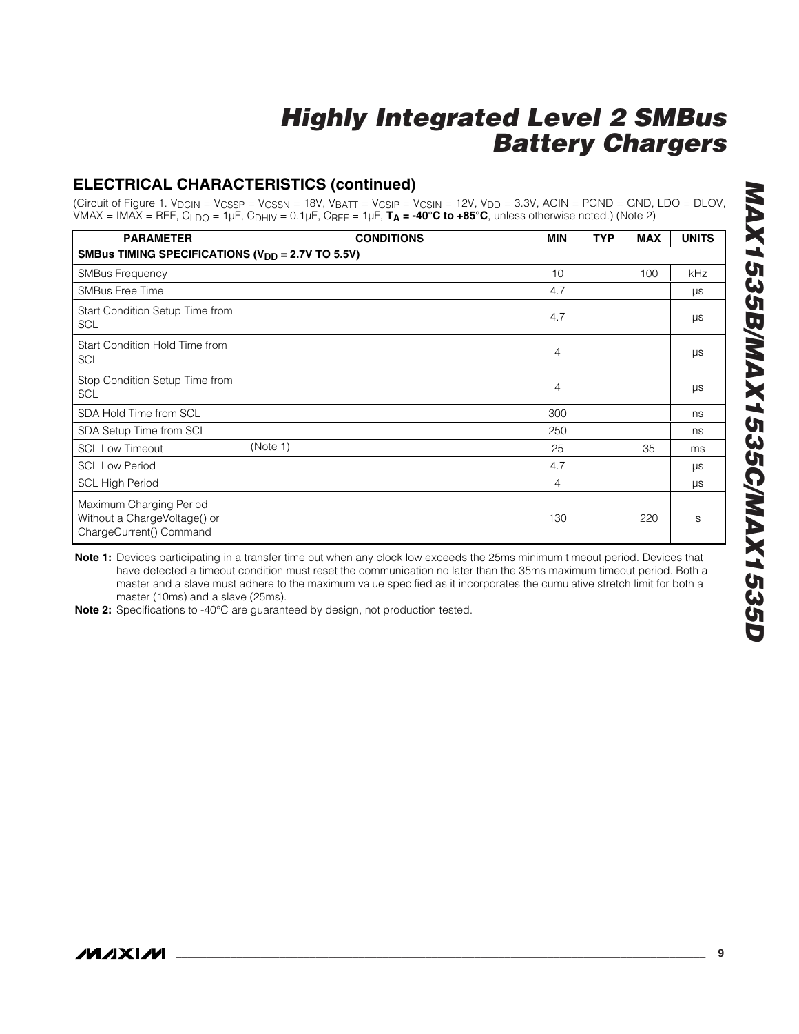## ELECTRICAL CHARACTERISTICS (continued)

(Circuit of Figure 1. $V_{DCIN}$ = $V_{CSSP}$ = $V_{CSSN}$ = 18V, $V_{BATT}$ = $V_{CSIP}$ = $V_{CSIN}$ = 12V, $V_{DD}$ = 3.3V, ACIN = PGND = GND, LDO = DLOV, VMAX = IMAX = REF, $C_{LDO}$ = 1µF, $C_{DHIV}$ = 0.1µF, $C_{REF}$ = 1µF, **$T_A$ = -40°C to +85°C**, unless otherwise noted.) (Note 2)

| PARAMETER | CONDITIONS | MIN | TYP | MAX | UNITS |
|---|---|---|---|---|---|
| **SMBus TIMING SPECIFICATIONS ($V_{DD}$ = 2.7V TO 5.5V)** | | | | | |
| SMBus Frequency | | 10 | | 100 | kHz |
| SMBus Free Time | | 4.7 | | | µs |
| Start Condition Setup Time from SCL | | 4.7 | | | µs |
| Start Condition Hold Time from SCL | | 4 | | | µs |
| Stop Condition Setup Time from SCL | | 4 | | | µs |
| SDA Hold Time from SCL | | 300 | | | ns |
| SDA Setup Time from SCL | | 250 | | | ns |
| SCL Low Timeout | (Note 1) | 25 | | 35 | ms |
| SCL Low Period | | 4.7 | | | µs |
| SCL High Period | | 4 | | | µs |
| Maximum Charging Period Without a ChargeVoltage() or ChargeCurrent() Command | | 130 | | 220 | s |

**Note 1:** Devices participating in a transfer time out when any clock low exceeds the 25ms minimum timeout period. Devices that have detected a timeout condition must reset the communication no later than the 35ms maximum timeout period. Both a master and a slave must adhere to the maximum value specified as it incorporates the cumulative stretch limit for both a master (10ms) and a slave (25ms).

**Note 2:** Specifications to -40°C are guaranteed by design, not production tested.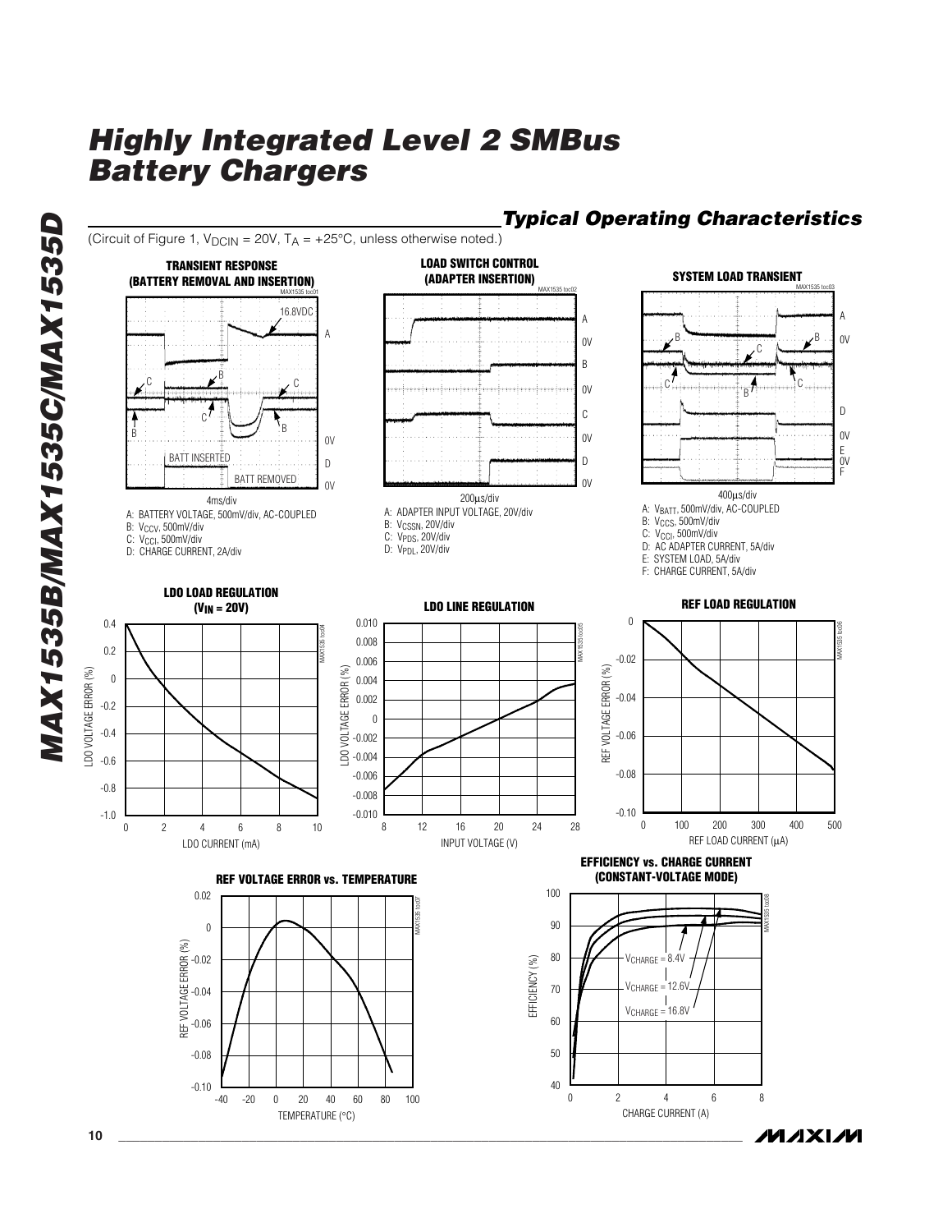## Typical Operating Characteristics

(Circuit of Figure 1, $V_{DCIN}$ = 20V, $T_A$ = +25°C, unless otherwise noted.)

**TRANSIENT RESPONSE (BATTERY REMOVAL AND INSERTION)**

MAX1535 toc01

16.8VDC

BATT INSERTED

BATT REMOVED

4ms/div

A: BATTERY VOLTAGE, 500mV/div, AC-COUPLED
B: $V_{CCV}$, 500mV/div
C: $V_{CCI}$, 500mV/div
D: CHARGE CURRENT, 2A/div

**LOAD SWITCH CONTROL (ADAPTER INSERTION)**

MAX1535 toc02

200µs/div

A: ADAPTER INPUT VOLTAGE, 20V/div
B: $V_{CSSN}$, 20V/div
C: $V_{PDS}$, 20V/div
D: $V_{PDL}$, 20V/div

**SYSTEM LOAD TRANSIENT**

MAX1535 toc03

400µs/div

A: $V_{BATT}$, 500mV/div, AC-COUPLED
B: $V_{CCS}$, 500mV/div
C: $V_{CCI}$, 500mV/div
D: AC ADAPTER CURRENT, 5A/div
E: SYSTEM LOAD, 5A/div
F: CHARGE CURRENT, 5A/div

**LDO LOAD REGULATION ($V_{IN}$ = 20V)**

MAX1535 toc04

LDO VOLTAGE ERROR (%) vs. LDO CURRENT (mA)

**LDO LINE REGULATION**

MAX1535 toc05

LDO VOLTAGE ERROR (%) vs. INPUT VOLTAGE (V)

**REF LOAD REGULATION**

MAX1535 toc06

REF VOLTAGE ERROR (%) vs. REF LOAD CURRENT (µA)

**REF VOLTAGE ERROR vs. TEMPERATURE**

MAX1535 toc07

REF VOLTAGE ERROR (%) vs. TEMPERATURE (°C)

**EFFICIENCY vs. CHARGE CURRENT (CONSTANT-VOLTAGE MODE)**

MAX1535 toc08

EFFICIENCY (%) vs. CHARGE CURRENT (A)

$V_{CHARGE}$ = 8.4V
$V_{CHARGE}$ = 12.6V
$V_{CHARGE}$ = 16.8V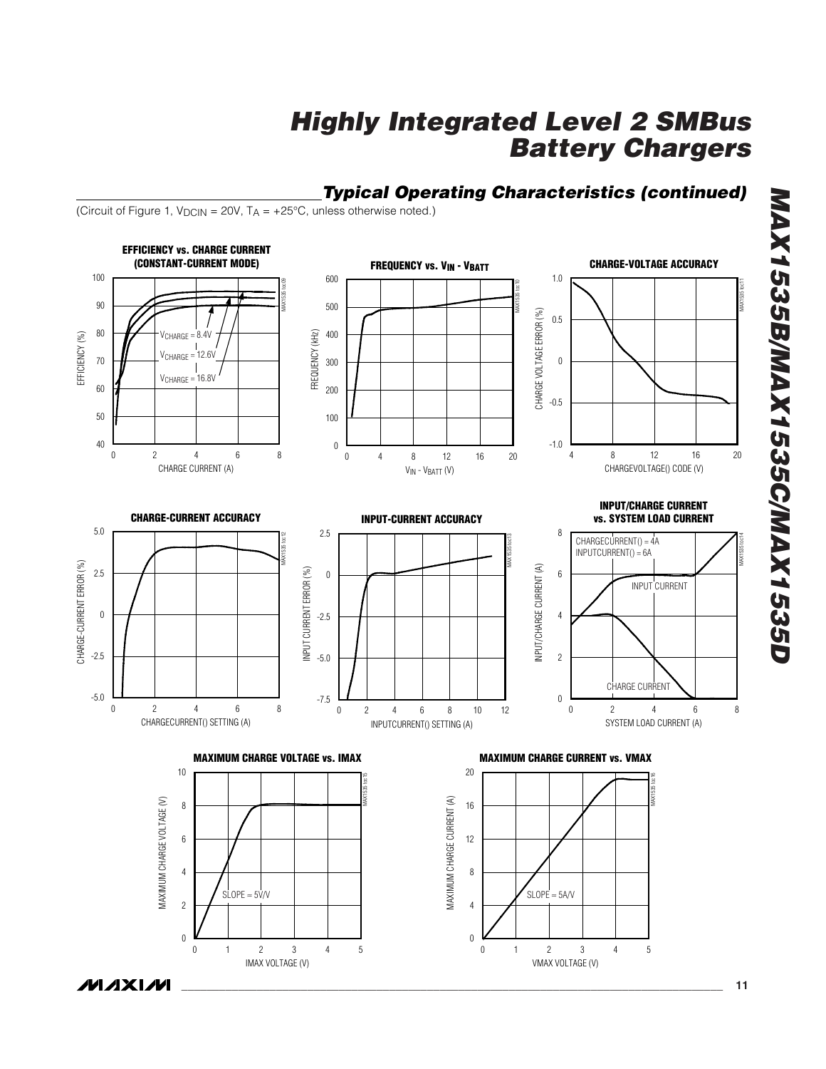## Typical Operating Characteristics (continued)

(Circuit of Figure 1, $V_{DCIN}$ = 20V, $T_A$ = +25°C, unless otherwise noted.)

**EFFICIENCY vs. CHARGE CURRENT (CONSTANT-CURRENT MODE)**

**FREQUENCY vs. $V_{IN}$ - $V_{BATT}$**

**CHARGE-VOLTAGE ACCURACY**

**CHARGE-CURRENT ACCURACY**

**INPUT-CURRENT ACCURACY**

**INPUT/CHARGE CURRENT vs. SYSTEM LOAD CURRENT**

**MAXIMUM CHARGE VOLTAGE vs. IMAX**

**MAXIMUM CHARGE CURRENT vs. VMAX**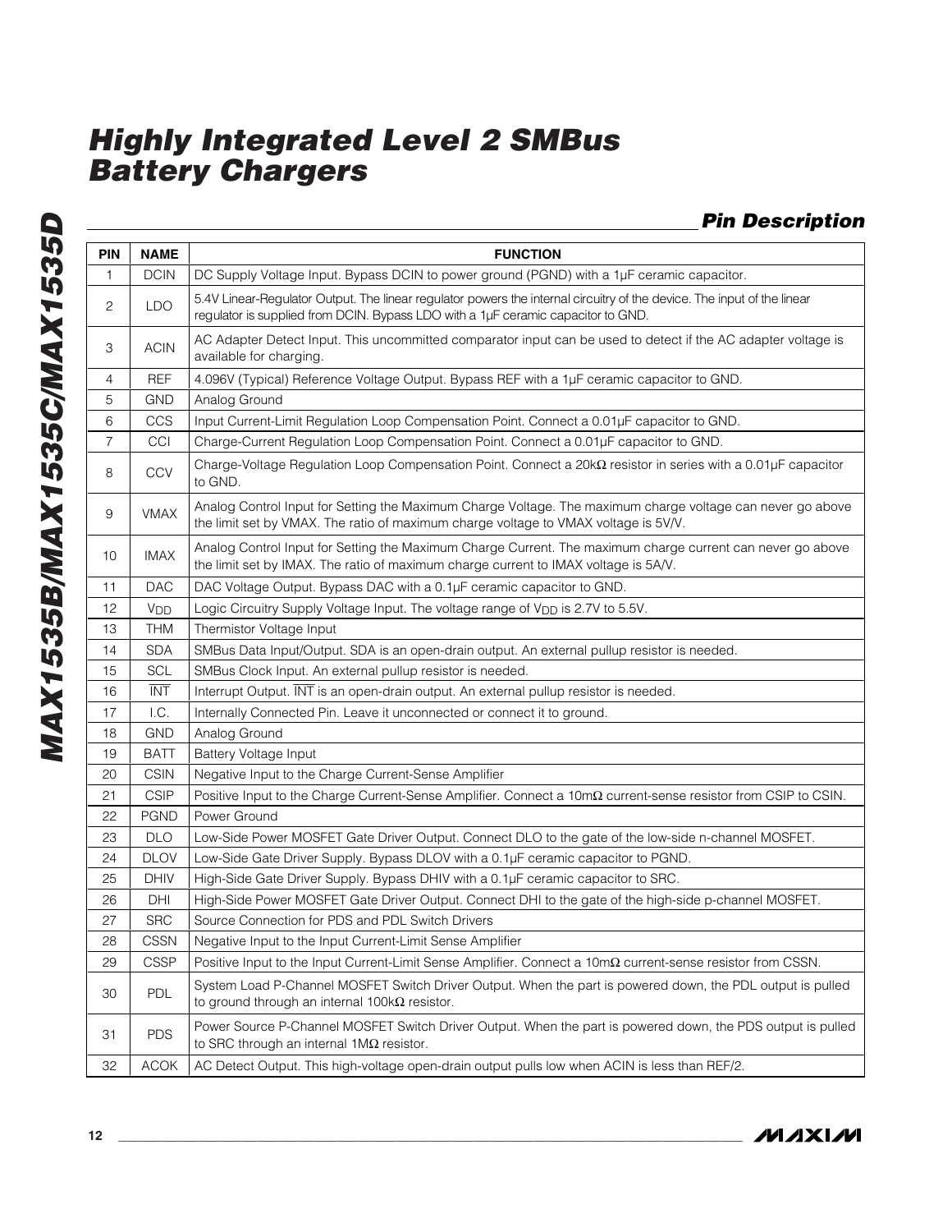## Pin Description

| PIN | NAME | FUNCTION |
|---|---|---|
| 1 | DCIN | DC Supply Voltage Input. Bypass DCIN to power ground (PGND) with a 1µF ceramic capacitor. |
| 2 | LDO | 5.4V Linear-Regulator Output. The linear regulator powers the internal circuitry of the device. The input of the linear regulator is supplied from DCIN. Bypass LDO with a 1µF ceramic capacitor to GND. |
| 3 | ACIN | AC Adapter Detect Input. This uncommitted comparator input can be used to detect if the AC adapter voltage is available for charging. |
| 4 | REF | 4.096V (Typical) Reference Voltage Output. Bypass REF with a 1µF ceramic capacitor to GND. |
| 5 | GND | Analog Ground |
| 6 | CCS | Input Current-Limit Regulation Loop Compensation Point. Connect a 0.01µF capacitor to GND. |
| 7 | CCI | Charge-Current Regulation Loop Compensation Point. Connect a 0.01µF capacitor to GND. |
| 8 | CCV | Charge-Voltage Regulation Loop Compensation Point. Connect a 20kΩ resistor in series with a 0.01µF capacitor to GND. |
| 9 | VMAX | Analog Control Input for Setting the Maximum Charge Voltage. The maximum charge voltage can never go above the limit set by VMAX. The ratio of maximum charge voltage to VMAX voltage is 5V/V. |
| 10 | IMAX | Analog Control Input for Setting the Maximum Charge Current. The maximum charge current can never go above the limit set by IMAX. The ratio of maximum charge current to IMAX voltage is 5A/V. |
| 11 | DAC | DAC Voltage Output. Bypass DAC with a 0.1µF ceramic capacitor to GND. |
| 12 | $V_{DD}$ | Logic Circuitry Supply Voltage Input. The voltage range of $V_{DD}$ is 2.7V to 5.5V. |
| 13 | THM | Thermistor Voltage Input |
| 14 | SDA | SMBus Data Input/Output. SDA is an open-drain output. An external pullup resistor is needed. |
| 15 | SCL | SMBus Clock Input. An external pullup resistor is needed. |
| 16 | $\overline{\text{INT}}$ | Interrupt Output. $\overline{\text{INT}}$ is an open-drain output. An external pullup resistor is needed. |
| 17 | I.C. | Internally Connected Pin. Leave it unconnected or connect it to ground. |
| 18 | GND | Analog Ground |
| 19 | BATT | Battery Voltage Input |
| 20 | CSIN | Negative Input to the Charge Current-Sense Amplifier |
| 21 | CSIP | Positive Input to the Charge Current-Sense Amplifier. Connect a 10mΩ current-sense resistor from CSIP to CSIN. |
| 22 | PGND | Power Ground |
| 23 | DLO | Low-Side Power MOSFET Gate Driver Output. Connect DLO to the gate of the low-side n-channel MOSFET. |
| 24 | DLOV | Low-Side Gate Driver Supply. Bypass DLOV with a 0.1µF ceramic capacitor to PGND. |
| 25 | DHIV | High-Side Gate Driver Supply. Bypass DHIV with a 0.1µF ceramic capacitor to SRC. |
| 26 | DHI | High-Side Power MOSFET Gate Driver Output. Connect DHI to the gate of the high-side p-channel MOSFET. |
| 27 | SRC | Source Connection for PDS and PDL Switch Drivers |
| 28 | CSSN | Negative Input to the Input Current-Limit Sense Amplifier |
| 29 | CSSP | Positive Input to the Input Current-Limit Sense Amplifier. Connect a 10mΩ current-sense resistor from CSSN. |
| 30 | PDL | System Load P-Channel MOSFET Switch Driver Output. When the part is powered down, the PDL output is pulled to ground through an internal 100kΩ resistor. |
| 31 | PDS | Power Source P-Channel MOSFET Switch Driver Output. When the part is powered down, the PDS output is pulled to SRC through an internal 1MΩ resistor. |
| 32 | ACOK | AC Detect Output. This high-voltage open-drain output pulls low when ACIN is less than REF/2. |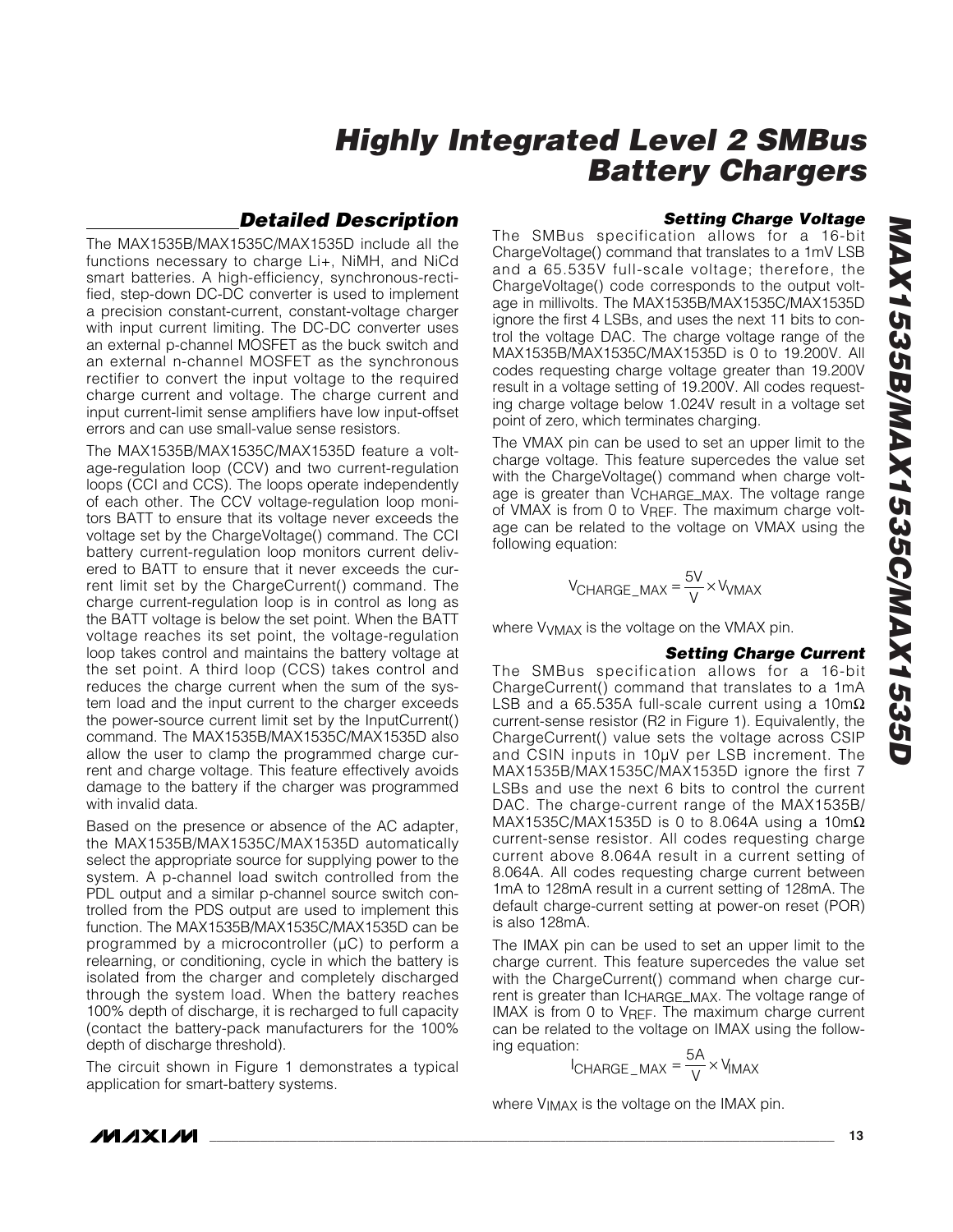## Detailed Description

The MAX1535B/MAX1535C/MAX1535D include all the functions necessary to charge Li+, NiMH, and NiCd smart batteries. A high-efficiency, synchronous-rectified, step-down DC-DC converter is used to implement a precision constant-current, constant-voltage charger with input current limiting. The DC-DC converter uses an external p-channel MOSFET as the buck switch and an external n-channel MOSFET as the synchronous rectifier to convert the input voltage to the required charge current and voltage. The charge current and input current-limit sense amplifiers have low input-offset errors and can use small-value sense resistors.

The MAX1535B/MAX1535C/MAX1535D feature a voltage-regulation loop (CCV) and two current-regulation loops (CCI and CCS). The loops operate independently of each other. The CCV voltage-regulation loop monitors BATT to ensure that its voltage never exceeds the voltage set by the ChargeVoltage() command. The CCI battery current-regulation loop monitors current delivered to BATT to ensure that it never exceeds the current limit set by the ChargeCurrent() command. The charge current-regulation loop is in control as long as the BATT voltage is below the set point. When the BATT voltage reaches its set point, the voltage-regulation loop takes control and maintains the battery voltage at the set point. A third loop (CCS) takes control and reduces the charge current when the sum of the system load and the input current to the charger exceeds the power-source current limit set by the InputCurrent() command. The MAX1535B/MAX1535C/MAX1535D also allow the user to clamp the programmed charge current and charge voltage. This feature effectively avoids damage to the battery if the charger was programmed with invalid data.

Based on the presence or absence of the AC adapter, the MAX1535B/MAX1535C/MAX1535D automatically select the appropriate source for supplying power to the system. A p-channel load switch controlled from the PDL output and a similar p-channel source switch controlled from the PDS output are used to implement this function. The MAX1535B/MAX1535C/MAX1535D can be programmed by a microcontroller (µC) to perform a relearning, or conditioning, cycle in which the battery is isolated from the charger and completely discharged through the system load. When the battery reaches 100% depth of discharge, it is recharged to full capacity (contact the battery-pack manufacturers for the 100% depth of discharge threshold).

The circuit shown in Figure 1 demonstrates a typical application for smart-battery systems.

### Setting Charge Voltage

The SMBus specification allows for a 16-bit ChargeVoltage() command that translates to a 1mV LSB and a 65.535V full-scale voltage; therefore, the ChargeVoltage() code corresponds to the output voltage in millivolts. The MAX1535B/MAX1535C/MAX1535D ignore the first 4 LSBs, and uses the next 11 bits to control the voltage DAC. The charge voltage range of the MAX1535B/MAX1535C/MAX1535D is 0 to 19.200V. All codes requesting charge voltage greater than 19.200V result in a voltage setting of 19.200V. All codes requesting charge voltage below 1.024V result in a voltage set point of zero, which terminates charging.

The VMAX pin can be used to set an upper limit to the charge voltage. This feature supercedes the value set with the ChargeVoltage() command when charge voltage is greater than $V_{CHARGE\_MAX}$. The voltage range of VMAX is from 0 to $V_{REF}$. The maximum charge voltage can be related to the voltage on VMAX using the following equation:

$$V_{CHARGE\_MAX} = \frac{5V}{V} \times V_{VMAX}$$

where $V_{VMAX}$ is the voltage on the VMAX pin.

### Setting Charge Current

The SMBus specification allows for a 16-bit ChargeCurrent() command that translates to a 1mA LSB and a 65.535A full-scale current using a 10mΩ current-sense resistor (R2 in Figure 1). Equivalently, the ChargeCurrent() value sets the voltage across CSIP and CSIN inputs in 10µV per LSB increment. The MAX1535B/MAX1535C/MAX1535D ignore the first 7 LSBs and use the next 6 bits to control the current DAC. The charge-current range of the MAX1535B/MAX1535C/MAX1535D is 0 to 8.064A using a 10mΩ current-sense resistor. All codes requesting charge current above 8.064A result in a current setting of 8.064A. All codes requesting charge current between 1mA to 128mA result in a current setting of 128mA. The default charge-current setting at power-on reset (POR) is also 128mA.

The IMAX pin can be used to set an upper limit to the charge current. This feature supercedes the value set with the ChargeCurrent() command when charge current is greater than $I_{CHARGE\_MAX}$. The voltage range of IMAX is from 0 to $V_{REF}$. The maximum charge current can be related to the voltage on IMAX using the following equation:

$$I_{CHARGE\_MAX} = \frac{5A}{V} \times V_{IMAX}$$

where $V_{IMAX}$ is the voltage on the IMAX pin.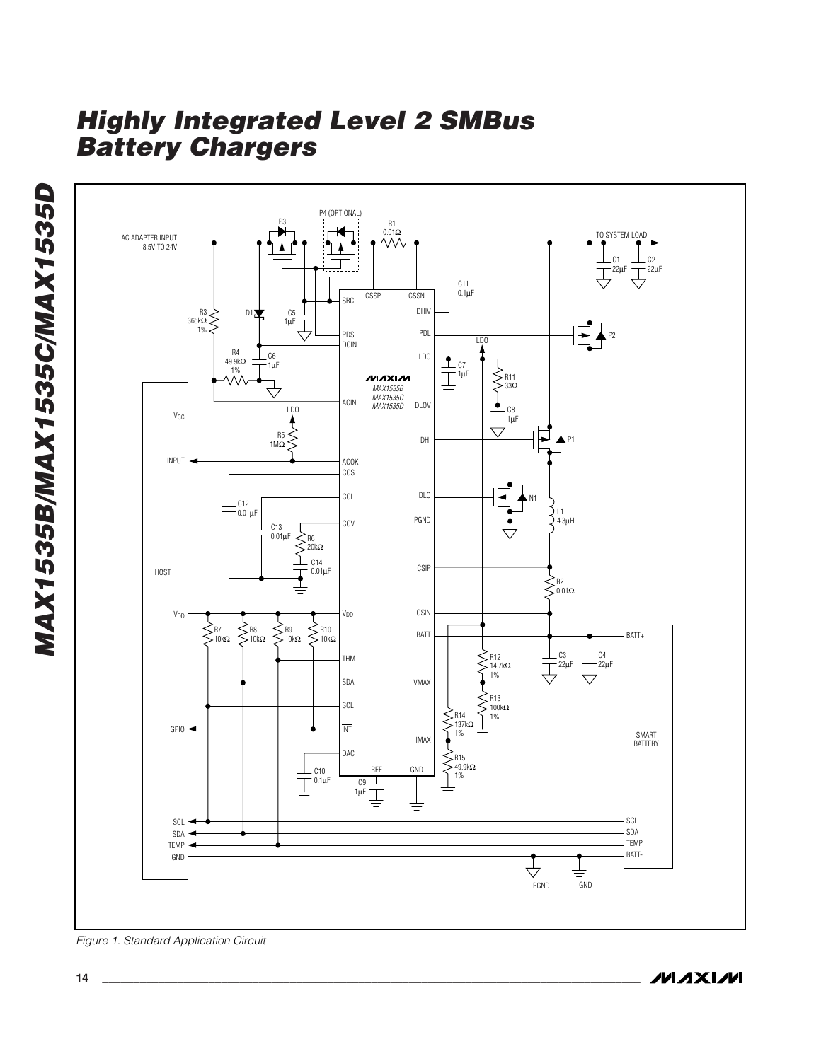Figure 1. Standard Application Circuit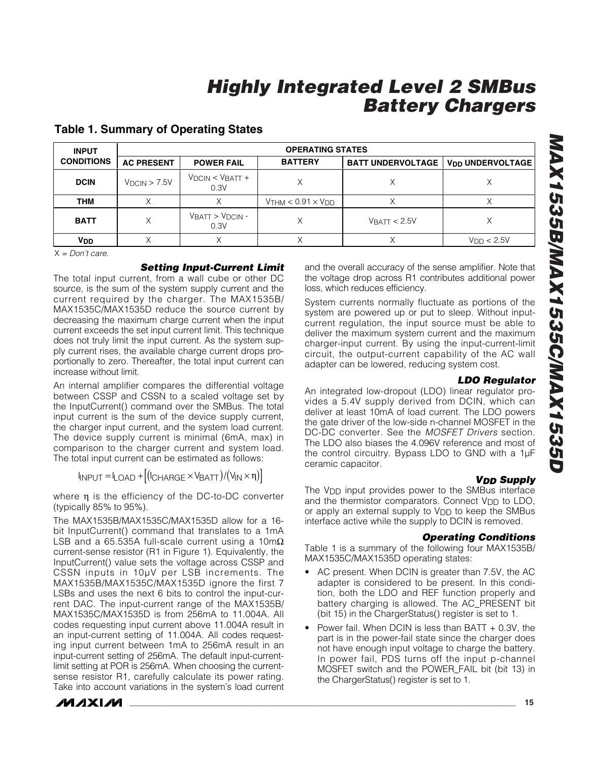### Table 1. Summary of Operating States

| INPUT CONDITIONS | OPERATING STATES | | | | |
|---|---|---|---|---|---|
| | **AC PRESENT** | **POWER FAIL** | **BATTERY** | **BATT UNDERVOLTAGE** | **$V_{DD}$ UNDERVOLTAGE** |
| **DCIN** | $V_{DCIN}$ > 7.5V | $V_{DCIN}$ < $V_{BATT}$ + 0.3V | X | X | X |
| **THM** | X | X | $V_{THM}$ < 0.91 × $V_{DD}$ | X | X |
| **BATT** | X | $V_{BATT}$ > $V_{DCIN}$ - 0.3V | X | $V_{BATT}$ < 2.5V | X |
| **$V_{DD}$** | X | X | X | X | $V_{DD}$ < 2.5V |

*X = Don't care.*

### Setting Input-Current Limit

The total input current, from a wall cube or other DC source, is the sum of the system supply current and the current required by the charger. The MAX1535B/MAX1535C/MAX1535D reduce the source current by decreasing the maximum charge current when the input current exceeds the set input current limit. This technique does not truly limit the input current. As the system supply current rises, the available charge current drops proportionally to zero. Thereafter, the total input current can increase without limit.

An internal amplifier compares the differential voltage between CSSP and CSSN to a scaled voltage set by the InputCurrent() command over the SMBus. The total input current is the sum of the device supply current, the charger input current, and the system load current. The device supply current is minimal (6mA, max) in comparison to the charger current and system load. The total input current can be estimated as follows:

$$I_{INPUT} = I_{LOAD} + \left[(I_{CHARGE} \times V_{BATT})/(V_{IN} \times \eta)\right]$$

where η is the efficiency of the DC-to-DC converter (typically 85% to 95%).

The MAX1535B/MAX1535C/MAX1535D allow for a 16-bit InputCurrent() command that translates to a 1mA LSB and a 65.535A full-scale current using a 10mΩ current-sense resistor (R1 in Figure 1). Equivalently, the InputCurrent() value sets the voltage across CSSP and CSSN inputs in 10µV per LSB increments. The MAX1535B/MAX1535C/MAX1535D ignore the first 7 LSBs and uses the next 6 bits to control the input-current DAC. The input-current range of the MAX1535B/MAX1535C/MAX1535D is from 256mA to 11.004A. All codes requesting input current above 11.004A result in an input-current setting of 11.004A. All codes requesting input current between 1mA to 256mA result in an input-current setting of 256mA. The default input-current-limit setting at POR is 256mA. When choosing the current-sense resistor R1, carefully calculate its power rating. Take into account variations in the system's load current and the overall accuracy of the sense amplifier. Note that the voltage drop across R1 contributes additional power loss, which reduces efficiency.

System currents normally fluctuate as portions of the system are powered up or put to sleep. Without input-current regulation, the input source must be able to deliver the maximum system current and the maximum charger-input current. By using the input-current-limit circuit, the output-current capability of the AC wall adapter can be lowered, reducing system cost.

### LDO Regulator

An integrated low-dropout (LDO) linear regulator provides a 5.4V supply derived from DCIN, which can deliver at least 10mA of load current. The LDO powers the gate driver of the low-side n-channel MOSFET in the DC-DC converter. See the *MOSFET Drivers* section. The LDO also biases the 4.096V reference and most of the control circuitry. Bypass LDO to GND with a 1µF ceramic capacitor.

### $V_{DD}$ Supply

The $V_{DD}$ input provides power to the SMBus interface and the thermistor comparators. Connect $V_{DD}$ to LDO, or apply an external supply to $V_{DD}$ to keep the SMBus interface active while the supply to DCIN is removed.

### Operating Conditions

Table 1 is a summary of the following four MAX1535B/MAX1535C/MAX1535D operating states:

- AC present. When DCIN is greater than 7.5V, the AC adapter is considered to be present. In this condition, both the LDO and REF function properly and battery charging is allowed. The AC_PRESENT bit (bit 15) in the ChargerStatus() register is set to 1.
- Power fail. When DCIN is less than BATT + 0.3V, the part is in the power-fail state since the charger does not have enough input voltage to charge the battery. In power fail, PDS turns off the input p-channel MOSFET switch and the POWER_FAIL bit (bit 13) in the ChargerStatus() register is set to 1.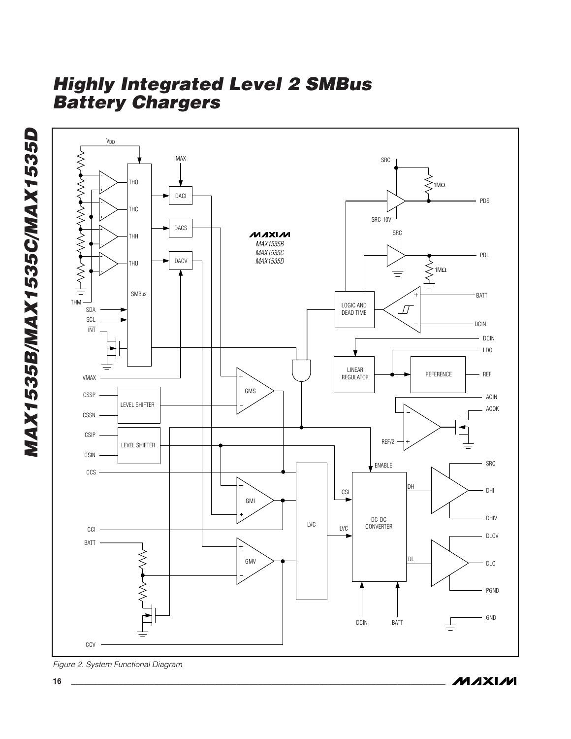Figure 2. System Functional Diagram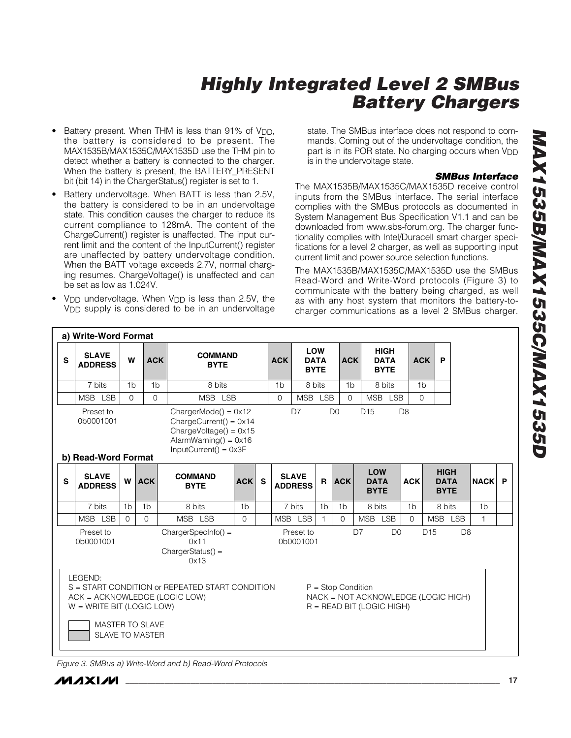- Battery present. When THM is less than 91% of $V_{DD}$, the battery is considered to be present. The MAX1535B/MAX1535C/MAX1535D use the THM pin to detect whether a battery is connected to the charger. When the battery is present, the BATTERY_PRESENT bit (bit 14) in the ChargerStatus() register is set to 1.
- Battery undervoltage. When BATT is less than 2.5V, the battery is considered to be in an undervoltage state. This condition causes the charger to reduce its current compliance to 128mA. The content of the ChargeCurrent() register is unaffected. The input current limit and the content of the InputCurrent() register are unaffected by battery undervoltage condition. When the BATT voltage exceeds 2.7V, normal charging resumes. ChargeVoltage() is unaffected and can be set as low as 1.024V.
- $V_{DD}$ undervoltage. When $V_{DD}$ is less than 2.5V, the $V_{DD}$ supply is considered to be in an undervoltage state. The SMBus interface does not respond to commands. Coming out of the undervoltage condition, the part is in its POR state. No charging occurs when $V_{DD}$ is in the undervoltage state.

### SMBus Interface

The MAX1535B/MAX1535C/MAX1535D receive control inputs from the SMBus interface. The serial interface complies with the SMBus protocols as documented in System Management Bus Specification V1.1 and can be downloaded from www.sbs-forum.org. The charger functionality complies with Intel/Duracell smart charger specifications for a level 2 charger, as well as supporting input current limit and power source selection functions.

The MAX1535B/MAX1535C/MAX1535D use the SMBus Read-Word and Write-Word protocols (Figure 3) to communicate with the battery being charged, as well as with any host system that monitors the battery-to-charger communications as a level 2 SMBus charger.

**a) Write-Word Format**

| S | SLAVE ADDRESS | W | ACK | COMMAND BYTE | ACK | LOW DATA BYTE | ACK | HIGH DATA BYTE | ACK | P |
|---|---|---|---|---|---|---|---|---|---|---|
| | 7 bits | 1b | 1b | 8 bits | 1b | 8 bits | 1b | 8 bits | 1b | |
| | MSB LSB | 0 | 0 | MSB LSB | 0 | MSB LSB | 0 | MSB LSB | 0 | |
| | Preset to 0b0001001 | | | ChargerMode() = 0x12<br>ChargeCurrent() = 0x14<br>ChargeVoltage() = 0x15<br>AlarmWarning() = 0x16<br>InputCurrent() = 0x3F | | D7 D0 | | D15 D8 | | |

**b) Read-Word Format**

| S | SLAVE ADDRESS | W | ACK | COMMAND BYTE | ACK | S | SLAVE ADDRESS | R | ACK | LOW DATA BYTE | ACK | HIGH DATA BYTE | NACK | P |
|---|---|---|---|---|---|---|---|---|---|---|---|---|---|---|
| | 7 bits | 1b | 1b | 8 bits | 1b | | 7 bits | 1b | 1b | 8 bits | 1b | 8 bits | 1b | |
| | MSB LSB | 0 | 0 | MSB LSB | 0 | | MSB LSB | 1 | 0 | MSB LSB | 0 | MSB LSB | 1 | |
| | Preset to 0b0001001 | | | ChargerSpecInfo() = 0x11<br>ChargerStatus() = 0x13 | | | Preset to 0b0001001 | | | D7 D0 | | D15 D8 | | |

LEGEND:
S = START CONDITION or REPEATED START CONDITION
ACK = ACKNOWLEDGE (LOGIC LOW)
W = WRITE BIT (LOGIC LOW)
P = Stop Condition
NACK = NOT ACKNOWLEDGE (LOGIC HIGH)
R = READ BIT (LOGIC HIGH)

MASTER TO SLAVE
SLAVE TO MASTER

*Figure 3. SMBus a) Write-Word and b) Read-Word Protocols*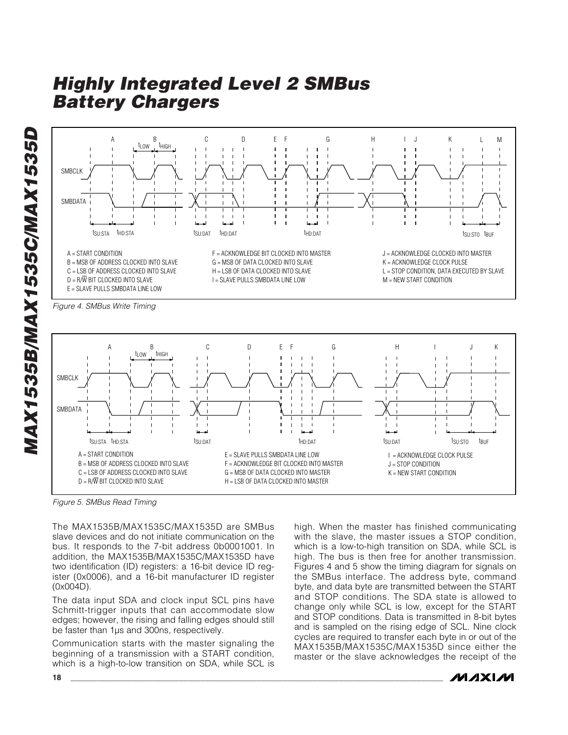A = START CONDITION
B = MSB OF ADDRESS CLOCKED INTO SLAVE
C = LSB OF ADDRESS CLOCKED INTO SLAVE
D = R/W BIT CLOCKED INTO SLAVE
E = SLAVE PULLS SMBDATA LINE LOW
F = ACKNOWLEDGE BIT CLOCKED INTO MASTER
G = MSB OF DATA CLOCKED INTO SLAVE
H = LSB OF DATA CLOCKED INTO SLAVE
I = SLAVE PULLS SMBDATA LINE LOW
J = ACKNOWLEDGE CLOCKED INTO MASTER
K = ACKNOWLEDGE CLOCK PULSE
L = STOP CONDITION, DATA EXECUTED BY SLAVE
M = NEW START CONDITION

*Figure 4. SMBus Write Timing*

A = START CONDITION
B = MSB OF ADDRESS CLOCKED INTO SLAVE
C = LSB OF ADDRESS CLOCKED INTO SLAVE
D = R/W BIT CLOCKED INTO SLAVE
E = SLAVE PULLS SMBDATA LINE LOW
F = ACKNOWLEDGE BIT CLOCKED INTO MASTER
G = MSB OF DATA CLOCKED INTO MASTER
H = LSB OF DATA CLOCKED INTO MASTER
I = ACKNOWLEDGE CLOCK PULSE
J = STOP CONDITION
K = NEW START CONDITION

*Figure 5. SMBus Read Timing*

The MAX1535B/MAX1535C/MAX1535D are SMBus slave devices and do not initiate communication on the bus. It responds to the 7-bit address 0b0001001. In addition, the MAX1535B/MAX1535C/MAX1535D have two identification (ID) registers: a 16-bit device ID register (0x0006), and a 16-bit manufacturer ID register (0x004D).

The data input SDA and clock input SCL pins have Schmitt-trigger inputs that can accommodate slow edges; however, the rising and falling edges should still be faster than 1µs and 300ns, respectively.

Communication starts with the master signaling the beginning of a transmission with a START condition, which is a high-to-low transition on SDA, while SCL is high. When the master has finished communicating with the slave, the master issues a STOP condition, which is a low-to-high transition on SDA, while SCL is high. The bus is then free for another transmission. Figures 4 and 5 show the timing diagram for signals on the SMBus interface. The address byte, command byte, and data byte are transmitted between the START and STOP conditions. The SDA state is allowed to change only while SCL is low, except for the START and STOP conditions. Data is transmitted in 8-bit bytes and is sampled on the rising edge of SCL. Nine clock cycles are required to transfer each byte in or out of the MAX1535B/MAX1535C/MAX1535D since either the master or the slave acknowledges the receipt of the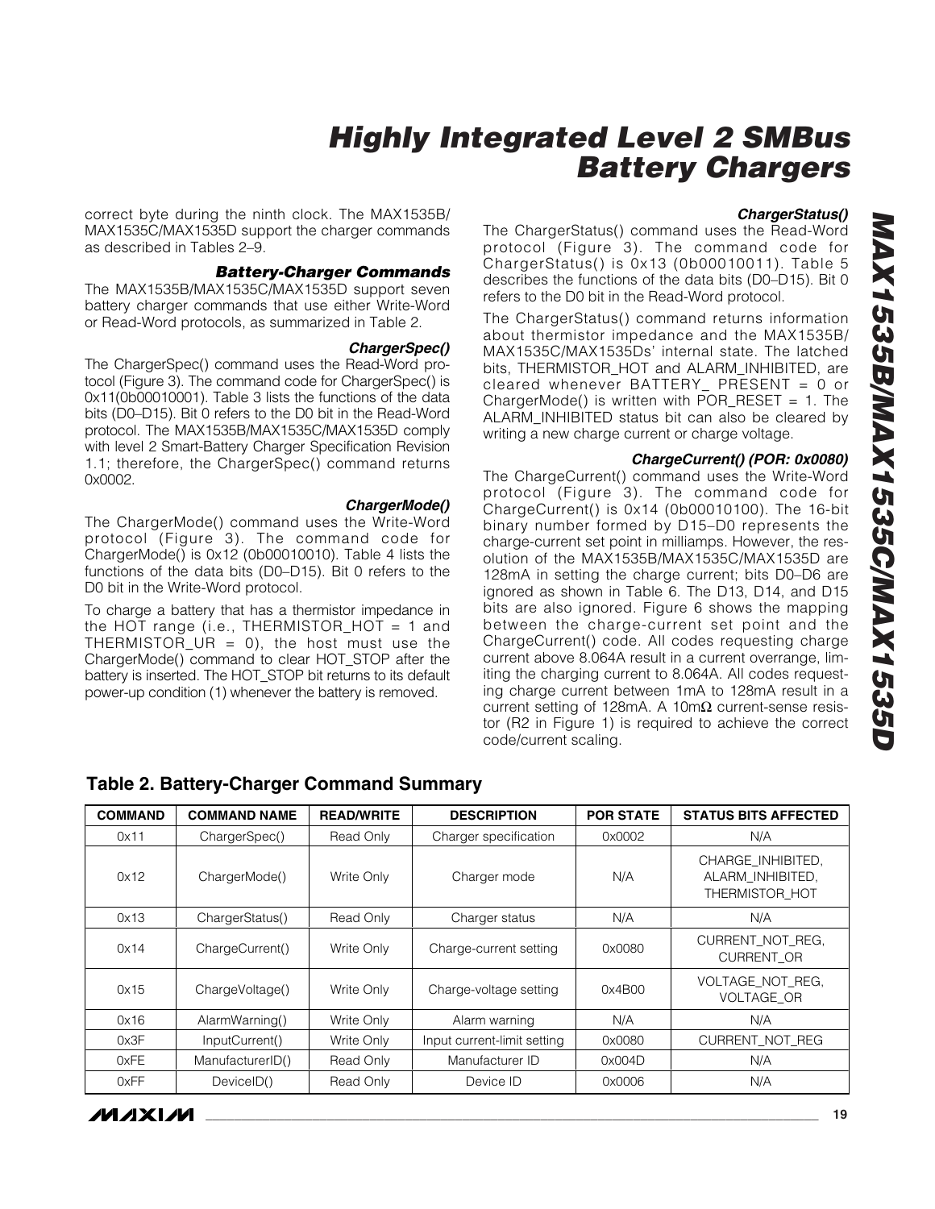correct byte during the ninth clock. The MAX1535B/MAX1535C/MAX1535D support the charger commands as described in Tables 2–9.

### Battery-Charger Commands

The MAX1535B/MAX1535C/MAX1535D support seven battery charger commands that use either Write-Word or Read-Word protocols, as summarized in Table 2.

#### ChargerSpec()

The ChargerSpec() command uses the Read-Word protocol (Figure 3). The command code for ChargerSpec() is 0x11(0b00010001). Table 3 lists the functions of the data bits (D0–D15). Bit 0 refers to the D0 bit in the Read-Word protocol. The MAX1535B/MAX1535C/MAX1535D comply with level 2 Smart-Battery Charger Specification Revision 1.1; therefore, the ChargerSpec() command returns 0x0002.

#### ChargerMode()

The ChargerMode() command uses the Write-Word protocol (Figure 3). The command code for ChargerMode() is 0x12 (0b00010010). Table 4 lists the functions of the data bits (D0–D15). Bit 0 refers to the D0 bit in the Write-Word protocol.

To charge a battery that has a thermistor impedance in the HOT range (i.e., THERMISTOR_HOT = 1 and THERMISTOR_UR = 0), the host must use the ChargerMode() command to clear HOT_STOP after the battery is inserted. The HOT_STOP bit returns to its default power-up condition (1) whenever the battery is removed.

#### ChargerStatus()

The ChargerStatus() command uses the Read-Word protocol (Figure 3). The command code for ChargerStatus() is 0x13 (0b00010011). Table 5 describes the functions of the data bits (D0–D15). Bit 0 refers to the D0 bit in the Read-Word protocol.

The ChargerStatus() command returns information about thermistor impedance and the MAX1535B/MAX1535C/MAX1535Ds' internal state. The latched bits, THERMISTOR_HOT and ALARM_INHIBITED, are cleared whenever BATTERY_ PRESENT = 0 or ChargerMode() is written with POR_RESET = 1. The ALARM_INHIBITED status bit can also be cleared by writing a new charge current or charge voltage.

#### ChargeCurrent() (POR: 0x0080)

The ChargeCurrent() command uses the Write-Word protocol (Figure 3). The command code for ChargeCurrent() is 0x14 (0b00010100). The 16-bit binary number formed by D15–D0 represents the charge-current set point in milliamps. However, the resolution of the MAX1535B/MAX1535C/MAX1535D are 128mA in setting the charge current; bits D0–D6 are ignored as shown in Table 6. The D13, D14, and D15 bits are also ignored. Figure 6 shows the mapping between the charge-current set point and the ChargeCurrent() code. All codes requesting charge current above 8.064A result in a current overrange, limiting the charging current to 8.064A. All codes requesting charge current between 1mA to 128mA result in a current setting of 128mA. A 10mΩ current-sense resistor (R2 in Figure 1) is required to achieve the correct code/current scaling.

### Table 2. Battery-Charger Command Summary

| COMMAND | COMMAND NAME | READ/WRITE | DESCRIPTION | POR STATE | STATUS BITS AFFECTED |
|---|---|---|---|---|---|
| 0x11 | ChargerSpec() | Read Only | Charger specification | 0x0002 | N/A |
| 0x12 | ChargerMode() | Write Only | Charger mode | N/A | CHARGE_INHIBITED, ALARM_INHIBITED, THERMISTOR_HOT |
| 0x13 | ChargerStatus() | Read Only | Charger status | N/A | N/A |
| 0x14 | ChargeCurrent() | Write Only | Charge-current setting | 0x0080 | CURRENT_NOT_REG, CURRENT_OR |
| 0x15 | ChargeVoltage() | Write Only | Charge-voltage setting | 0x4B00 | VOLTAGE_NOT_REG, VOLTAGE_OR |
| 0x16 | AlarmWarning() | Write Only | Alarm warning | N/A | N/A |
| 0x3F | InputCurrent() | Write Only | Input current-limit setting | 0x0080 | CURRENT_NOT_REG |
| 0xFE | ManufacturerID() | Read Only | Manufacturer ID | 0x004D | N/A |
| 0xFF | DeviceID() | Read Only | Device ID | 0x0006 | N/A |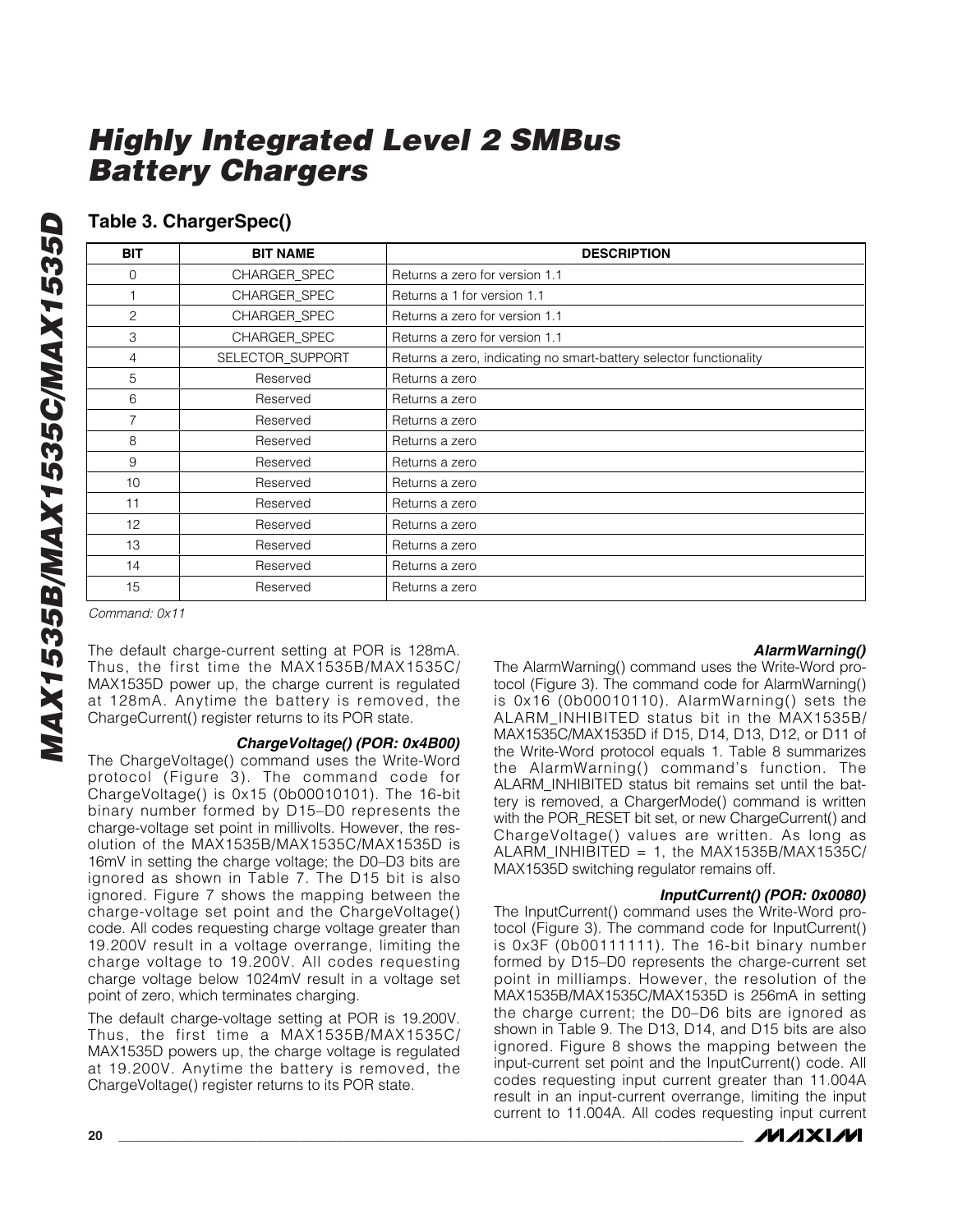### Table 3. ChargerSpec()

| BIT | BIT NAME | DESCRIPTION |
|---|---|---|
| 0 | CHARGER_SPEC | Returns a zero for version 1.1 |
| 1 | CHARGER_SPEC | Returns a 1 for version 1.1 |
| 2 | CHARGER_SPEC | Returns a zero for version 1.1 |
| 3 | CHARGER_SPEC | Returns a zero for version 1.1 |
| 4 | SELECTOR_SUPPORT | Returns a zero, indicating no smart-battery selector functionality |
| 5 | Reserved | Returns a zero |
| 6 | Reserved | Returns a zero |
| 7 | Reserved | Returns a zero |
| 8 | Reserved | Returns a zero |
| 9 | Reserved | Returns a zero |
| 10 | Reserved | Returns a zero |
| 11 | Reserved | Returns a zero |
| 12 | Reserved | Returns a zero |
| 13 | Reserved | Returns a zero |
| 14 | Reserved | Returns a zero |
| 15 | Reserved | Returns a zero |

*Command: 0x11*

The default charge-current setting at POR is 128mA. Thus, the first time the MAX1535B/MAX1535C/MAX1535D power up, the charge current is regulated at 128mA. Anytime the battery is removed, the ChargeCurrent() register returns to its POR state.

#### *ChargeVoltage() (POR: 0x4B00)*

The ChargeVoltage() command uses the Write-Word protocol (Figure 3). The command code for ChargeVoltage() is 0x15 (0b00010101). The 16-bit binary number formed by D15–D0 represents the charge-voltage set point in millivolts. However, the resolution of the MAX1535B/MAX1535C/MAX1535D is 16mV in setting the charge voltage; the D0–D3 bits are ignored as shown in Table 7. The D15 bit is also ignored. Figure 7 shows the mapping between the charge-voltage set point and the ChargeVoltage() code. All codes requesting charge voltage greater than 19.200V result in a voltage overrange, limiting the charge voltage to 19.200V. All codes requesting charge voltage below 1024mV result in a voltage set point of zero, which terminates charging.

The default charge-voltage setting at POR is 19.200V. Thus, the first time a MAX1535B/MAX1535C/MAX1535D powers up, the charge voltage is regulated at 19.200V. Anytime the battery is removed, the ChargeVoltage() register returns to its POR state.

#### *AlarmWarning()*

The AlarmWarning() command uses the Write-Word protocol (Figure 3). The command code for AlarmWarning() is 0x16 (0b00010110). AlarmWarning() sets the ALARM_INHIBITED status bit in the MAX1535B/MAX1535C/MAX1535D if D15, D14, D13, D12, or D11 of the Write-Word protocol equals 1. Table 8 summarizes the AlarmWarning() command's function. The ALARM_INHIBITED status bit remains set until the battery is removed, a ChargerMode() command is written with the POR_RESET bit set, or new ChargeCurrent() and ChargeVoltage() values are written. As long as ALARM_INHIBITED = 1, the MAX1535B/MAX1535C/MAX1535D switching regulator remains off.

#### *InputCurrent() (POR: 0x0080)*

The InputCurrent() command uses the Write-Word protocol (Figure 3). The command code for InputCurrent() is 0x3F (0b00111111). The 16-bit binary number formed by D15–D0 represents the charge-current set point in milliamps. However, the resolution of the MAX1535B/MAX1535C/MAX1535D is 256mA in setting the charge current; the D0–D6 bits are ignored as shown in Table 9. The D13, D14, and D15 bits are also ignored. Figure 8 shows the mapping between the input-current set point and the InputCurrent() code. All codes requesting input current greater than 11.004A result in an input-current overrange, limiting the input current to 11.004A. All codes requesting input current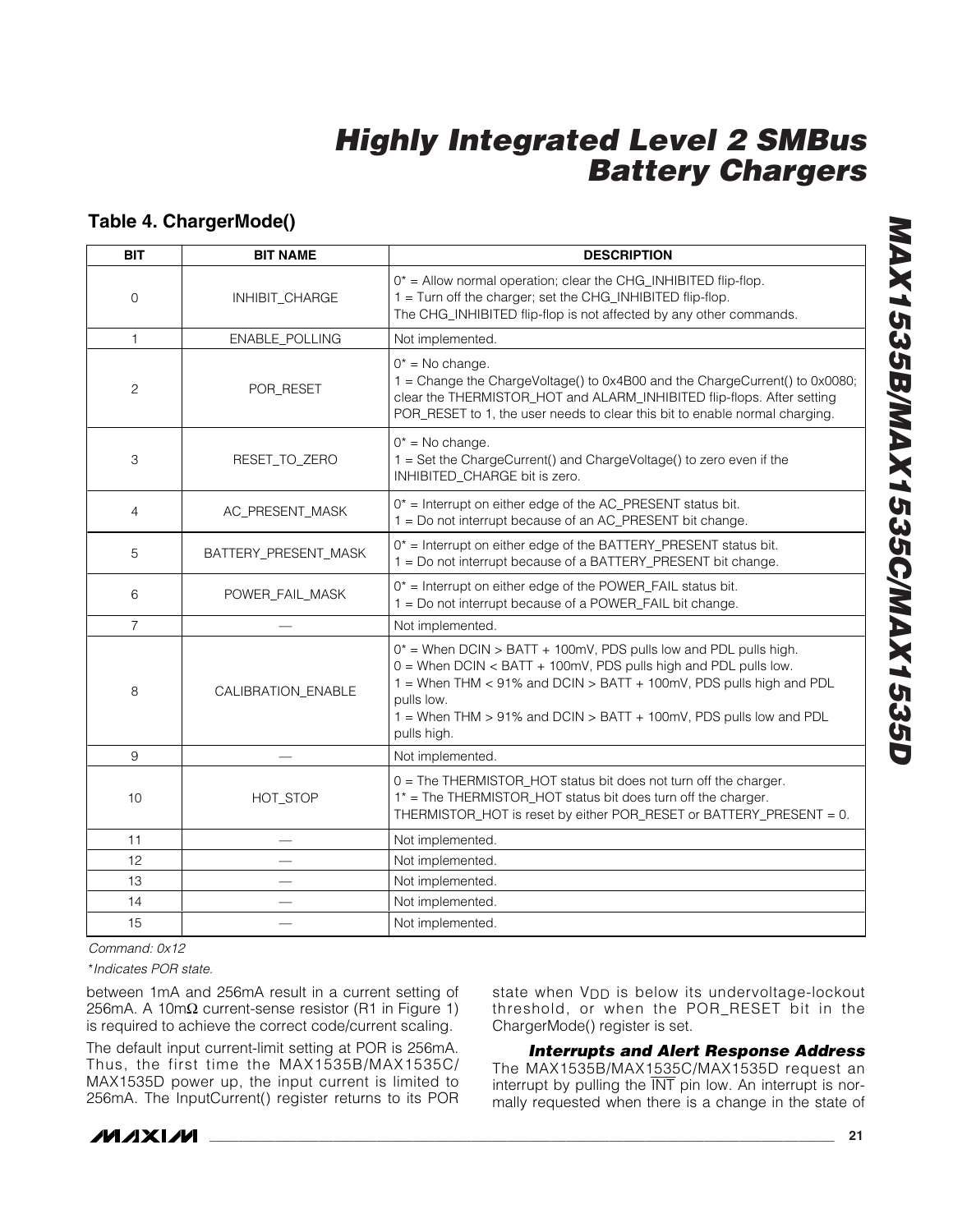## Table 4. ChargerMode()

| BIT | BIT NAME | DESCRIPTION |
|---|---|---|
| 0 | INHIBIT_CHARGE | 0* = Allow normal operation; clear the CHG_INHIBITED flip-flop.<br>1 = Turn off the charger; set the CHG_INHIBITED flip-flop.<br>The CHG_INHIBITED flip-flop is not affected by any other commands. |
| 1 | ENABLE_POLLING | Not implemented. |
| 2 | POR_RESET | 0* = No change.<br>1 = Change the ChargeVoltage() to 0x4B00 and the ChargeCurrent() to 0x0080; clear the THERMISTOR_HOT and ALARM_INHIBITED flip-flops. After setting POR_RESET to 1, the user needs to clear this bit to enable normal charging. |
| 3 | RESET_TO_ZERO | 0* = No change.<br>1 = Set the ChargeCurrent() and ChargeVoltage() to zero even if the INHIBITED_CHARGE bit is zero. |
| 4 | AC_PRESENT_MASK | 0* = Interrupt on either edge of the AC_PRESENT status bit.<br>1 = Do not interrupt because of an AC_PRESENT bit change. |
| 5 | BATTERY_PRESENT_MASK | 0* = Interrupt on either edge of the BATTERY_PRESENT status bit.<br>1 = Do not interrupt because of a BATTERY_PRESENT bit change. |
| 6 | POWER_FAIL_MASK | 0* = Interrupt on either edge of the POWER_FAIL status bit.<br>1 = Do not interrupt because of a POWER_FAIL bit change. |
| 7 | — | Not implemented. |
| 8 | CALIBRATION_ENABLE | 0* = When DCIN > BATT + 100mV, PDS pulls low and PDL pulls high.<br>0 = When DCIN < BATT + 100mV, PDS pulls high and PDL pulls low.<br>1 = When THM < 91% and DCIN > BATT + 100mV, PDS pulls high and PDL pulls low.<br>1 = When THM > 91% and DCIN > BATT + 100mV, PDS pulls low and PDL pulls high. |
| 9 | — | Not implemented. |
| 10 | HOT_STOP | 0 = The THERMISTOR_HOT status bit does not turn off the charger.<br>1* = The THERMISTOR_HOT status bit does turn off the charger.<br>THERMISTOR_HOT is reset by either POR_RESET or BATTERY_PRESENT = 0. |
| 11 | — | Not implemented. |
| 12 | — | Not implemented. |
| 13 | — | Not implemented. |
| 14 | — | Not implemented. |
| 15 | — | Not implemented. |

*Command: 0x12*

**Indicates POR state.*

between 1mA and 256mA result in a current setting of 256mA. A 10mΩ current-sense resistor (R1 in Figure 1) is required to achieve the correct code/current scaling.

The default input current-limit setting at POR is 256mA. Thus, the first time the MAX1535B/MAX1535C/MAX1535D power up, the input current is limited to 256mA. The InputCurrent() register returns to its POR state when $V_{DD}$ is below its undervoltage-lockout threshold, or when the POR_RESET bit in the ChargerMode() register is set.

### *Interrupts and Alert Response Address*

The MAX1535B/MAX1535C/MAX1535D request an interrupt by pulling the $\overline{INT}$ pin low. An interrupt is normally requested when there is a change in the state of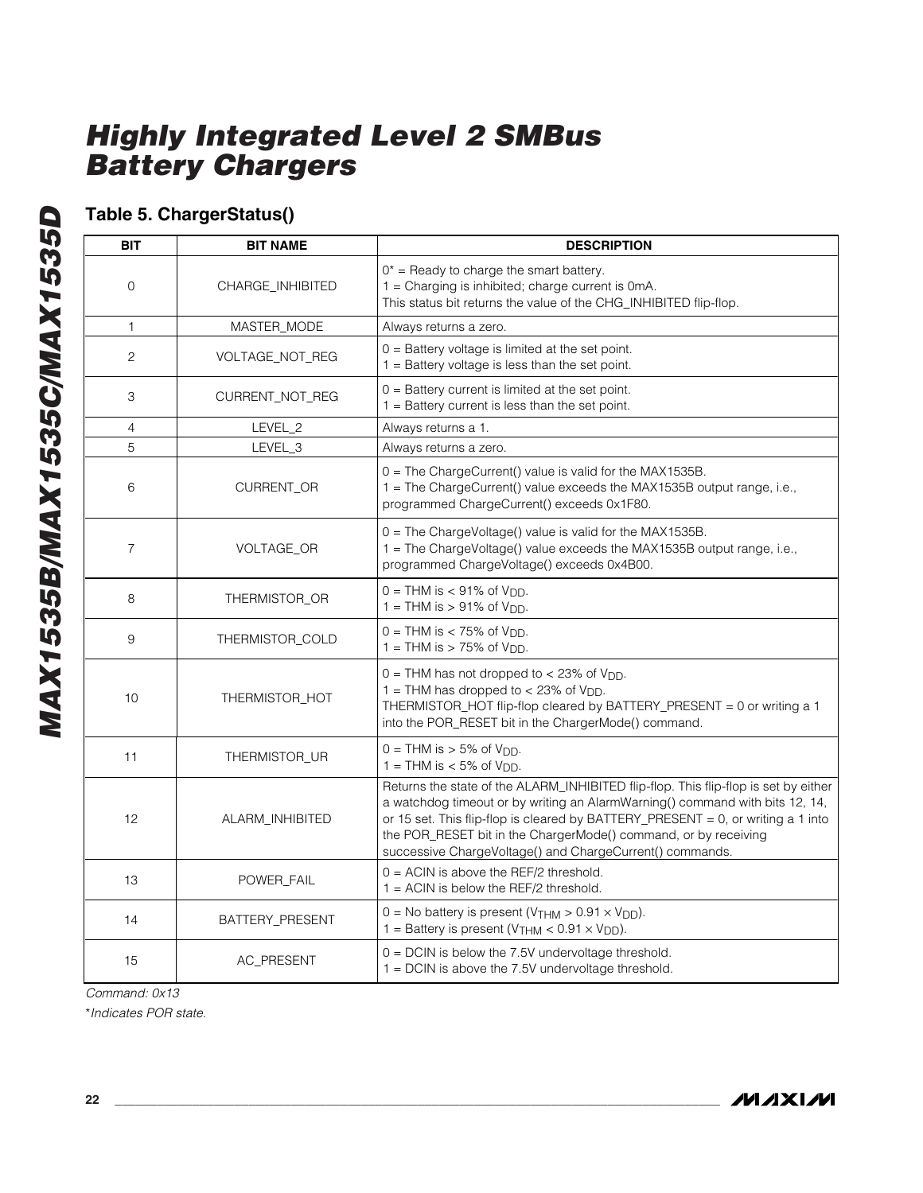## Table 5. ChargerStatus()

| BIT | BIT NAME | DESCRIPTION |
|---|---|---|
| 0 | CHARGE_INHIBITED | 0* = Ready to charge the smart battery.<br>1 = Charging is inhibited; charge current is 0mA.<br>This status bit returns the value of the CHG_INHIBITED flip-flop. |
| 1 | MASTER_MODE | Always returns a zero. |
| 2 | VOLTAGE_NOT_REG | 0 = Battery voltage is limited at the set point.<br>1 = Battery voltage is less than the set point. |
| 3 | CURRENT_NOT_REG | 0 = Battery current is limited at the set point.<br>1 = Battery current is less than the set point. |
| 4 | LEVEL_2 | Always returns a 1. |
| 5 | LEVEL_3 | Always returns a zero. |
| 6 | CURRENT_OR | 0 = The ChargeCurrent() value is valid for the MAX1535B.<br>1 = The ChargeCurrent() value exceeds the MAX1535B output range, i.e., programmed ChargeCurrent() exceeds 0x1F80. |
| 7 | VOLTAGE_OR | 0 = The ChargeVoltage() value is valid for the MAX1535B.<br>1 = The ChargeVoltage() value exceeds the MAX1535B output range, i.e., programmed ChargeVoltage() exceeds 0x4B00. |
| 8 | THERMISTOR_OR | 0 = THM is < 91% of $V_{DD}$.<br>1 = THM is > 91% of $V_{DD}$. |
| 9 | THERMISTOR_COLD | 0 = THM is < 75% of $V_{DD}$.<br>1 = THM is > 75% of $V_{DD}$. |
| 10 | THERMISTOR_HOT | 0 = THM has not dropped to < 23% of $V_{DD}$.<br>1 = THM has dropped to < 23% of $V_{DD}$.<br>THERMISTOR_HOT flip-flop cleared by BATTERY_PRESENT = 0 or writing a 1 into the POR_RESET bit in the ChargerMode() command. |
| 11 | THERMISTOR_UR | 0 = THM is > 5% of $V_{DD}$.<br>1 = THM is < 5% of $V_{DD}$. |
| 12 | ALARM_INHIBITED | Returns the state of the ALARM_INHIBITED flip-flop. This flip-flop is set by either a watchdog timeout or by writing an AlarmWarning() command with bits 12, 14, or 15 set. This flip-flop is cleared by BATTERY_PRESENT = 0, or writing a 1 into the POR_RESET bit in the ChargerMode() command, or by receiving successive ChargeVoltage() and ChargeCurrent() commands. |
| 13 | POWER_FAIL | 0 = ACIN is above the REF/2 threshold.<br>1 = ACIN is below the REF/2 threshold. |
| 14 | BATTERY_PRESENT | 0 = No battery is present ($V_{THM} > 0.91 \times V_{DD}$).<br>1 = Battery is present ($V_{THM} < 0.91 \times V_{DD}$). |
| 15 | AC_PRESENT | 0 = DCIN is below the 7.5V undervoltage threshold.<br>1 = DCIN is above the 7.5V undervoltage threshold. |

*Command: 0x13*

*\*Indicates POR state.*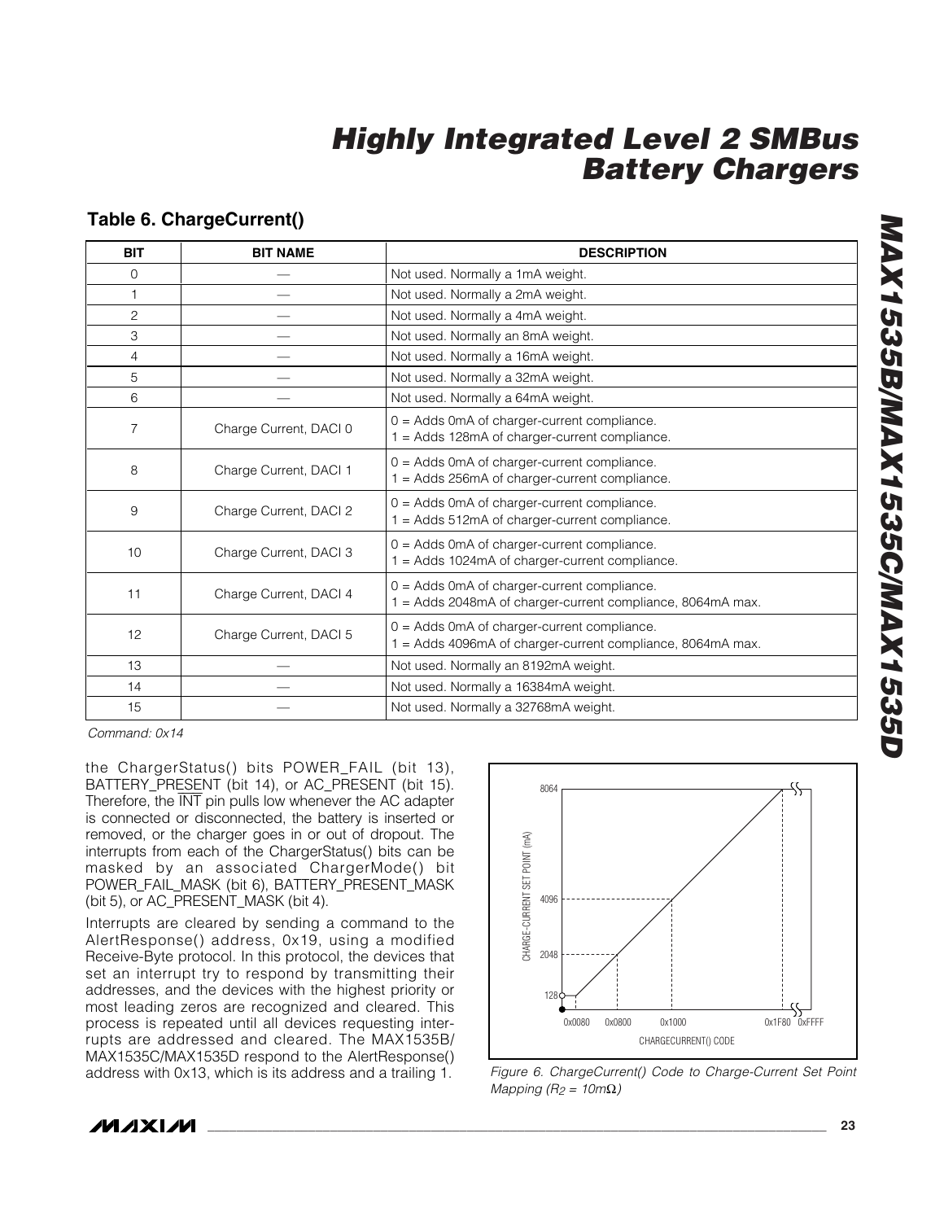### Table 6. ChargeCurrent()

| BIT | BIT NAME | DESCRIPTION |
|---|---|---|
| 0 | — | Not used. Normally a 1mA weight. |
| 1 | — | Not used. Normally a 2mA weight. |
| 2 | — | Not used. Normally a 4mA weight. |
| 3 | — | Not used. Normally an 8mA weight. |
| 4 | — | Not used. Normally a 16mA weight. |
| 5 | — | Not used. Normally a 32mA weight. |
| 6 | — | Not used. Normally a 64mA weight. |
| 7 | Charge Current, DACI 0 | 0 = Adds 0mA of charger-current compliance.<br>1 = Adds 128mA of charger-current compliance. |
| 8 | Charge Current, DACI 1 | 0 = Adds 0mA of charger-current compliance.<br>1 = Adds 256mA of charger-current compliance. |
| 9 | Charge Current, DACI 2 | 0 = Adds 0mA of charger-current compliance.<br>1 = Adds 512mA of charger-current compliance. |
| 10 | Charge Current, DACI 3 | 0 = Adds 0mA of charger-current compliance.<br>1 = Adds 1024mA of charger-current compliance. |
| 11 | Charge Current, DACI 4 | 0 = Adds 0mA of charger-current compliance.<br>1 = Adds 2048mA of charger-current compliance, 8064mA max. |
| 12 | Charge Current, DACI 5 | 0 = Adds 0mA of charger-current compliance.<br>1 = Adds 4096mA of charger-current compliance, 8064mA max. |
| 13 | — | Not used. Normally an 8192mA weight. |
| 14 | — | Not used. Normally a 16384mA weight. |
| 15 | — | Not used. Normally a 32768mA weight. |

*Command: 0x14*

the ChargerStatus() bits POWER_FAIL (bit 13), BATTERY_PRESENT (bit 14), or AC_PRESENT (bit 15). Therefore, the $\overline{INT}$ pin pulls low whenever the AC adapter is connected or disconnected, the battery is inserted or removed, or the charger goes in or out of dropout. The interrupts from each of the ChargerStatus() bits can be masked by an associated ChargerMode() bit POWER_FAIL_MASK (bit 6), BATTERY_PRESENT_MASK (bit 5), or AC_PRESENT_MASK (bit 4).

Interrupts are cleared by sending a command to the AlertResponse() address, 0x19, using a modified Receive-Byte protocol. In this protocol, the devices that set an interrupt try to respond by transmitting their addresses, and the devices with the highest priority or most leading zeros are recognized and cleared. This process is repeated until all devices requesting interrupts are addressed and cleared. The MAX1535B/MAX1535C/MAX1535D respond to the AlertResponse() address with 0x13, which is its address and a trailing 1.

*Figure 6. ChargeCurrent() Code to Charge-Current Set Point Mapping ($R_2$ = 10mΩ)*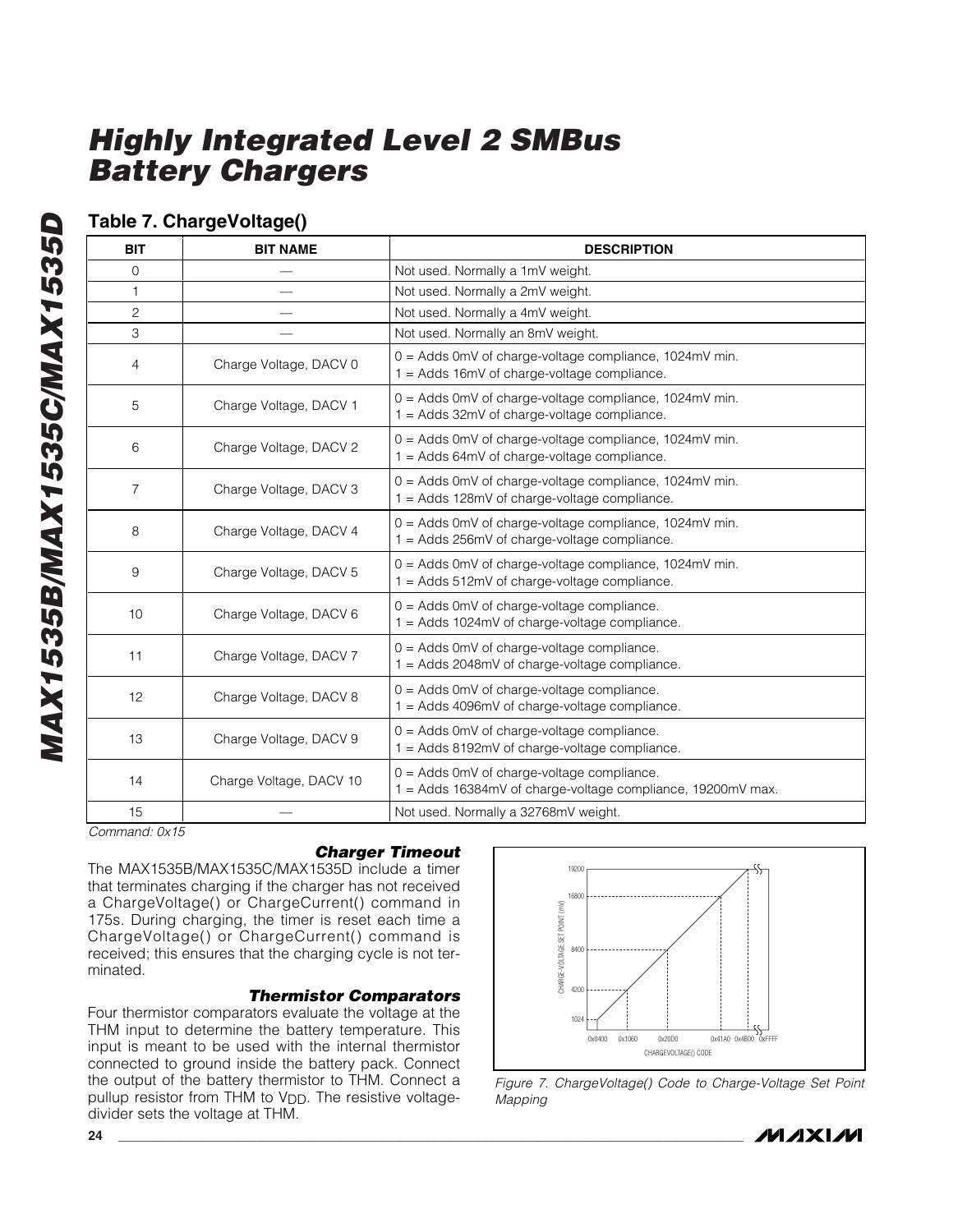## Table 7. ChargeVoltage()

| BIT | BIT NAME | DESCRIPTION |
|---|---|---|
| 0 | — | Not used. Normally a 1mV weight. |
| 1 | — | Not used. Normally a 2mV weight. |
| 2 | — | Not used. Normally a 4mV weight. |
| 3 | — | Not used. Normally an 8mV weight. |
| 4 | Charge Voltage, DACV 0 | 0 = Adds 0mV of charge-voltage compliance, 1024mV min.<br>1 = Adds 16mV of charge-voltage compliance. |
| 5 | Charge Voltage, DACV 1 | 0 = Adds 0mV of charge-voltage compliance, 1024mV min.<br>1 = Adds 32mV of charge-voltage compliance. |
| 6 | Charge Voltage, DACV 2 | 0 = Adds 0mV of charge-voltage compliance, 1024mV min.<br>1 = Adds 64mV of charge-voltage compliance. |
| 7 | Charge Voltage, DACV 3 | 0 = Adds 0mV of charge-voltage compliance, 1024mV min.<br>1 = Adds 128mV of charge-voltage compliance. |
| 8 | Charge Voltage, DACV 4 | 0 = Adds 0mV of charge-voltage compliance, 1024mV min.<br>1 = Adds 256mV of charge-voltage compliance. |
| 9 | Charge Voltage, DACV 5 | 0 = Adds 0mV of charge-voltage compliance, 1024mV min.<br>1 = Adds 512mV of charge-voltage compliance. |
| 10 | Charge Voltage, DACV 6 | 0 = Adds 0mV of charge-voltage compliance.<br>1 = Adds 1024mV of charge-voltage compliance. |
| 11 | Charge Voltage, DACV 7 | 0 = Adds 0mV of charge-voltage compliance.<br>1 = Adds 2048mV of charge-voltage compliance. |
| 12 | Charge Voltage, DACV 8 | 0 = Adds 0mV of charge-voltage compliance.<br>1 = Adds 4096mV of charge-voltage compliance. |
| 13 | Charge Voltage, DACV 9 | 0 = Adds 0mV of charge-voltage compliance.<br>1 = Adds 8192mV of charge-voltage compliance. |
| 14 | Charge Voltage, DACV 10 | 0 = Adds 0mV of charge-voltage compliance.<br>1 = Adds 16384mV of charge-voltage compliance, 19200mV max. |
| 15 | — | Not used. Normally a 32768mV weight. |

*Command: 0x15*

### *Charger Timeout*

The MAX1535B/MAX1535C/MAX1535D include a timer that terminates charging if the charger has not received a ChargeVoltage() or ChargeCurrent() command in 175s. During charging, the timer is reset each time a ChargeVoltage() or ChargeCurrent() command is received; this ensures that the charging cycle is not terminated.

### *Thermistor Comparators*

Four thermistor comparators evaluate the voltage at the THM input to determine the battery temperature. This input is meant to be used with the internal thermistor connected to ground inside the battery pack. Connect the output of the battery thermistor to THM. Connect a pullup resistor from THM to $V_{DD}$. The resistive voltage-divider sets the voltage at THM.

*Figure 7. ChargeVoltage() Code to Charge-Voltage Set Point Mapping*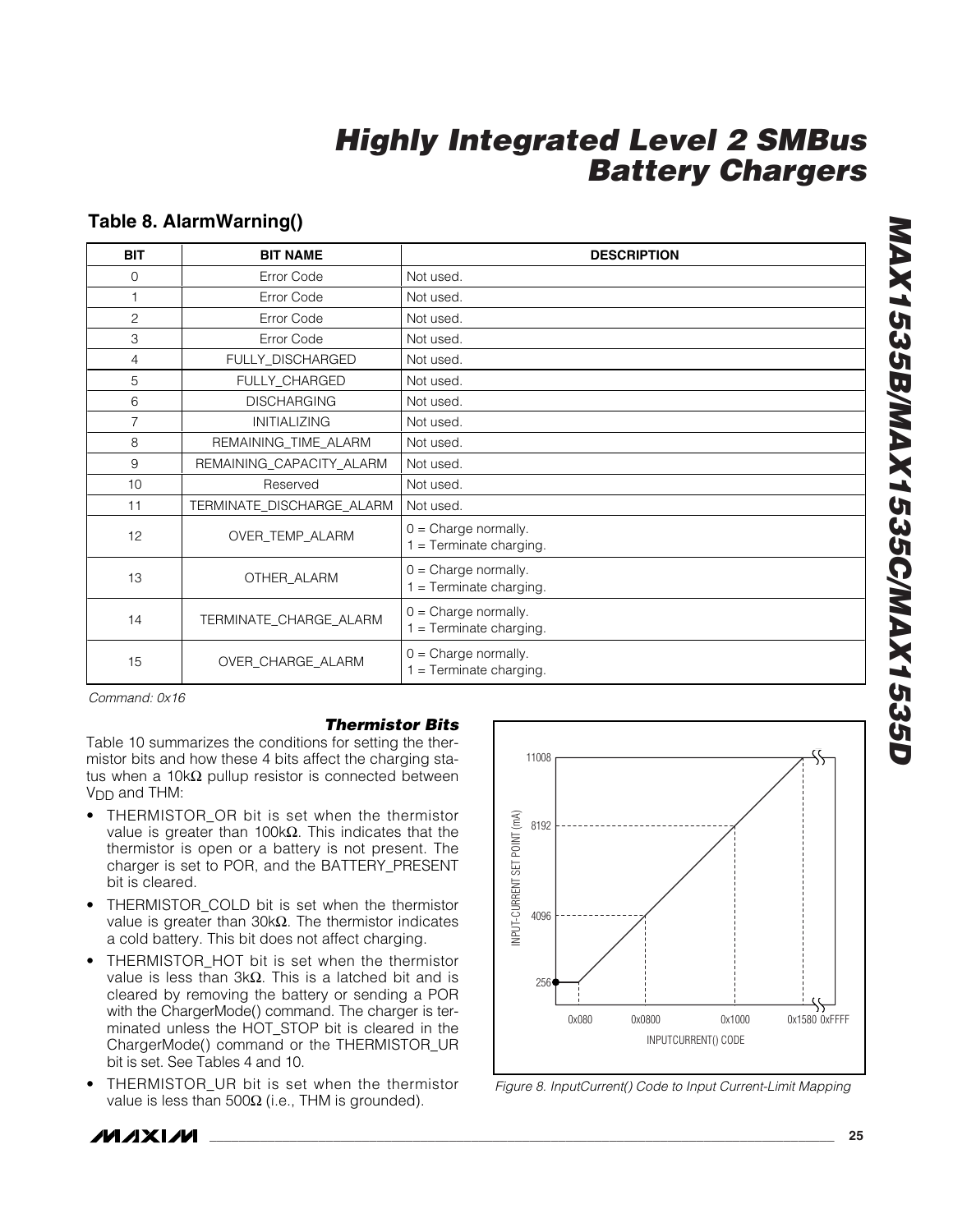## Table 8. AlarmWarning()

| BIT | BIT NAME | DESCRIPTION |
|---|---|---|
| 0 | Error Code | Not used. |
| 1 | Error Code | Not used. |
| 2 | Error Code | Not used. |
| 3 | Error Code | Not used. |
| 4 | FULLY_DISCHARGED | Not used. |
| 5 | FULLY_CHARGED | Not used. |
| 6 | DISCHARGING | Not used. |
| 7 | INITIALIZING | Not used. |
| 8 | REMAINING_TIME_ALARM | Not used. |
| 9 | REMAINING_CAPACITY_ALARM | Not used. |
| 10 | Reserved | Not used. |
| 11 | TERMINATE_DISCHARGE_ALARM | Not used. |
| 12 | OVER_TEMP_ALARM | 0 = Charge normally.<br>1 = Terminate charging. |
| 13 | OTHER_ALARM | 0 = Charge normally.<br>1 = Terminate charging. |
| 14 | TERMINATE_CHARGE_ALARM | 0 = Charge normally.<br>1 = Terminate charging. |
| 15 | OVER_CHARGE_ALARM | 0 = Charge normally.<br>1 = Terminate charging. |

*Command: 0x16*

### Thermistor Bits

Table 10 summarizes the conditions for setting the thermistor bits and how these 4 bits affect the charging status when a 10kΩ pullup resistor is connected between $V_{DD}$ and THM:

- THERMISTOR_OR bit is set when the thermistor value is greater than 100kΩ. This indicates that the thermistor is open or a battery is not present. The charger is set to POR, and the BATTERY_PRESENT bit is cleared.
- THERMISTOR_COLD bit is set when the thermistor value is greater than 30kΩ. The thermistor indicates a cold battery. This bit does not affect charging.
- THERMISTOR_HOT bit is set when the thermistor value is less than 3kΩ. This is a latched bit and is cleared by removing the battery or sending a POR with the ChargerMode() command. The charger is terminated unless the HOT_STOP bit is cleared in the ChargerMode() command or the THERMISTOR_UR bit is set. See Tables 4 and 10.
- THERMISTOR_UR bit is set when the thermistor value is less than 500Ω (i.e., THM is grounded).

Figure 8. InputCurrent() Code to Input Current-Limit Mapping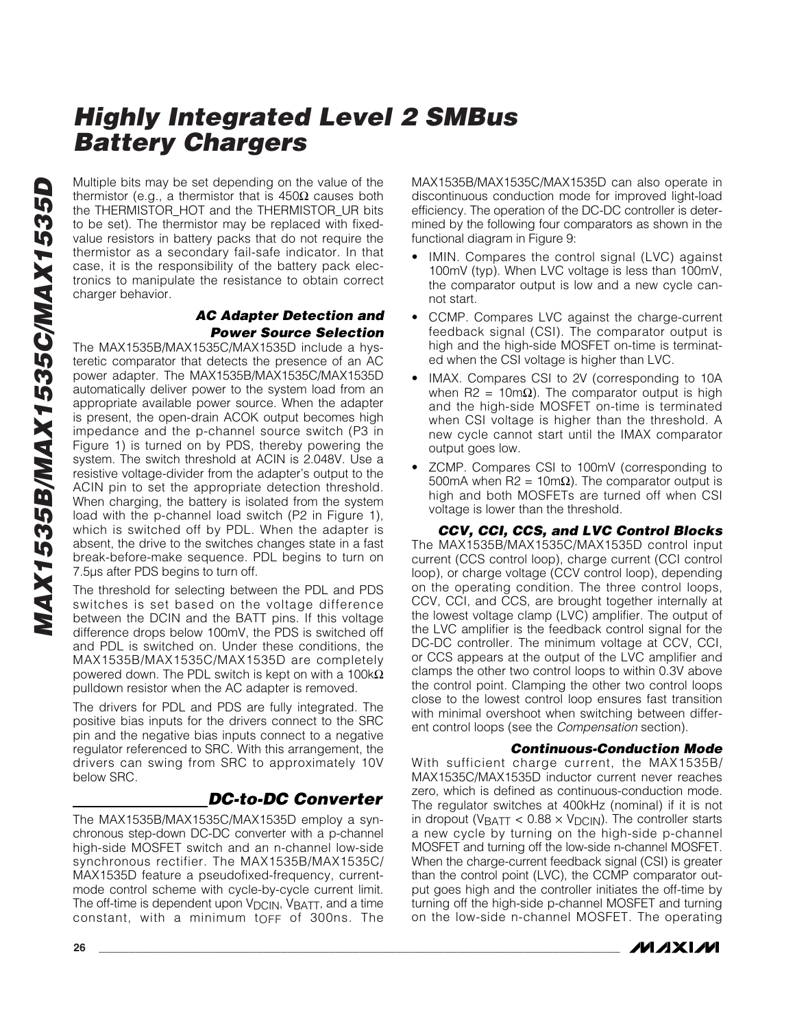Multiple bits may be set depending on the value of the thermistor (e.g., a thermistor that is 450Ω causes both the THERMISTOR_HOT and the THERMISTOR_UR bits to be set). The thermistor may be replaced with fixed-value resistors in battery packs that do not require the thermistor as a secondary fail-safe indicator. In that case, it is the responsibility of the battery pack electronics to manipulate the resistance to obtain correct charger behavior.

### AC Adapter Detection and Power Source Selection

The MAX1535B/MAX1535C/MAX1535D include a hysteretic comparator that detects the presence of an AC power adapter. The MAX1535B/MAX1535C/MAX1535D automatically deliver power to the system load from an appropriate available power source. When the adapter is present, the open-drain ACOK output becomes high impedance and the p-channel source switch (P3 in Figure 1) is turned on by PDS, thereby powering the system. The switch threshold at ACIN is 2.048V. Use a resistive voltage-divider from the adapter's output to the ACIN pin to set the appropriate detection threshold. When charging, the battery is isolated from the system load with the p-channel load switch (P2 in Figure 1), which is switched off by PDL. When the adapter is absent, the drive to the switches changes state in a fast break-before-make sequence. PDL begins to turn on 7.5µs after PDS begins to turn off.

The threshold for selecting between the PDL and PDS switches is set based on the voltage difference between the DCIN and the BATT pins. If this voltage difference drops below 100mV, the PDS is switched off and PDL is switched on. Under these conditions, the MAX1535B/MAX1535C/MAX1535D are completely powered down. The PDL switch is kept on with a 100kΩ pulldown resistor when the AC adapter is removed.

The drivers for PDL and PDS are fully integrated. The positive bias inputs for the drivers connect to the SRC pin and the negative bias inputs connect to a negative regulator referenced to SRC. With this arrangement, the drivers can swing from SRC to approximately 10V below SRC.

## DC-to-DC Converter

The MAX1535B/MAX1535C/MAX1535D employ a synchronous step-down DC-DC converter with a p-channel high-side MOSFET switch and an n-channel low-side synchronous rectifier. The MAX1535B/MAX1535C/MAX1535D feature a pseudofixed-frequency, current-mode control scheme with cycle-by-cycle current limit. The off-time is dependent upon $V_{DCIN}$, $V_{BATT}$, and a time constant, with a minimum $t_{OFF}$ of 300ns. The MAX1535B/MAX1535C/MAX1535D can also operate in discontinuous conduction mode for improved light-load efficiency. The operation of the DC-DC controller is determined by the following four comparators as shown in the functional diagram in Figure 9:

- IMIN. Compares the control signal (LVC) against 100mV (typ). When LVC voltage is less than 100mV, the comparator output is low and a new cycle cannot start.
- CCMP. Compares LVC against the charge-current feedback signal (CSI). The comparator output is high and the high-side MOSFET on-time is terminated when the CSI voltage is higher than LVC.
- IMAX. Compares CSI to 2V (corresponding to 10A when R2 = 10mΩ). The comparator output is high and the high-side MOSFET on-time is terminated when CSI voltage is higher than the threshold. A new cycle cannot start until the IMAX comparator output goes low.
- ZCMP. Compares CSI to 100mV (corresponding to 500mA when R2 = 10mΩ). The comparator output is high and both MOSFETs are turned off when CSI voltage is lower than the threshold.

### CCV, CCI, CCS, and LVC Control Blocks

The MAX1535B/MAX1535C/MAX1535D control input current (CCS control loop), charge current (CCI control loop), or charge voltage (CCV control loop), depending on the operating condition. The three control loops, CCV, CCI, and CCS, are brought together internally at the lowest voltage clamp (LVC) amplifier. The output of the LVC amplifier is the feedback control signal for the DC-DC controller. The minimum voltage at CCV, CCI, or CCS appears at the output of the LVC amplifier and clamps the other two control loops to within 0.3V above the control point. Clamping the other two control loops close to the lowest control loop ensures fast transition with minimal overshoot when switching between different control loops (see the *Compensation* section).

### Continuous-Conduction Mode

With sufficient charge current, the MAX1535B/MAX1535C/MAX1535D inductor current never reaches zero, which is defined as continuous-conduction mode. The regulator switches at 400kHz (nominal) if it is not in dropout ($V_{BATT} < 0.88 \times V_{DCIN}$). The controller starts a new cycle by turning on the high-side p-channel MOSFET and turning off the low-side n-channel MOSFET. When the charge-current feedback signal (CSI) is greater than the control point (LVC), the CCMP comparator output goes high and the controller initiates the off-time by turning off the high-side p-channel MOSFET and turning on the low-side n-channel MOSFET. The operating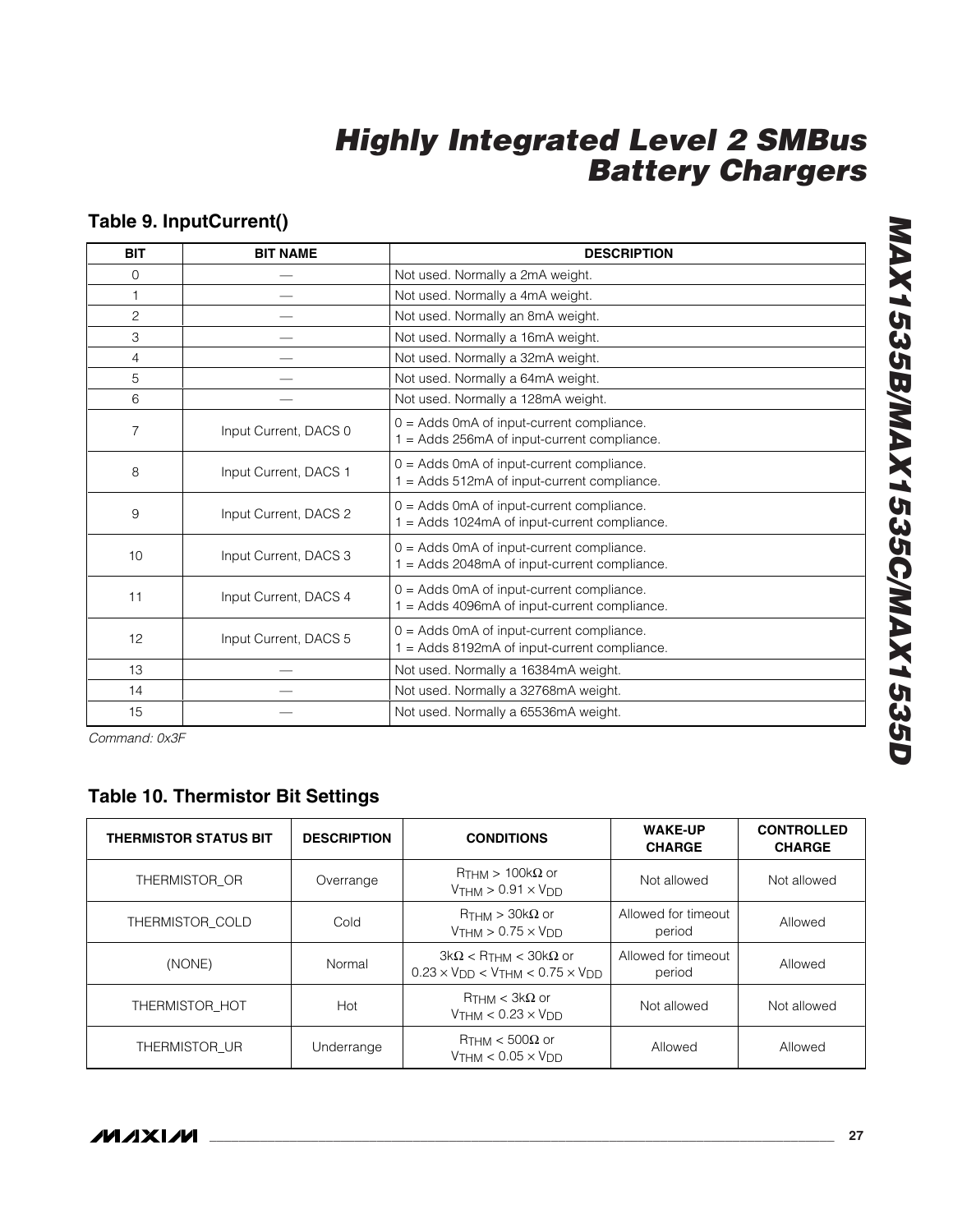## Table 9. InputCurrent()

| BIT | BIT NAME | DESCRIPTION |
|---|---|---|
| 0 | — | Not used. Normally a 2mA weight. |
| 1 | — | Not used. Normally a 4mA weight. |
| 2 | — | Not used. Normally an 8mA weight. |
| 3 | — | Not used. Normally a 16mA weight. |
| 4 | — | Not used. Normally a 32mA weight. |
| 5 | — | Not used. Normally a 64mA weight. |
| 6 | — | Not used. Normally a 128mA weight. |
| 7 | Input Current, DACS 0 | 0 = Adds 0mA of input-current compliance.<br>1 = Adds 256mA of input-current compliance. |
| 8 | Input Current, DACS 1 | 0 = Adds 0mA of input-current compliance.<br>1 = Adds 512mA of input-current compliance. |
| 9 | Input Current, DACS 2 | 0 = Adds 0mA of input-current compliance.<br>1 = Adds 1024mA of input-current compliance. |
| 10 | Input Current, DACS 3 | 0 = Adds 0mA of input-current compliance.<br>1 = Adds 2048mA of input-current compliance. |
| 11 | Input Current, DACS 4 | 0 = Adds 0mA of input-current compliance.<br>1 = Adds 4096mA of input-current compliance. |
| 12 | Input Current, DACS 5 | 0 = Adds 0mA of input-current compliance.<br>1 = Adds 8192mA of input-current compliance. |
| 13 | — | Not used. Normally a 16384mA weight. |
| 14 | — | Not used. Normally a 32768mA weight. |
| 15 | — | Not used. Normally a 65536mA weight. |

*Command: 0x3F*

## Table 10. Thermistor Bit Settings

| THERMISTOR STATUS BIT | DESCRIPTION | CONDITIONS | WAKE-UP CHARGE | CONTROLLED CHARGE |
|---|---|---|---|---|
| THERMISTOR_OR | Overrange | $R_{THM} > 100k\Omega$ or $V_{THM} > 0.91 \times V_{DD}$ | Not allowed | Not allowed |
| THERMISTOR_COLD | Cold | $R_{THM} > 30k\Omega$ or $V_{THM} > 0.75 \times V_{DD}$ | Allowed for timeout period | Allowed |
| (NONE) | Normal | $3k\Omega < R_{THM} < 30k\Omega$ or $0.23 \times V_{DD} < V_{THM} < 0.75 \times V_{DD}$ | Allowed for timeout period | Allowed |
| THERMISTOR_HOT | Hot | $R_{THM} < 3k\Omega$ or $V_{THM} < 0.23 \times V_{DD}$ | Not allowed | Not allowed |
| THERMISTOR_UR | Underrange | $R_{THM} < 500\Omega$ or $V_{THM} < 0.05 \times V_{DD}$ | Allowed | Allowed |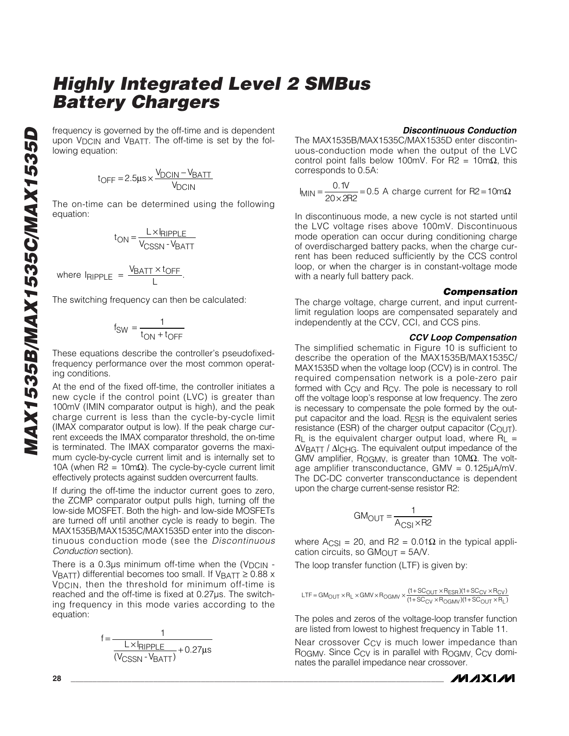frequency is governed by the off-time and is dependent upon $V_{DCIN}$ and $V_{BATT}$. The off-time is set by the following equation:

$$t_{OFF} = 2.5\mu s \times \frac{V_{DCIN} - V_{BATT}}{V_{DCIN}}$$

The on-time can be determined using the following equation:

$$t_{ON} = \frac{L \times I_{RIPPLE}}{V_{CSSN} - V_{BATT}}$$

where $I_{RIPPLE} = \frac{V_{BATT} \times t_{OFF}}{L}$.

The switching frequency can then be calculated:

$$f_{SW} = \frac{1}{t_{ON} + t_{OFF}}$$

These equations describe the controller's pseudofixed-frequency performance over the most common operating conditions.

At the end of the fixed off-time, the controller initiates a new cycle if the control point (LVC) is greater than 100mV (IMIN comparator output is high), and the peak charge current is less than the cycle-by-cycle limit (IMAX comparator output is low). If the peak charge current exceeds the IMAX comparator threshold, the on-time is terminated. The IMAX comparator governs the maximum cycle-by-cycle current limit and is internally set to 10A (when R2 = 10mΩ). The cycle-by-cycle current limit effectively protects against sudden overcurrent faults.

If during the off-time the inductor current goes to zero, the ZCMP comparator output pulls high, turning off the low-side MOSFET. Both the high- and low-side MOSFETs are turned off until another cycle is ready to begin. The MAX1535B/MAX1535C/MAX1535D enter into the discontinuous conduction mode (see the *Discontinuous Conduction* section).

There is a 0.3µs minimum off-time when the ($V_{DCIN}$ - $V_{BATT}$) differential becomes too small. If $V_{BATT} \geq 0.88 \times V_{DCIN}$, then the threshold for minimum off-time is reached and the off-time is fixed at 0.27µs. The switching frequency in this mode varies according to the equation:

$$f = \frac{1}{\frac{L \times I_{RIPPLE}}{(V_{CSSN} - V_{BATT})} + 0.27\mu s}$$

### *Discontinuous Conduction*

The MAX1535B/MAX1535C/MAX1535D enter discontinuous-conduction mode when the output of the LVC control point falls below 100mV. For R2 = 10mΩ, this corresponds to 0.5A:

$$I_{MIN} = \frac{0.1V}{20 \times 2R2} = 0.5\text{ A charge current for } R2 = 10m\Omega$$

In discontinuous mode, a new cycle is not started until the LVC voltage rises above 100mV. Discontinuous mode operation can occur during conditioning charge of overdischarged battery packs, when the charge current has been reduced sufficiently by the CCS control loop, or when the charger is in constant-voltage mode with a nearly full battery pack.

### *Compensation*

The charge voltage, charge current, and input current-limit regulation loops are compensated separately and independently at the CCV, CCI, and CCS pins.

#### *CCV Loop Compensation*

The simplified schematic in Figure 10 is sufficient to describe the operation of the MAX1535B/MAX1535C/MAX1535D when the voltage loop (CCV) is in control. The required compensation network is a pole-zero pair formed with $C_{CV}$ and $R_{CV}$. The pole is necessary to roll off the voltage loop's response at low frequency. The zero is necessary to compensate the pole formed by the output capacitor and the load. $R_{ESR}$ is the equivalent series resistance (ESR) of the charger output capacitor ($C_{OUT}$). $R_L$ is the equivalent charger output load, where $R_L = \Delta V_{BATT} / \Delta I_{CHG}$. The equivalent output impedance of the GMV amplifier, $R_{OGMV}$, is greater than 10MΩ. The voltage amplifier transconductance, GMV = 0.125µA/mV. The DC-DC converter transconductance is dependent upon the charge current-sense resistor R2:

$$GM_{OUT} = \frac{1}{A_{CSI} \times R2}$$

where $A_{CSI}$ = 20, and R2 = 0.01Ω in the typical application circuits, so $GM_{OUT}$ = 5A/V.

The loop transfer function (LTF) is given by:

$$LTF = GM_{OUT} \times R_L \times GMV \times R_{OGMV} \times \frac{(1 + SC_{OUT} \times R_{ESR})(1 + SC_{CV} \times R_{CV})}{(1 + SC_{CV} \times R_{OGMV})(1 + SC_{OUT} \times R_L)}$$

The poles and zeros of the voltage-loop transfer function are listed from lowest to highest frequency in Table 11.

Near crossover $C_{CV}$ is much lower impedance than $R_{OGMV}$. Since $C_{CV}$ is in parallel with $R_{OGMV}$, $C_{CV}$ dominates the parallel impedance near crossover.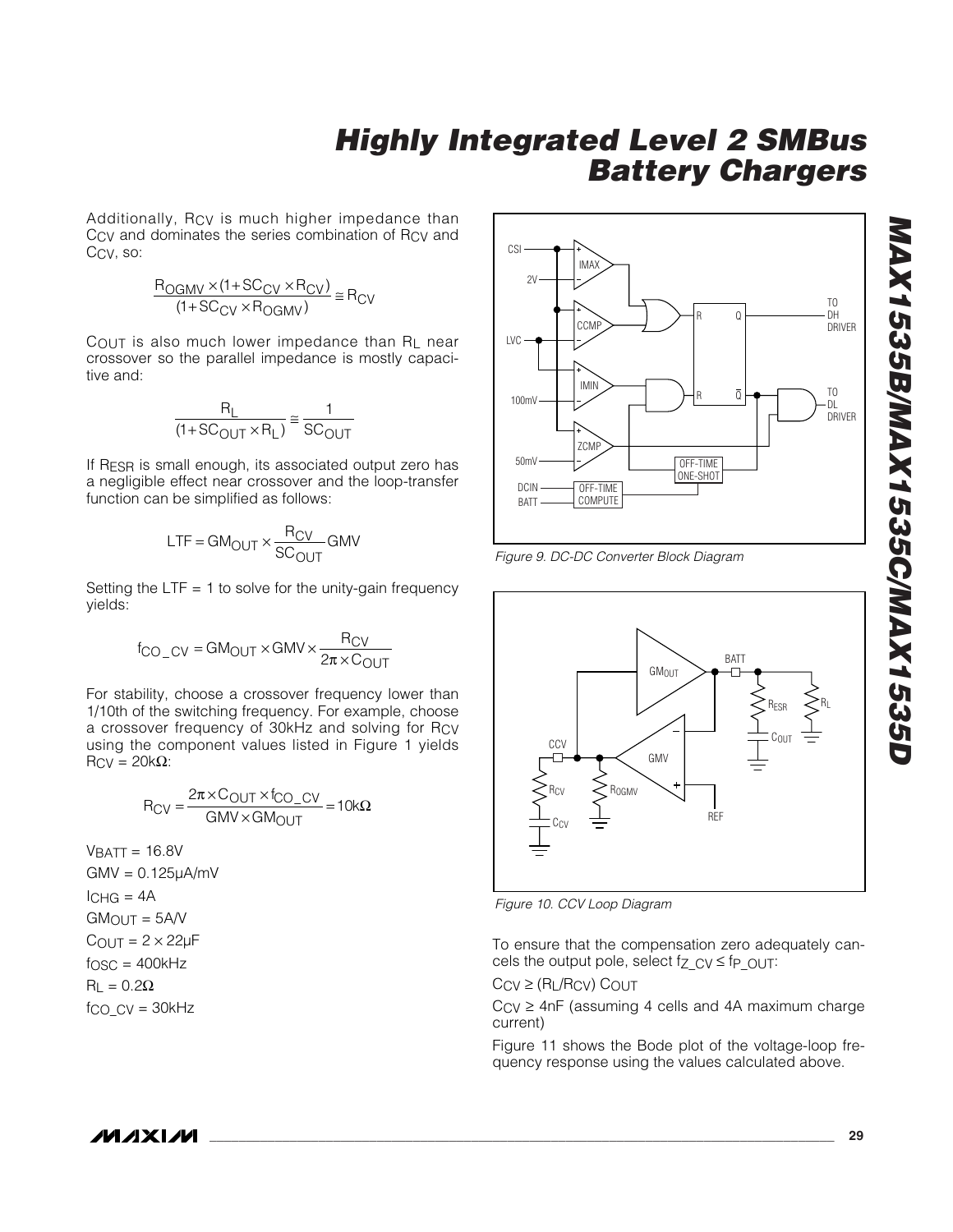Additionally, $R_{CV}$ is much higher impedance than $C_{CV}$ and dominates the series combination of $R_{CV}$ and $C_{CV}$, so:

$$\frac{R_{OGMV} \times (1 + SC_{CV} \times R_{CV})}{(1 + SC_{CV} \times R_{OGMV})} \cong R_{CV}$$

$C_{OUT}$ is also much lower impedance than $R_L$ near crossover so the parallel impedance is mostly capacitive and:

$$\frac{R_L}{(1 + SC_{OUT} \times R_L)} \cong \frac{1}{SC_{OUT}}$$

If $R_{ESR}$ is small enough, its associated output zero has a negligible effect near crossover and the loop-transfer function can be simplified as follows:

$$LTF = GM_{OUT} \times \frac{R_{CV}}{SC_{OUT}} GMV$$

Setting the LTF = 1 to solve for the unity-gain frequency yields:

$$f_{CO\_CV} = GM_{OUT} \times GMV \times \frac{R_{CV}}{2\pi \times C_{OUT}}$$

For stability, choose a crossover frequency lower than 1/10th of the switching frequency. For example, choose a crossover frequency of 30kHz and solving for $R_{CV}$ using the component values listed in Figure 1 yields $R_{CV}$ = 20kΩ:

$$R_{CV} = \frac{2\pi \times C_{OUT} \times f_{CO\_CV}}{GMV \times GM_{OUT}} = 10k\Omega$$

$V_{BATT}$ = 16.8V

GMV = 0.125µA/mV

$I_{CHG}$ = 4A

$GM_{OUT}$ = 5A/V

$C_{OUT}$ = 2 × 22µF

$f_{OSC}$ = 400kHz

$R_L$ = 0.2Ω

$f_{CO\_CV}$ = 30kHz

Figure 9. DC-DC Converter Block Diagram

Figure 10. CCV Loop Diagram

To ensure that the compensation zero adequately cancels the output pole, select $f_{Z\_CV} \le f_{P\_OUT}$:

$C_{CV} \ge (R_L/R_{CV})\ C_{OUT}$

$C_{CV} \ge$ 4nF (assuming 4 cells and 4A maximum charge current)

Figure 11 shows the Bode plot of the voltage-loop frequency response using the values calculated above.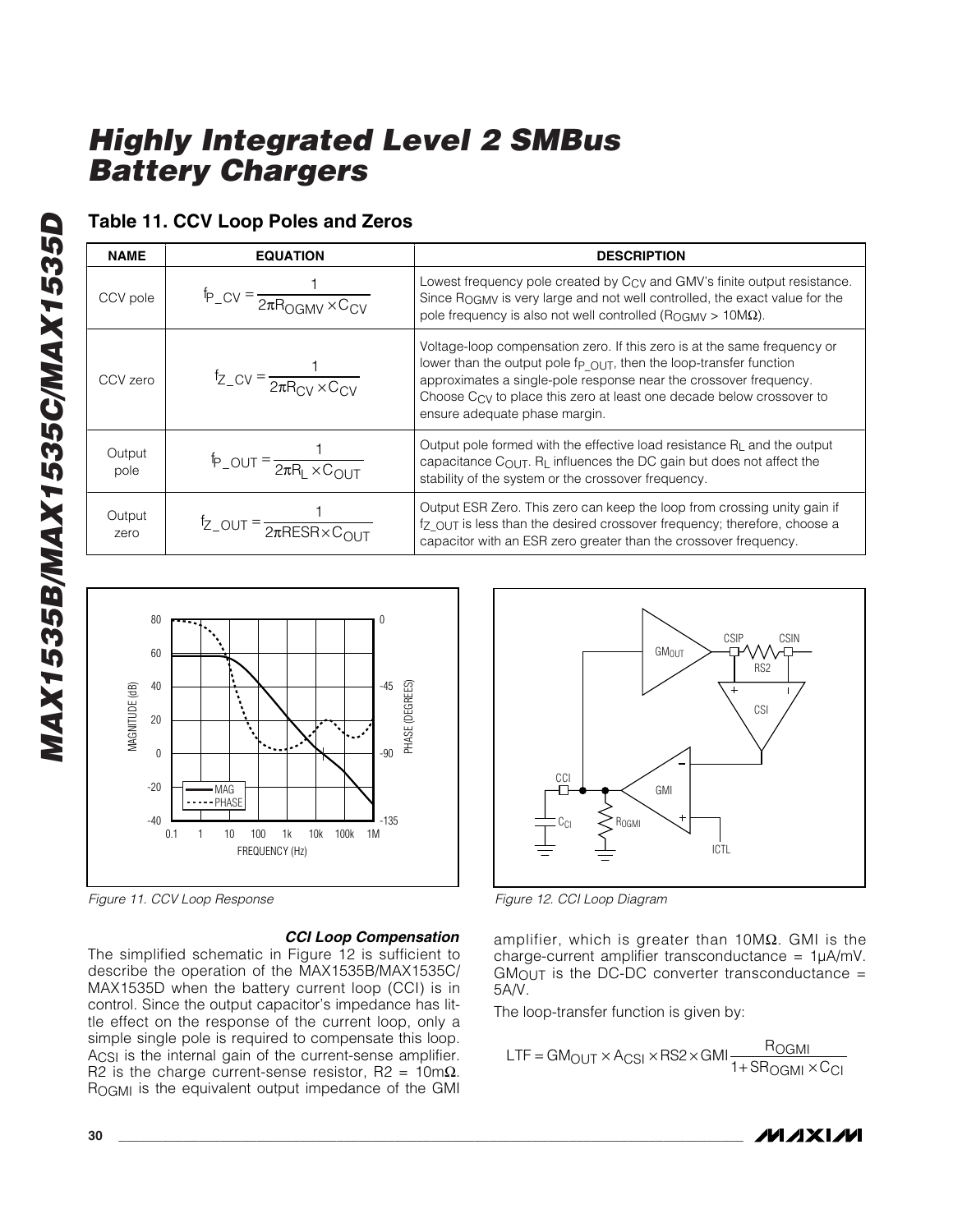## Table 11. CCV Loop Poles and Zeros

| NAME | EQUATION | DESCRIPTION |
|---|---|---|
| CCV pole | $f_{P\_CV} = \frac{1}{2\pi R_{OGMV} \times C_{CV}}$ | Lowest frequency pole created by $C_{CV}$ and GMV's finite output resistance. Since $R_{OGMV}$ is very large and not well controlled, the exact value for the pole frequency is also not well controlled ($R_{OGMV}$ > 10MΩ). |
| CCV zero | $f_{Z\_CV} = \frac{1}{2\pi R_{CV} \times C_{CV}}$ | Voltage-loop compensation zero. If this zero is at the same frequency or lower than the output pole $f_{P\_OUT}$, then the loop-transfer function approximates a single-pole response near the crossover frequency. Choose $C_{CV}$ to place this zero at least one decade below crossover to ensure adequate phase margin. |
| Output pole | $f_{P\_OUT} = \frac{1}{2\pi R_L \times C_{OUT}}$ | Output pole formed with the effective load resistance $R_L$ and the output capacitance $C_{OUT}$. $R_L$ influences the DC gain but does not affect the stability of the system or the crossover frequency. |
| Output zero | $f_{Z\_OUT} = \frac{1}{2\pi RESR \times C_{OUT}}$ | Output ESR Zero. This zero can keep the loop from crossing unity gain if $f_{Z\_OUT}$ is less than the desired crossover frequency; therefore, choose a capacitor with an ESR zero greater than the crossover frequency. |

*Figure 11. CCV Loop Response*

*Figure 12. CCI Loop Diagram*

### *CCI Loop Compensation*

The simplified schematic in Figure 12 is sufficient to describe the operation of the MAX1535B/MAX1535C/MAX1535D when the battery current loop (CCI) is in control. Since the output capacitor's impedance has little effect on the response of the current loop, only a simple single pole is required to compensate this loop. $A_{CSI}$ is the internal gain of the current-sense amplifier. R2 is the charge current-sense resistor, R2 = 10mΩ. $R_{OGMI}$ is the equivalent output impedance of the GMI amplifier, which is greater than 10MΩ. GMI is the charge-current amplifier transconductance = 1μA/mV. $GM_{OUT}$ is the DC-DC converter transconductance = 5A/V.

The loop-transfer function is given by:

$$LTF = GM_{OUT} \times A_{CSI} \times RS2 \times GMI \frac{R_{OGMI}}{1 + SR_{OGMI} \times C_{CI}}$$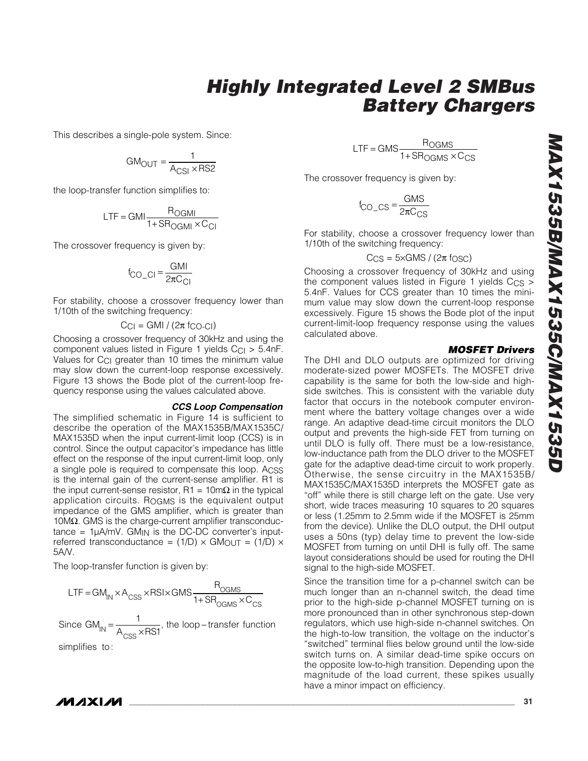This describes a single-pole system. Since:

$$GM_{OUT} = \frac{1}{A_{CSI} \times RS2}$$

the loop-transfer function simplifies to:

$$LTF = GMI \frac{R_{OGMI}}{1 + SR_{OGMI} \times C_{CI}}$$

The crossover frequency is given by:

$$f_{CO\_CI} = \frac{GMI}{2\pi C_{CI}}$$

For stability, choose a crossover frequency lower than 1/10th of the switching frequency:

$$C_{CI} = GMI / (2\pi\ f_{CO\text{-}CI})$$

Choosing a crossover frequency of 30kHz and using the component values listed in Figure 1 yields $C_{CI}$ > 5.4nF. Values for $C_{CI}$ greater than 10 times the minimum value may slow down the current-loop response excessively. Figure 13 shows the Bode plot of the current-loop frequency response using the values calculated above.

### *CCS Loop Compensation*

The simplified schematic in Figure 14 is sufficient to describe the operation of the MAX1535B/MAX1535C/MAX1535D when the input current-limit loop (CCS) is in control. Since the output capacitor's impedance has little effect on the response of the input current-limit loop, only a single pole is required to compensate this loop. $A_{CSS}$ is the internal gain of the current-sense amplifier. R1 is the input current-sense resistor, R1 = 10mΩ in the typical application circuits. $R_{OGMS}$ is the equivalent output impedance of the GMS amplifier, which is greater than 10MΩ. GMS is the charge-current amplifier transconductance = 1µA/mV. $GM_{IN}$ is the DC-DC converter's input-referred transconductance = (1/D) × $GM_{OUT}$ = (1/D) × 5A/V.

The loop-transfer function is given by:

$$LTF = GM_{IN} \times A_{CSS} \times RSI \times GMS \frac{R_{OGMS}}{1 + SR_{OGMS} \times C_{CS}}$$

Since $GM_{IN} = \frac{1}{A_{CSS} \times RS1}$, the loop-transfer function simplifies to:

$$LTF = GMS \frac{R_{OGMS}}{1 + SR_{OGMS} \times C_{CS}}$$

The crossover frequency is given by:

$$f_{CO\_CS} = \frac{GMS}{2\pi C_{CS}}$$

For stability, choose a crossover frequency lower than 1/10th of the switching frequency:

$$C_{CS} = 5 \times GMS / (2\pi\ f_{OSC})$$

Choosing a crossover frequency of 30kHz and using the component values listed in Figure 1 yields $C_{CS}$ > 5.4nF. Values for CCS greater than 10 times the minimum value may slow down the current-loop response excessively. Figure 15 shows the Bode plot of the input current-limit-loop frequency response using the values calculated above.

### *MOSFET Drivers*

The DHI and DLO outputs are optimized for driving moderate-sized power MOSFETs. The MOSFET drive capability is the same for both the low-side and high-side switches. This is consistent with the variable duty factor that occurs in the notebook computer environment where the battery voltage changes over a wide range. An adaptive dead-time circuit monitors the DLO output and prevents the high-side FET from turning on until DLO is fully off. There must be a low-resistance, low-inductance path from the DLO driver to the MOSFET gate for the adaptive dead-time circuit to work properly. Otherwise, the sense circuitry in the MAX1535B/MAX1535C/MAX1535D interprets the MOSFET gate as "off" while there is still charge left on the gate. Use very short, wide traces measuring 10 squares to 20 squares or less (1.25mm to 2.5mm wide if the MOSFET is 25mm from the device). Unlike the DLO output, the DHI output uses a 50ns (typ) delay time to prevent the low-side MOSFET from turning on until DHI is fully off. The same layout considerations should be used for routing the DHI signal to the high-side MOSFET.

Since the transition time for a p-channel switch can be much longer than an n-channel switch, the dead time prior to the high-side p-channel MOSFET turning on is more pronounced than in other synchronous step-down regulators, which use high-side n-channel switches. On the high-to-low transition, the voltage on the inductor's "switched" terminal flies below ground until the low-side switch turns on. A similar dead-time spike occurs on the opposite low-to-high transition. Depending upon the magnitude of the load current, these spikes usually have a minor impact on efficiency.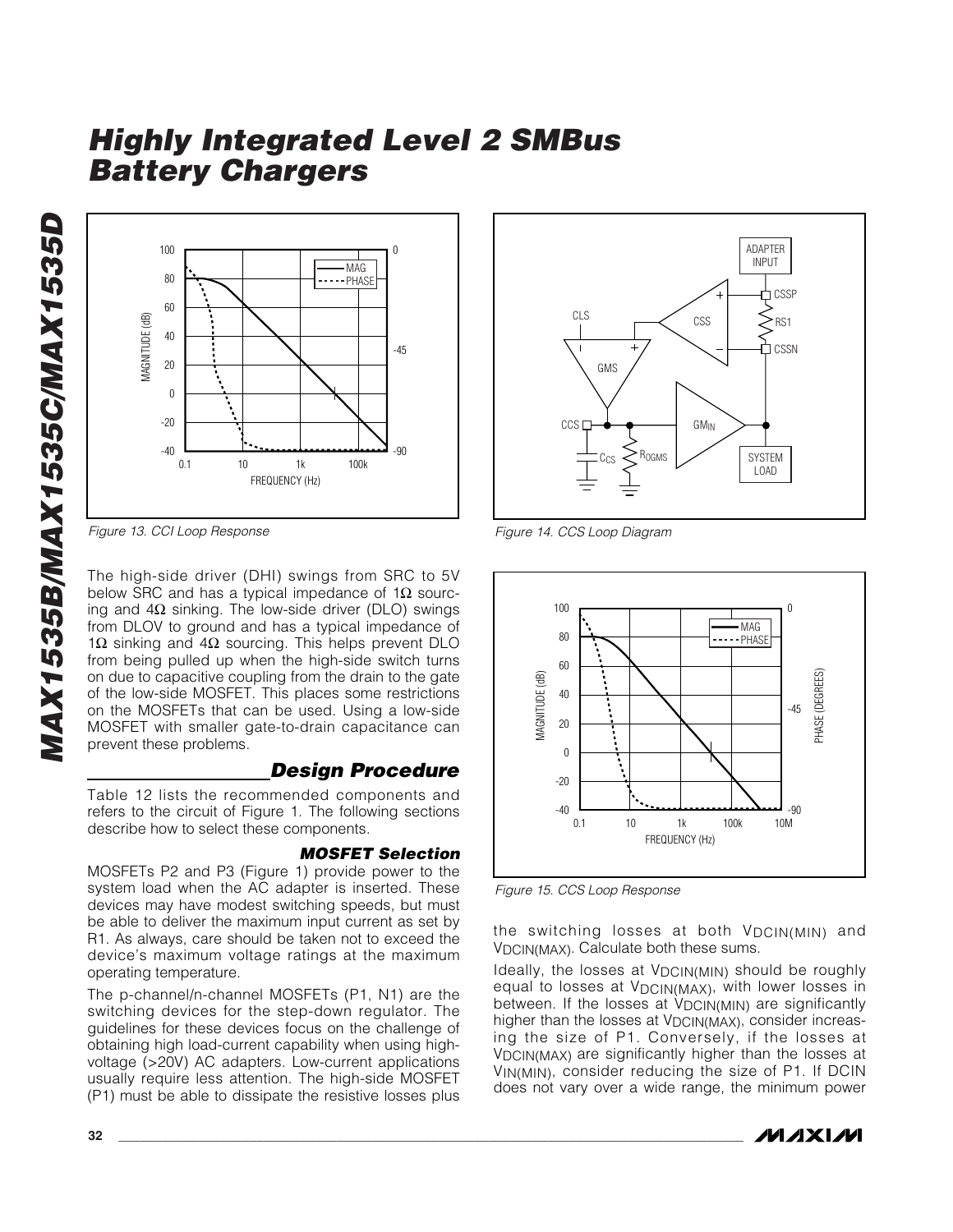Figure 13. CCI Loop Response

Figure 14. CCS Loop Diagram

Figure 15. CCS Loop Response

The high-side driver (DHI) swings from SRC to 5V below SRC and has a typical impedance of 1Ω sourcing and 4Ω sinking. The low-side driver (DLO) swings from DLOV to ground and has a typical impedance of 1Ω sinking and 4Ω sourcing. This helps prevent DLO from being pulled up when the high-side switch turns on due to capacitive coupling from the drain to the gate of the low-side MOSFET. This places some restrictions on the MOSFETs that can be used. Using a low-side MOSFET with smaller gate-to-drain capacitance can prevent these problems.

## Design Procedure

Table 12 lists the recommended components and refers to the circuit of Figure 1. The following sections describe how to select these components.

### MOSFET Selection

MOSFETs P2 and P3 (Figure 1) provide power to the system load when the AC adapter is inserted. These devices may have modest switching speeds, but must be able to deliver the maximum input current as set by R1. As always, care should be taken not to exceed the device's maximum voltage ratings at the maximum operating temperature.

The p-channel/n-channel MOSFETs (P1, N1) are the switching devices for the step-down regulator. The guidelines for these devices focus on the challenge of obtaining high load-current capability when using high-voltage (>20V) AC adapters. Low-current applications usually require less attention. The high-side MOSFET (P1) must be able to dissipate the resistive losses plus the switching losses at both $V_{DCIN(MIN)}$ and $V_{DCIN(MAX)}$. Calculate both these sums.

Ideally, the losses at $V_{DCIN(MIN)}$ should be roughly equal to losses at $V_{DCIN(MAX)}$, with lower losses in between. If the losses at $V_{DCIN(MIN)}$ are significantly higher than the losses at $V_{DCIN(MAX)}$, consider increasing the size of P1. Conversely, if the losses at $V_{DCIN(MAX)}$ are significantly higher than the losses at $V_{IN(MIN)}$, consider reducing the size of P1. If DCIN does not vary over a wide range, the minimum power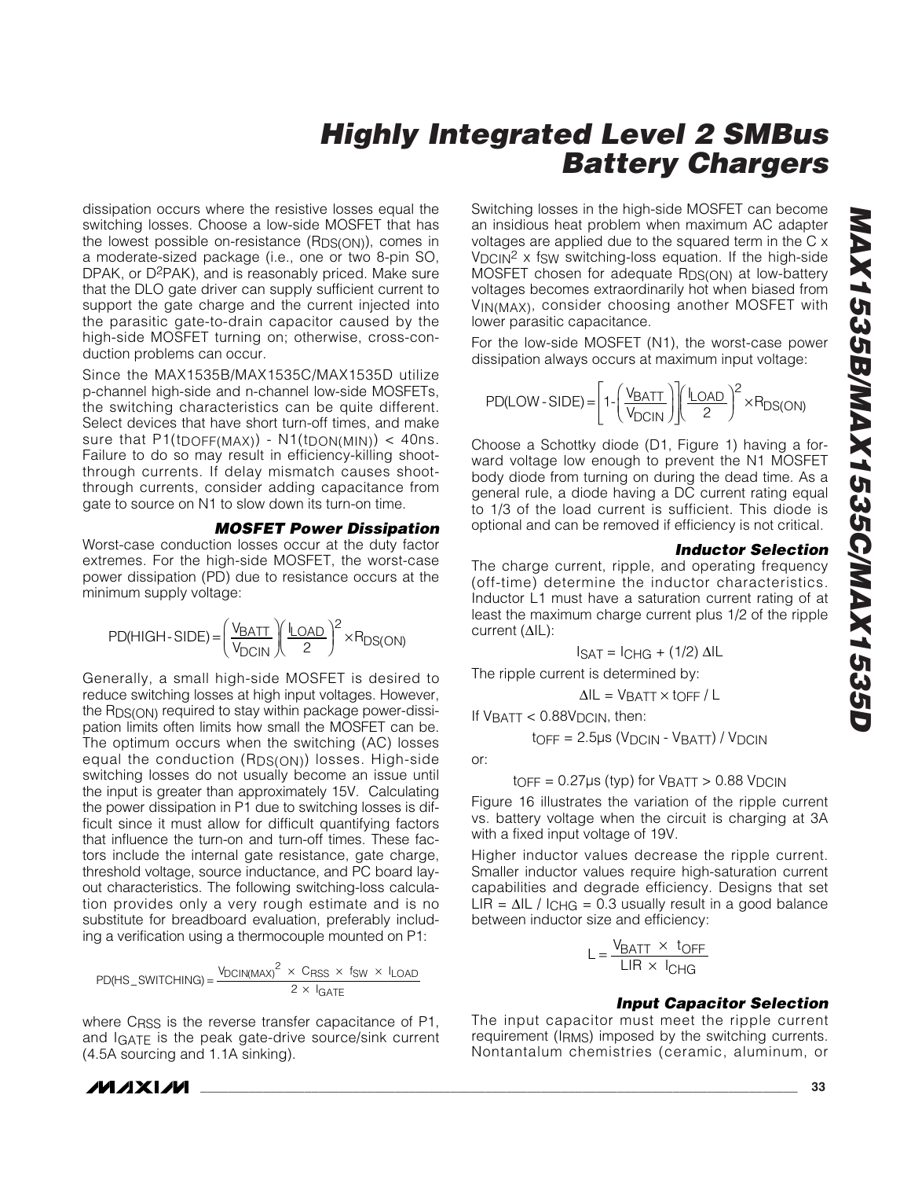dissipation occurs where the resistive losses equal the switching losses. Choose a low-side MOSFET that has the lowest possible on-resistance ($R_{DS(ON)}$), comes in a moderate-sized package (i.e., one or two 8-pin SO, DPAK, or $D^2PAK$), and is reasonably priced. Make sure that the DLO gate driver can supply sufficient current to support the gate charge and the current injected into the parasitic gate-to-drain capacitor caused by the high-side MOSFET turning on; otherwise, cross-conduction problems can occur.

Since the MAX1535B/MAX1535C/MAX1535D utilize p-channel high-side and n-channel low-side MOSFETs, the switching characteristics can be quite different. Select devices that have short turn-off times, and make sure that $P1(t_{DOFF(MAX)}) - N1(t_{DON(MIN)}) < 40ns$. Failure to do so may result in efficiency-killing shoot-through currents. If delay mismatch causes shoot-through currents, consider adding capacitance from gate to source on N1 to slow down its turn-on time.

### MOSFET Power Dissipation

Worst-case conduction losses occur at the duty factor extremes. For the high-side MOSFET, the worst-case power dissipation (PD) due to resistance occurs at the minimum supply voltage:

$$PD(HIGH\text{-}SIDE) = \left(\frac{V_{BATT}}{V_{DCIN}}\right)\left(\frac{I_{LOAD}}{2}\right)^2 \times R_{DS(ON)}$$

Generally, a small high-side MOSFET is desired to reduce switching losses at high input voltages. However, the $R_{DS(ON)}$ required to stay within package power-dissipation limits often limits how small the MOSFET can be. The optimum occurs when the switching (AC) losses equal the conduction ($R_{DS(ON)}$) losses. High-side switching losses do not usually become an issue until the input is greater than approximately 15V. Calculating the power dissipation in P1 due to switching losses is difficult since it must allow for difficult quantifying factors that influence the turn-on and turn-off times. These factors include the internal gate resistance, gate charge, threshold voltage, source inductance, and PC board layout characteristics. The following switching-loss calculation provides only a very rough estimate and is no substitute for breadboard evaluation, preferably including a verification using a thermocouple mounted on P1:

$$PD(HS\_SWITCHING) = \frac{V_{DCIN(MAX)}^2 \times C_{RSS} \times f_{SW} \times I_{LOAD}}{2 \times I_{GATE}}$$

where $C_{RSS}$ is the reverse transfer capacitance of P1, and $I_{GATE}$ is the peak gate-drive source/sink current (4.5A sourcing and 1.1A sinking).

Switching losses in the high-side MOSFET can become an insidious heat problem when maximum AC adapter voltages are applied due to the squared term in the $C \times V_{DCIN}^2 \times f_{SW}$ switching-loss equation. If the high-side MOSFET chosen for adequate $R_{DS(ON)}$ at low-battery voltages becomes extraordinarily hot when biased from $V_{IN(MAX)}$, consider choosing another MOSFET with lower parasitic capacitance.

For the low-side MOSFET (N1), the worst-case power dissipation always occurs at maximum input voltage:

$$PD(LOW\text{-}SIDE) = \left[1 - \left(\frac{V_{BATT}}{V_{DCIN}}\right)\right]\left(\frac{I_{LOAD}}{2}\right)^2 \times R_{DS(ON)}$$

Choose a Schottky diode (D1, Figure 1) having a forward voltage low enough to prevent the N1 MOSFET body diode from turning on during the dead time. As a general rule, a diode having a DC current rating equal to 1/3 of the load current is sufficient. This diode is optional and can be removed if efficiency is not critical.

### Inductor Selection

The charge current, ripple, and operating frequency (off-time) determine the inductor characteristics. Inductor L1 must have a saturation current rating of at least the maximum charge current plus 1/2 of the ripple current ($\Delta IL$):

$$I_{SAT} = I_{CHG} + (1/2)\ \Delta IL$$

The ripple current is determined by:

$$\Delta IL = V_{BATT} \times t_{OFF} / L$$

If $V_{BATT} < 0.88V_{DCIN}$, then:

$$t_{OFF} = 2.5\mu s\ (V_{DCIN} - V_{BATT}) / V_{DCIN}$$

or:

$$t_{OFF} = 0.27\mu s\ \text{(typ) for } V_{BATT} > 0.88\ V_{DCIN}$$

Figure 16 illustrates the variation of the ripple current vs. battery voltage when the circuit is charging at 3A with a fixed input voltage of 19V.

Higher inductor values decrease the ripple current. Smaller inductor values require high-saturation current capabilities and degrade efficiency. Designs that set $LIR = \Delta IL / I_{CHG} = 0.3$ usually result in a good balance between inductor size and efficiency:

$$L = \frac{V_{BATT} \times t_{OFF}}{LIR \times I_{CHG}}$$

### Input Capacitor Selection

The input capacitor must meet the ripple current requirement ($I_{RMS}$) imposed by the switching currents. Nontantalum chemistries (ceramic, aluminum, or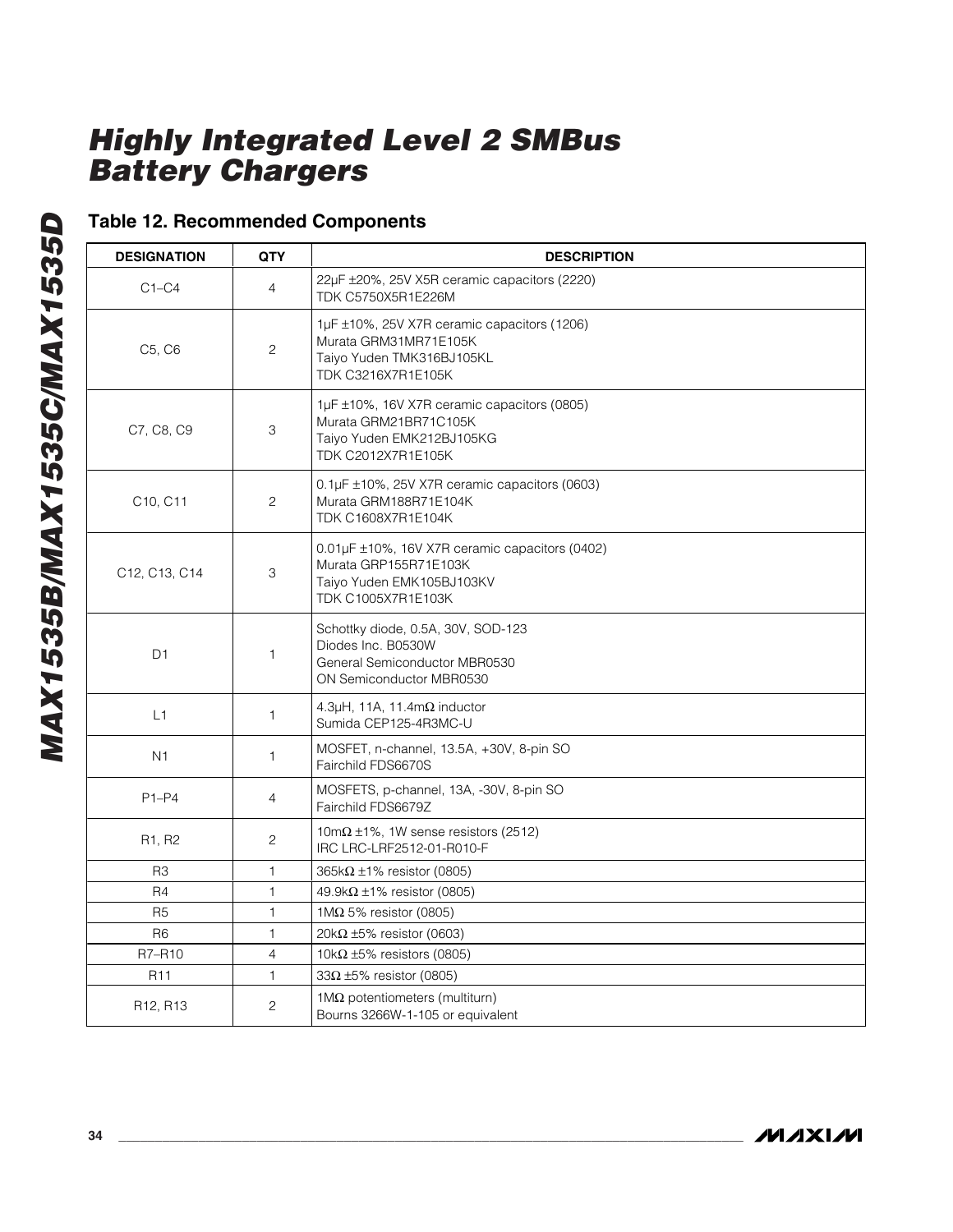## Table 12. Recommended Components

| DESIGNATION | QTY | DESCRIPTION |
|---|---|---|
| C1–C4 | 4 | 22µF ±20%, 25V X5R ceramic capacitors (2220)<br>TDK C5750X5R1E226M |
| C5, C6 | 2 | 1µF ±10%, 25V X7R ceramic capacitors (1206)<br>Murata GRM31MR71E105K<br>Taiyo Yuden TMK316BJ105KL<br>TDK C3216X7R1E105K |
| C7, C8, C9 | 3 | 1µF ±10%, 16V X7R ceramic capacitors (0805)<br>Murata GRM21BR71C105K<br>Taiyo Yuden EMK212BJ105KG<br>TDK C2012X7R1E105K |
| C10, C11 | 2 | 0.1µF ±10%, 25V X7R ceramic capacitors (0603)<br>Murata GRM188R71E104K<br>TDK C1608X7R1E104K |
| C12, C13, C14 | 3 | 0.01µF ±10%, 16V X7R ceramic capacitors (0402)<br>Murata GRP155R71E103K<br>Taiyo Yuden EMK105BJ103KV<br>TDK C1005X7R1E103K |
| D1 | 1 | Schottky diode, 0.5A, 30V, SOD-123<br>Diodes Inc. B0530W<br>General Semiconductor MBR0530<br>ON Semiconductor MBR0530 |
| L1 | 1 | 4.3µH, 11A, 11.4mΩ inductor<br>Sumida CEP125-4R3MC-U |
| N1 | 1 | MOSFET, n-channel, 13.5A, +30V, 8-pin SO<br>Fairchild FDS6670S |
| P1–P4 | 4 | MOSFETS, p-channel, 13A, -30V, 8-pin SO<br>Fairchild FDS6679Z |
| R1, R2 | 2 | 10mΩ ±1%, 1W sense resistors (2512)<br>IRC LRC-LRF2512-01-R010-F |
| R3 | 1 | 365kΩ ±1% resistor (0805) |
| R4 | 1 | 49.9kΩ ±1% resistor (0805) |
| R5 | 1 | 1MΩ 5% resistor (0805) |
| R6 | 1 | 20kΩ ±5% resistor (0603) |
| R7–R10 | 4 | 10kΩ ±5% resistors (0805) |
| R11 | 1 | 33Ω ±5% resistor (0805) |
| R12, R13 | 2 | 1MΩ potentiometers (multiturn)<br>Bourns 3266W-1-105 or equivalent |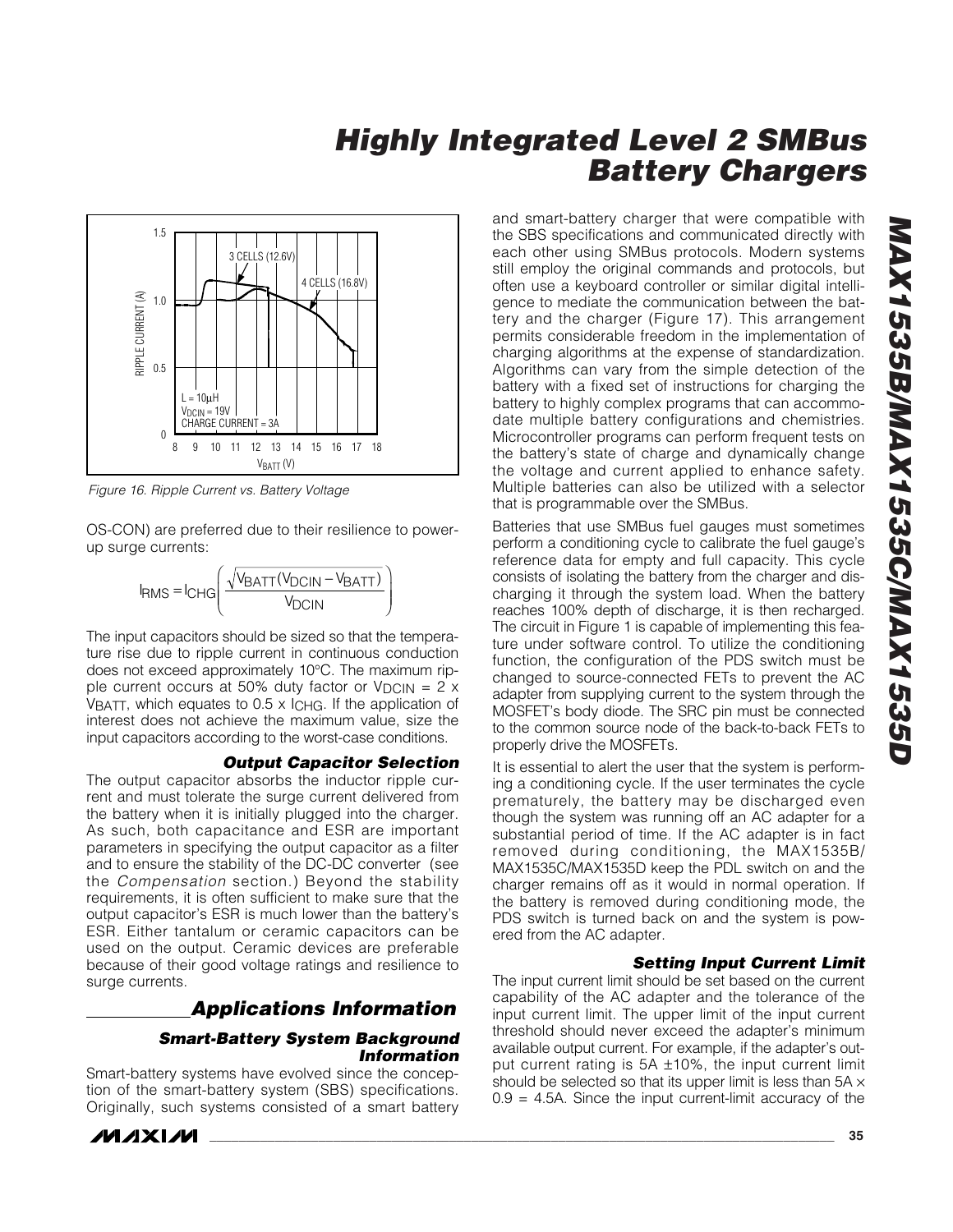Figure 16. Ripple Current vs. Battery Voltage

OS-CON) are preferred due to their resilience to power-up surge currents:

$$I_{RMS} = I_{CHG}\left(\frac{\sqrt{V_{BATT}(V_{DCIN} - V_{BATT})}}{V_{DCIN}}\right)$$

The input capacitors should be sized so that the temperature rise due to ripple current in continuous conduction does not exceed approximately 10°C. The maximum ripple current occurs at 50% duty factor or $V_{DCIN} = 2 \times V_{BATT}$, which equates to $0.5 \times I_{CHG}$. If the application of interest does not achieve the maximum value, size the input capacitors according to the worst-case conditions.

### Output Capacitor Selection

The output capacitor absorbs the inductor ripple current and must tolerate the surge current delivered from the battery when it is initially plugged into the charger. As such, both capacitance and ESR are important parameters in specifying the output capacitor as a filter and to ensure the stability of the DC-DC converter (see the *Compensation* section.) Beyond the stability requirements, it is often sufficient to make sure that the output capacitor's ESR is much lower than the battery's ESR. Either tantalum or ceramic capacitors can be used on the output. Ceramic devices are preferable because of their good voltage ratings and resilience to surge currents.

## Applications Information

### Smart-Battery System Background Information

Smart-battery systems have evolved since the conception of the smart-battery system (SBS) specifications. Originally, such systems consisted of a smart battery and smart-battery charger that were compatible with the SBS specifications and communicated directly with each other using SMBus protocols. Modern systems still employ the original commands and protocols, but often use a keyboard controller or similar digital intelligence to mediate the communication between the battery and the charger (Figure 17). This arrangement permits considerable freedom in the implementation of charging algorithms at the expense of standardization. Algorithms can vary from the simple detection of the battery with a fixed set of instructions for charging the battery to highly complex programs that can accommodate multiple battery configurations and chemistries. Microcontroller programs can perform frequent tests on the battery's state of charge and dynamically change the voltage and current applied to enhance safety. Multiple batteries can also be utilized with a selector that is programmable over the SMBus.

Batteries that use SMBus fuel gauges must sometimes perform a conditioning cycle to calibrate the fuel gauge's reference data for empty and full capacity. This cycle consists of isolating the battery from the charger and discharging it through the system load. When the battery reaches 100% depth of discharge, it is then recharged. The circuit in Figure 1 is capable of implementing this feature under software control. To utilize the conditioning function, the configuration of the PDS switch must be changed to source-connected FETs to prevent the AC adapter from supplying current to the system through the MOSFET's body diode. The SRC pin must be connected to the common source node of the back-to-back FETs to properly drive the MOSFETs.

It is essential to alert the user that the system is performing a conditioning cycle. If the user terminates the cycle prematurely, the battery may be discharged even though the system was running off an AC adapter for a substantial period of time. If the AC adapter is in fact removed during conditioning, the MAX1535B/MAX1535C/MAX1535D keep the PDL switch on and the charger remains off as it would in normal operation. If the battery is removed during conditioning mode, the PDS switch is turned back on and the system is powered from the AC adapter.

### Setting Input Current Limit

The input current limit should be set based on the current capability of the AC adapter and the tolerance of the input current limit. The upper limit of the input current threshold should never exceed the adapter's minimum available output current. For example, if the adapter's output current rating is 5A ±10%, the input current limit should be selected so that its upper limit is less than $5A \times 0.9 = 4.5A$. Since the input current-limit accuracy of the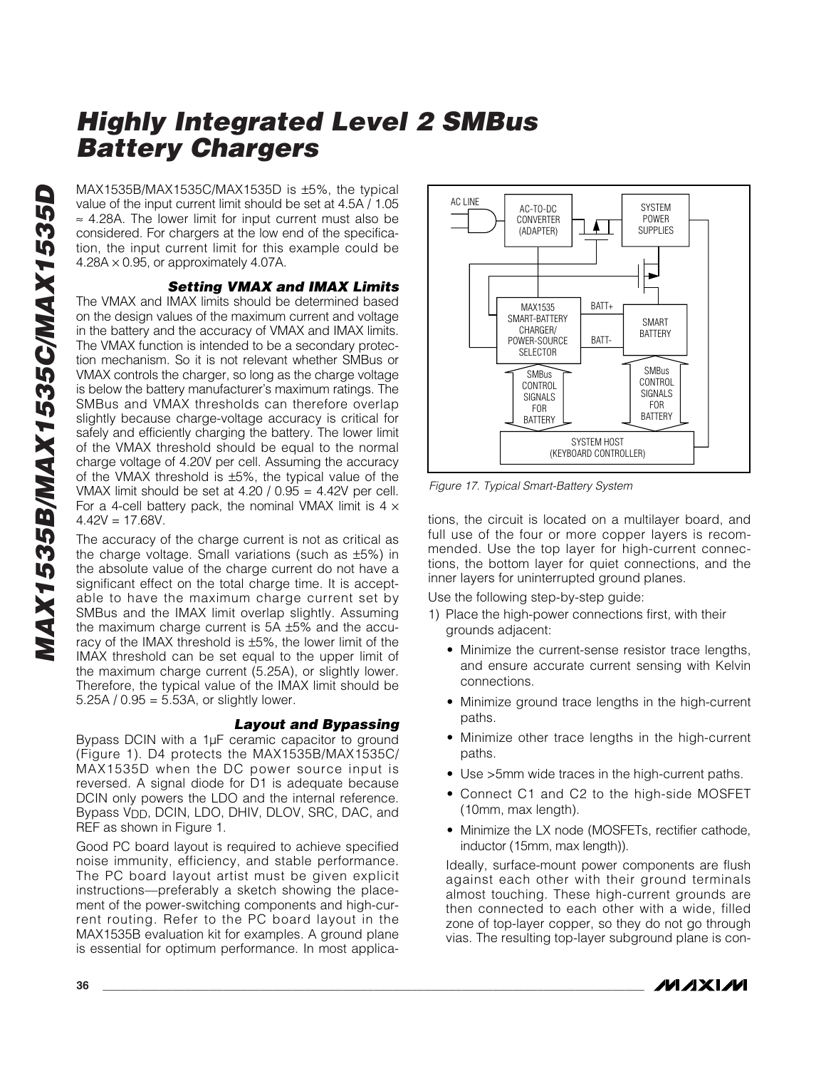MAX1535B/MAX1535C/MAX1535D is ±5%, the typical value of the input current limit should be set at 4.5A / 1.05 ≈ 4.28A. The lower limit for input current must also be considered. For chargers at the low end of the specification, the input current limit for this example could be 4.28A × 0.95, or approximately 4.07A.

### Setting VMAX and IMAX Limits

The VMAX and IMAX limits should be determined based on the design values of the maximum current and voltage in the battery and the accuracy of VMAX and IMAX limits. The VMAX function is intended to be a secondary protection mechanism. So it is not relevant whether SMBus or VMAX controls the charger, so long as the charge voltage is below the battery manufacturer's maximum ratings. The SMBus and VMAX thresholds can therefore overlap slightly because charge-voltage accuracy is critical for safely and efficiently charging the battery. The lower limit of the VMAX threshold should be equal to the normal charge voltage of 4.20V per cell. Assuming the accuracy of the VMAX threshold is ±5%, the typical value of the VMAX limit should be set at 4.20 / 0.95 = 4.42V per cell. For a 4-cell battery pack, the nominal VMAX limit is 4 × 4.42V = 17.68V.

The accuracy of the charge current is not as critical as the charge voltage. Small variations (such as ±5%) in the absolute value of the charge current do not have a significant effect on the total charge time. It is acceptable to have the maximum charge current set by SMBus and the IMAX limit overlap slightly. Assuming the maximum charge current is 5A ±5% and the accuracy of the IMAX threshold is ±5%, the lower limit of the IMAX threshold can be set equal to the upper limit of the maximum charge current (5.25A), or slightly lower. Therefore, the typical value of the IMAX limit should be 5.25A / 0.95 = 5.53A, or slightly lower.

### Layout and Bypassing

Bypass DCIN with a 1µF ceramic capacitor to ground (Figure 1). D4 protects the MAX1535B/MAX1535C/MAX1535D when the DC power source input is reversed. A signal diode for D1 is adequate because DCIN only powers the LDO and the internal reference. Bypass $V_{DD}$, DCIN, LDO, DHIV, DLOV, SRC, DAC, and REF as shown in Figure 1.

Good PC board layout is required to achieve specified noise immunity, efficiency, and stable performance. The PC board layout artist must be given explicit instructions—preferably a sketch showing the placement of the power-switching components and high-current routing. Refer to the PC board layout in the MAX1535B evaluation kit for examples. A ground plane is essential for optimum performance. In most applications, the circuit is located on a multilayer board, and full use of the four or more copper layers is recommended. Use the top layer for high-current connections, the bottom layer for quiet connections, and the inner layers for uninterrupted ground planes.

AC LINE | AC-TO-DC CONVERTER (ADAPTER) | SYSTEM POWER SUPPLIES | MAX1535 SMART-BATTERY CHARGER/ POWER-SOURCE SELECTOR | BATT+ | BATT- | SMART BATTERY | SMBus CONTROL SIGNALS FOR BATTERY | SMBus CONTROL SIGNALS FOR BATTERY | SYSTEM HOST (KEYBOARD CONTROLLER)

*Figure 17. Typical Smart-Battery System*

Use the following step-by-step guide:

1) Place the high-power connections first, with their grounds adjacent:
   - Minimize the current-sense resistor trace lengths, and ensure accurate current sensing with Kelvin connections.
   - Minimize ground trace lengths in the high-current paths.
   - Minimize other trace lengths in the high-current paths.
   - Use >5mm wide traces in the high-current paths.
   - Connect C1 and C2 to the high-side MOSFET (10mm, max length).
   - Minimize the LX node (MOSFETs, rectifier cathode, inductor (15mm, max length)).

   Ideally, surface-mount power components are flush against each other with their ground terminals almost touching. These high-current grounds are then connected to each other with a wide, filled zone of top-layer copper, so they do not go through vias. The resulting top-layer subground plane is con-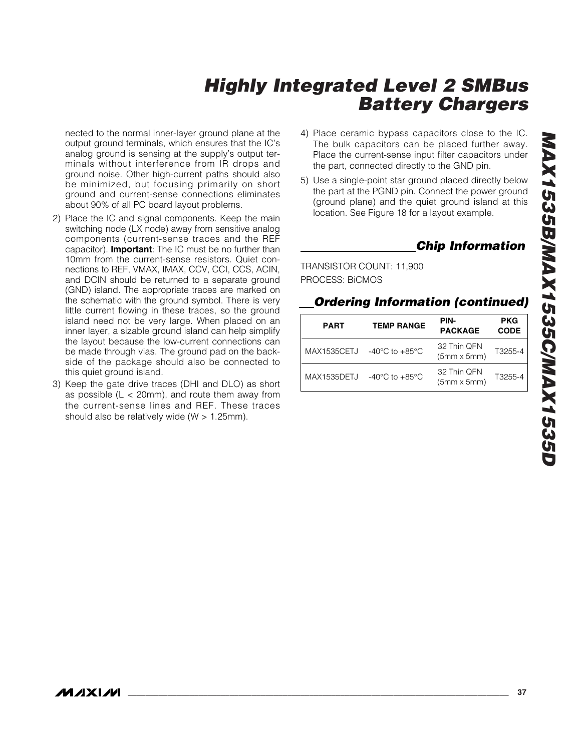nected to the normal inner-layer ground plane at the output ground terminals, which ensures that the IC's analog ground is sensing at the supply's output terminals without interference from IR drops and ground noise. Other high-current paths should also be minimized, but focusing primarily on short ground and current-sense connections eliminates about 90% of all PC board layout problems.

2) Place the IC and signal components. Keep the main switching node (LX node) away from sensitive analog components (current-sense traces and the REF capacitor). **Important**: The IC must be no further than 10mm from the current-sense resistors. Quiet connections to REF, VMAX, IMAX, CCV, CCI, CCS, ACIN, and DCIN should be returned to a separate ground (GND) island. The appropriate traces are marked on the schematic with the ground symbol. There is very little current flowing in these traces, so the ground island need not be very large. When placed on an inner layer, a sizable ground island can help simplify the layout because the low-current connections can be made through vias. The ground pad on the backside of the package should also be connected to this quiet ground island.

3) Keep the gate drive traces (DHI and DLO) as short as possible (L < 20mm), and route them away from the current-sense lines and REF. These traces should also be relatively wide (W > 1.25mm).

4) Place ceramic bypass capacitors close to the IC. The bulk capacitors can be placed further away. Place the current-sense input filter capacitors under the part, connected directly to the GND pin.

5) Use a single-point star ground placed directly below the part at the PGND pin. Connect the power ground (ground plane) and the quiet ground island at this location. See Figure 18 for a layout example.

## Chip Information

TRANSISTOR COUNT: 11,900

PROCESS: BiCMOS

## Ordering Information (continued)

| PART | TEMP RANGE | PIN-PACKAGE | PKG CODE |
|---|---|---|---|
| MAX1535CETJ | -40°C to +85°C | 32 Thin QFN (5mm x 5mm) | T3255-4 |
| MAX1535DETJ | -40°C to +85°C | 32 Thin QFN (5mm x 5mm) | T3255-4 |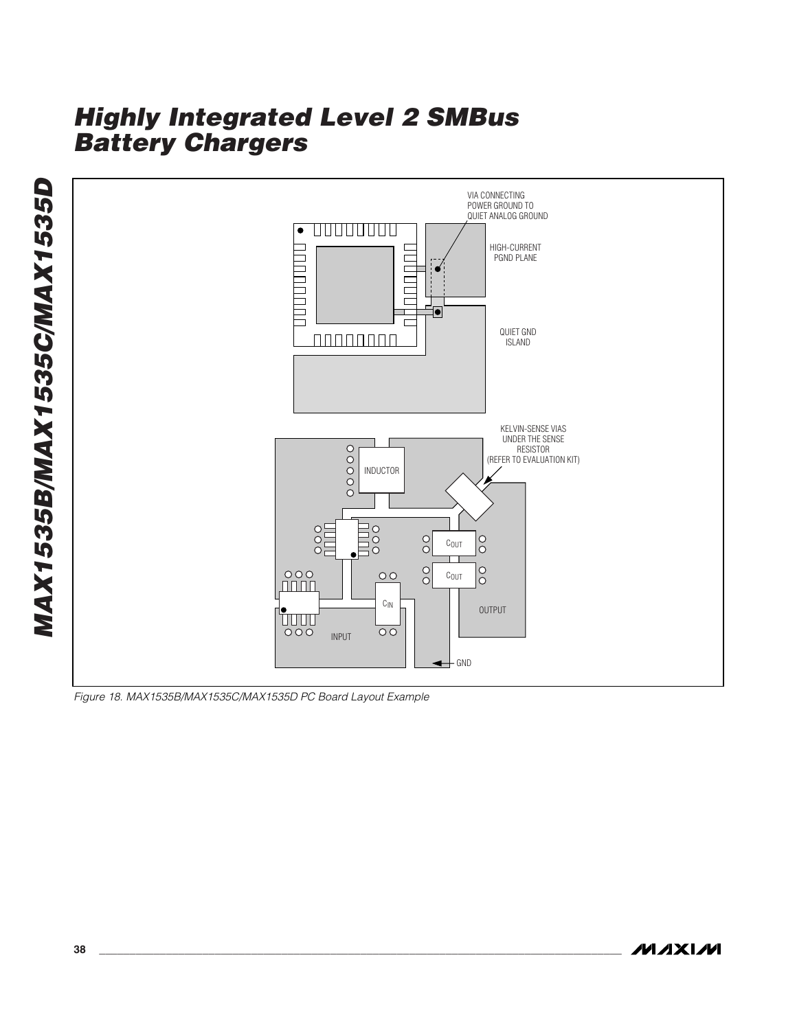Figure 18. MAX1535B/MAX1535C/MAX1535D PC Board Layout Example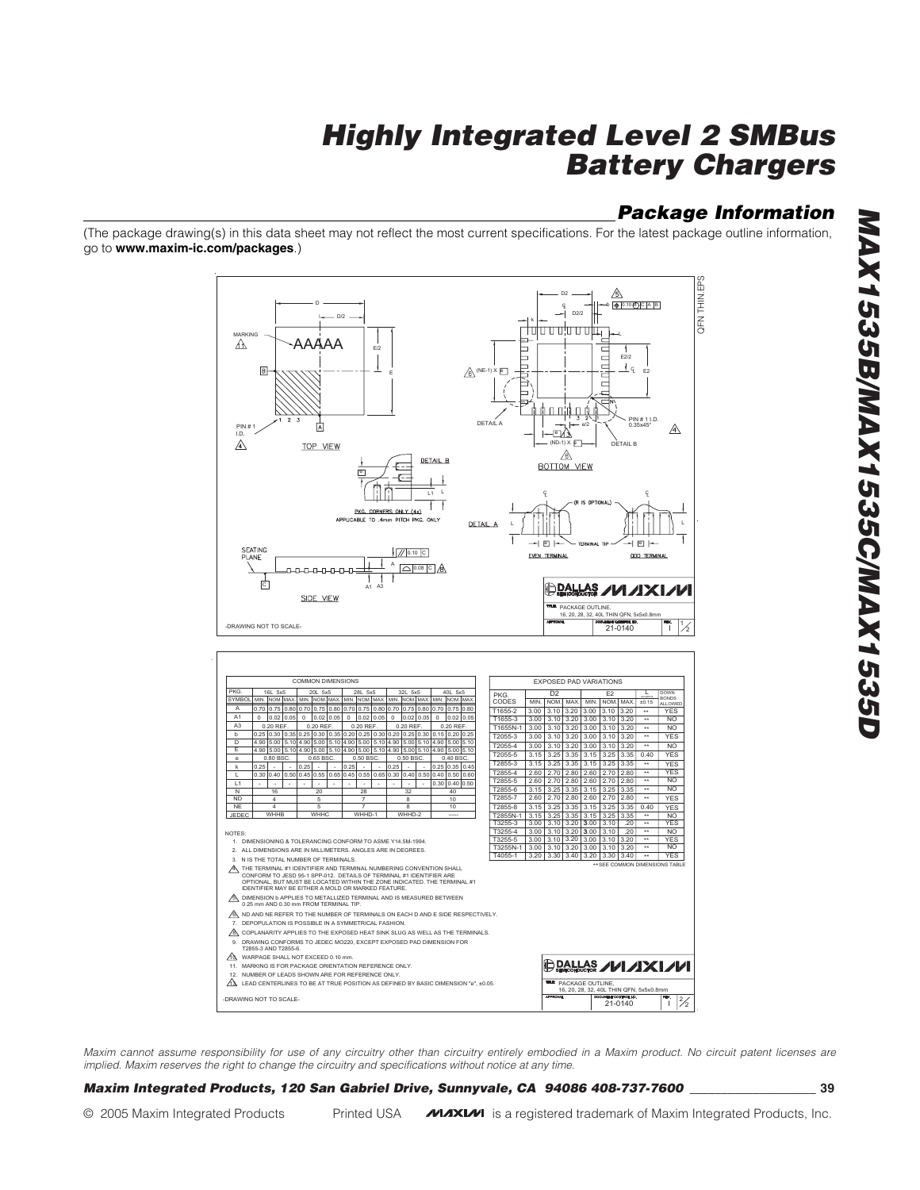## Package Information

(The package drawing(s) in this data sheet may not reflect the most current specifications. For the latest package outline information, go to **www.maxim-ic.com/packages**.)

PACKAGE OUTLINE, 16, 20, 28, 32, 40L THIN QFN, 5x5x0.8mm

21-0140

-DRAWING NOT TO SCALE-

**COMMON DIMENSIONS**

| PKG. | 16L 5x5 | | | 20L 5x5 | | | 28L 5x5 | | | 32L 5x5 | | | 40L 5x5 | | |
|---|---|---|---|---|---|---|---|---|---|---|---|---|---|---|---|
| SYMBOL | MIN. | NOM. | MAX. | MIN. | NOM. | MAX. | MIN. | NOM. | MAX. | MIN. | NOM. | MAX. | MIN. | NOM. | MAX. |
| A | 0.70 | 0.75 | 0.80 | 0.70 | 0.75 | 0.80 | 0.70 | 0.75 | 0.80 | 0.70 | 0.75 | 0.80 | 0.70 | 0.75 | 0.80 |
| A1 | 0 | 0.02 | 0.05 | 0 | 0.02 | 0.05 | 0 | 0.02 | 0.05 | 0 | 0.02 | 0.05 | 0 | 0.02 | 0.05 |
| A3 | 0.20 REF. | | | 0.20 REF. | | | 0.20 REF. | | | 0.20 REF. | | | 0.20 REF. | | |
| b | 0.25 | 0.30 | 0.35 | 0.25 | 0.30 | 0.35 | 0.20 | 0.25 | 0.30 | 0.20 | 0.25 | 0.30 | 0.15 | 0.20 | 0.25 |
| D | 4.90 | 5.00 | 5.10 | 4.90 | 5.00 | 5.10 | 4.90 | 5.00 | 5.10 | 4.90 | 5.00 | 5.10 | 4.90 | 5.00 | 5.10 |
| E | 4.90 | 5.00 | 5.10 | 4.90 | 5.00 | 5.10 | 4.90 | 5.00 | 5.10 | 4.90 | 5.00 | 5.10 | 4.90 | 5.00 | 5.10 |
| e | 0.80 BSC. | | | 0.65 BSC. | | | 0.50 BSC. | | | 0.50 BSC. | | | 0.40 BSC. | | |
| k | 0.25 | - | - | 0.25 | - | - | 0.25 | - | - | 0.25 | - | - | 0.25 | 0.35 | 0.45 |
| L | 0.30 | 0.40 | 0.50 | 0.45 | 0.55 | 0.65 | 0.45 | 0.55 | 0.65 | 0.30 | 0.40 | 0.50 | 0.40 | 0.50 | 0.60 |
| L1 | - | - | - | - | - | - | - | - | - | - | - | - | 0.30 | 0.40 | 0.50 |
| N | 16 | | | 20 | | | 28 | | | 32 | | | 40 | | |
| ND | 4 | | | 5 | | | 7 | | | 8 | | | 10 | | |
| NE | 4 | | | 5 | | | 7 | | | 8 | | | 10 | | |
| JEDEC | WHHB | | | WHHC | | | WHHD-1 | | | WHHD-2 | | | ----- | | |

NOTES:

1. DIMENSIONING & TOLERANCING CONFORM TO ASME Y14.5M-1994.
2. ALL DIMENSIONS ARE IN MILLIMETERS. ANGLES ARE IN DEGREES.
3. N IS THE TOTAL NUMBER OF TERMINALS.
4. THE TERMINAL #1 IDENTIFIER AND TERMINAL NUMBERING CONVENTION SHALL CONFORM TO JESD 95-1 SPP-012. DETAILS OF TERMINAL #1 IDENTIFIER ARE OPTIONAL, BUT MUST BE LOCATED WITHIN THE ZONE INDICATED. THE TERMINAL #1 IDENTIFIER MAY BE EITHER A MOLD OR MARKED FEATURE.
5. DIMENSION b APPLIES TO METALLIZED TERMINAL AND IS MEASURED BETWEEN 0.25 mm AND 0.30 mm FROM TERMINAL TIP.
6. ND AND NE REFER TO THE NUMBER OF TERMINALS ON EACH D AND E SIDE RESPECTIVELY.
7. DEPOPULATION IS POSSIBLE IN A SYMMETRICAL FASHION.
8. COPLANARITY APPLIES TO THE EXPOSED HEAT SINK SLUG AS WELL AS THE TERMINALS.
9. DRAWING CONFORMS TO JEDEC MO220, EXCEPT EXPOSED PAD DIMENSION FOR T2855-3 AND T2855-6.
10. WARPAGE SHALL NOT EXCEED 0.10 mm.
11. MARKING IS FOR PACKAGE ORIENTATION REFERENCE ONLY.
12. NUMBER OF LEADS SHOWN ARE FOR REFERENCE ONLY.
13. LEAD CENTERLINES TO BE AT TRUE POSITION AS DEFINED BY BASIC DIMENSION "e", ±0.05.

**EXPOSED PAD VARIATIONS**

| PKG. CODES | D2 | | | E2 | | | L ±0.15 | DOWN BONDS ALLOWED |
|---|---|---|---|---|---|---|---|---|
| | MIN. | NOM. | MAX. | MIN. | NOM. | MAX. | | |
| T1655-2 | 3.00 | 3.10 | 3.20 | 3.00 | 3.10 | 3.20 | ** | YES |
| T1655-3 | 3.00 | 3.10 | 3.20 | 3.00 | 3.10 | 3.20 | ** | NO |
| T1655N-1 | 3.00 | 3.10 | 3.20 | 3.00 | 3.10 | 3.20 | ** | NO |
| T2055-3 | 3.00 | 3.10 | 3.20 | 3.00 | 3.10 | 3.20 | ** | YES |
| T2055-4 | 3.00 | 3.10 | 3.20 | 3.00 | 3.10 | 3.20 | ** | NO |
| T2055-5 | 3.15 | 3.25 | 3.35 | 3.15 | 3.25 | 3.35 | 0.40 | YES |
| T2855-3 | 3.15 | 3.25 | 3.35 | 3.15 | 3.25 | 3.35 | ** | YES |
| T2855-4 | 2.60 | 2.70 | 2.80 | 2.60 | 2.70 | 2.80 | ** | YES |
| T2855-5 | 2.60 | 2.70 | 2.80 | 2.60 | 2.70 | 2.80 | ** | NO |
| T2855-6 | 3.15 | 3.25 | 3.35 | 3.15 | 3.25 | 3.35 | ** | NO |
| T2855-7 | 2.60 | 2.70 | 2.80 | 2.60 | 2.70 | 2.80 | ** | YES |
| T2855-8 | 3.15 | 3.25 | 3.35 | 3.15 | 3.25 | 3.35 | 0.40 | YES |
| T2855N-1 | 3.15 | 3.25 | 3.35 | 3.15 | 3.25 | 3.35 | ** | NO |
| T3255-3 | 3.00 | 3.10 | 3.20 | 3.00 | 3.10 | 3.20 | ** | YES |
| T3255-4 | 3.00 | 3.10 | 3.20 | 3.00 | 3.10 | 3.20 | ** | NO |
| T3255-5 | 3.00 | 3.10 | 3.20 | 3.00 | 3.10 | 3.20 | ** | YES |
| T3255N-1 | 3.00 | 3.10 | 3.20 | 3.00 | 3.10 | 3.20 | ** | NO |
| T4055-1 | 3.20 | 3.30 | 3.40 | 3.20 | 3.30 | 3.40 | ** | YES |

**SEE COMMON DIMENSIONS TABLE

PACKAGE OUTLINE, 16, 20, 28, 32, 40L THIN QFN, 5x5x0.8mm

21-0140

-DRAWING NOT TO SCALE-

*Maxim cannot assume responsibility for use of any circuitry other than circuitry entirely embodied in a Maxim product. No circuit patent licenses are implied. Maxim reserves the right to change the circuitry and specifications without notice at any time.*

***Maxim Integrated Products, 120 San Gabriel Drive, Sunnyvale, CA 94086 408-737-7600***

© 2005 Maxim Integrated Products Printed USA MAXIM is a registered trademark of Maxim Integrated Products, Inc.